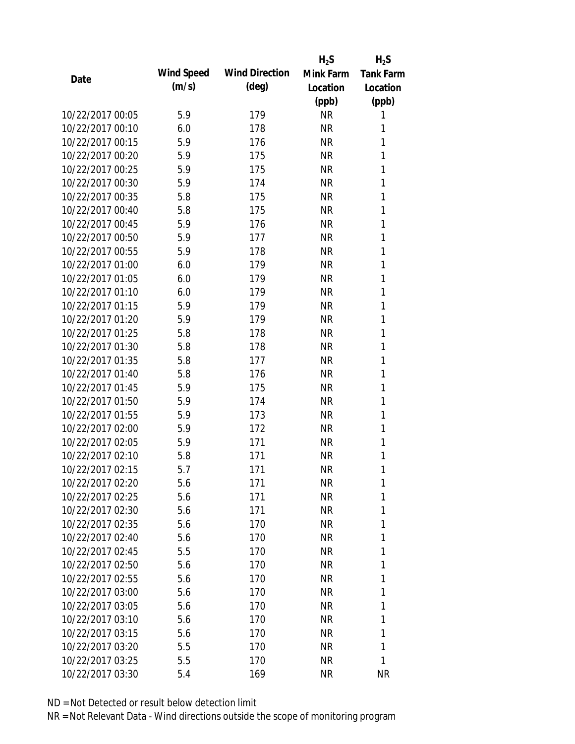| Date | Wind Speed (m/s) | Wind Direction (deg) | $H_2S$ Mink Farm Location (ppb) | $H_2S$ Tank Farm Location (ppb) |
|---|---|---|---|---|
| 10/22/2017 00:05 | 5.9 | 179 | NR | 1 |
| 10/22/2017 00:10 | 6.0 | 178 | NR | 1 |
| 10/22/2017 00:15 | 5.9 | 176 | NR | 1 |
| 10/22/2017 00:20 | 5.9 | 175 | NR | 1 |
| 10/22/2017 00:25 | 5.9 | 175 | NR | 1 |
| 10/22/2017 00:30 | 5.9 | 174 | NR | 1 |
| 10/22/2017 00:35 | 5.8 | 175 | NR | 1 |
| 10/22/2017 00:40 | 5.8 | 175 | NR | 1 |
| 10/22/2017 00:45 | 5.9 | 176 | NR | 1 |
| 10/22/2017 00:50 | 5.9 | 177 | NR | 1 |
| 10/22/2017 00:55 | 5.9 | 178 | NR | 1 |
| 10/22/2017 01:00 | 6.0 | 179 | NR | 1 |
| 10/22/2017 01:05 | 6.0 | 179 | NR | 1 |
| 10/22/2017 01:10 | 6.0 | 179 | NR | 1 |
| 10/22/2017 01:15 | 5.9 | 179 | NR | 1 |
| 10/22/2017 01:20 | 5.9 | 179 | NR | 1 |
| 10/22/2017 01:25 | 5.8 | 178 | NR | 1 |
| 10/22/2017 01:30 | 5.8 | 178 | NR | 1 |
| 10/22/2017 01:35 | 5.8 | 177 | NR | 1 |
| 10/22/2017 01:40 | 5.8 | 176 | NR | 1 |
| 10/22/2017 01:45 | 5.9 | 175 | NR | 1 |
| 10/22/2017 01:50 | 5.9 | 174 | NR | 1 |
| 10/22/2017 01:55 | 5.9 | 173 | NR | 1 |
| 10/22/2017 02:00 | 5.9 | 172 | NR | 1 |
| 10/22/2017 02:05 | 5.9 | 171 | NR | 1 |
| 10/22/2017 02:10 | 5.8 | 171 | NR | 1 |
| 10/22/2017 02:15 | 5.7 | 171 | NR | 1 |
| 10/22/2017 02:20 | 5.6 | 171 | NR | 1 |
| 10/22/2017 02:25 | 5.6 | 171 | NR | 1 |
| 10/22/2017 02:30 | 5.6 | 171 | NR | 1 |
| 10/22/2017 02:35 | 5.6 | 170 | NR | 1 |
| 10/22/2017 02:40 | 5.6 | 170 | NR | 1 |
| 10/22/2017 02:45 | 5.5 | 170 | NR | 1 |
| 10/22/2017 02:50 | 5.6 | 170 | NR | 1 |
| 10/22/2017 02:55 | 5.6 | 170 | NR | 1 |
| 10/22/2017 03:00 | 5.6 | 170 | NR | 1 |
| 10/22/2017 03:05 | 5.6 | 170 | NR | 1 |
| 10/22/2017 03:10 | 5.6 | 170 | NR | 1 |
| 10/22/2017 03:15 | 5.6 | 170 | NR | 1 |
| 10/22/2017 03:20 | 5.5 | 170 | NR | 1 |
| 10/22/2017 03:25 | 5.5 | 170 | NR | 1 |
| 10/22/2017 03:30 | 5.4 | 169 | NR | NR |

ND = Not Detected or result below detection limit

NR = Not Relevant Data - Wind directions outside the scope of monitoring program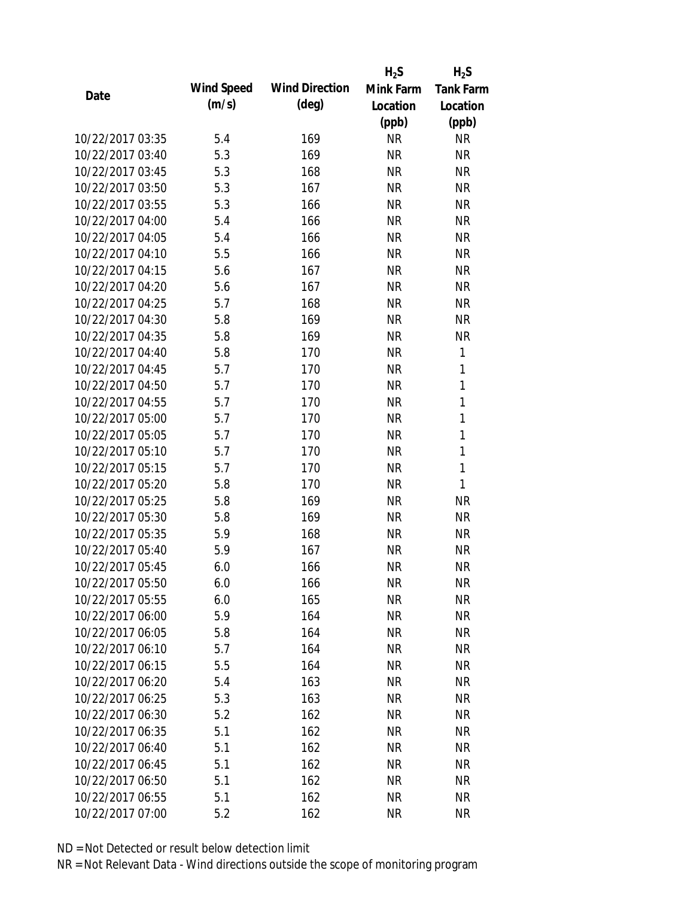| Date | Wind Speed (m/s) | Wind Direction (deg) | $H_2S$ Mink Farm Location (ppb) | $H_2S$ Tank Farm Location (ppb) |
|---|---|---|---|---|
| 10/22/2017 03:35 | 5.4 | 169 | NR | NR |
| 10/22/2017 03:40 | 5.3 | 169 | NR | NR |
| 10/22/2017 03:45 | 5.3 | 168 | NR | NR |
| 10/22/2017 03:50 | 5.3 | 167 | NR | NR |
| 10/22/2017 03:55 | 5.3 | 166 | NR | NR |
| 10/22/2017 04:00 | 5.4 | 166 | NR | NR |
| 10/22/2017 04:05 | 5.4 | 166 | NR | NR |
| 10/22/2017 04:10 | 5.5 | 166 | NR | NR |
| 10/22/2017 04:15 | 5.6 | 167 | NR | NR |
| 10/22/2017 04:20 | 5.6 | 167 | NR | NR |
| 10/22/2017 04:25 | 5.7 | 168 | NR | NR |
| 10/22/2017 04:30 | 5.8 | 169 | NR | NR |
| 10/22/2017 04:35 | 5.8 | 169 | NR | NR |
| 10/22/2017 04:40 | 5.8 | 170 | NR | 1 |
| 10/22/2017 04:45 | 5.7 | 170 | NR | 1 |
| 10/22/2017 04:50 | 5.7 | 170 | NR | 1 |
| 10/22/2017 04:55 | 5.7 | 170 | NR | 1 |
| 10/22/2017 05:00 | 5.7 | 170 | NR | 1 |
| 10/22/2017 05:05 | 5.7 | 170 | NR | 1 |
| 10/22/2017 05:10 | 5.7 | 170 | NR | 1 |
| 10/22/2017 05:15 | 5.7 | 170 | NR | 1 |
| 10/22/2017 05:20 | 5.8 | 170 | NR | 1 |
| 10/22/2017 05:25 | 5.8 | 169 | NR | NR |
| 10/22/2017 05:30 | 5.8 | 169 | NR | NR |
| 10/22/2017 05:35 | 5.9 | 168 | NR | NR |
| 10/22/2017 05:40 | 5.9 | 167 | NR | NR |
| 10/22/2017 05:45 | 6.0 | 166 | NR | NR |
| 10/22/2017 05:50 | 6.0 | 166 | NR | NR |
| 10/22/2017 05:55 | 6.0 | 165 | NR | NR |
| 10/22/2017 06:00 | 5.9 | 164 | NR | NR |
| 10/22/2017 06:05 | 5.8 | 164 | NR | NR |
| 10/22/2017 06:10 | 5.7 | 164 | NR | NR |
| 10/22/2017 06:15 | 5.5 | 164 | NR | NR |
| 10/22/2017 06:20 | 5.4 | 163 | NR | NR |
| 10/22/2017 06:25 | 5.3 | 163 | NR | NR |
| 10/22/2017 06:30 | 5.2 | 162 | NR | NR |
| 10/22/2017 06:35 | 5.1 | 162 | NR | NR |
| 10/22/2017 06:40 | 5.1 | 162 | NR | NR |
| 10/22/2017 06:45 | 5.1 | 162 | NR | NR |
| 10/22/2017 06:50 | 5.1 | 162 | NR | NR |
| 10/22/2017 06:55 | 5.1 | 162 | NR | NR |
| 10/22/2017 07:00 | 5.2 | 162 | NR | NR |

ND = Not Detected or result below detection limit

NR = Not Relevant Data - Wind directions outside the scope of monitoring program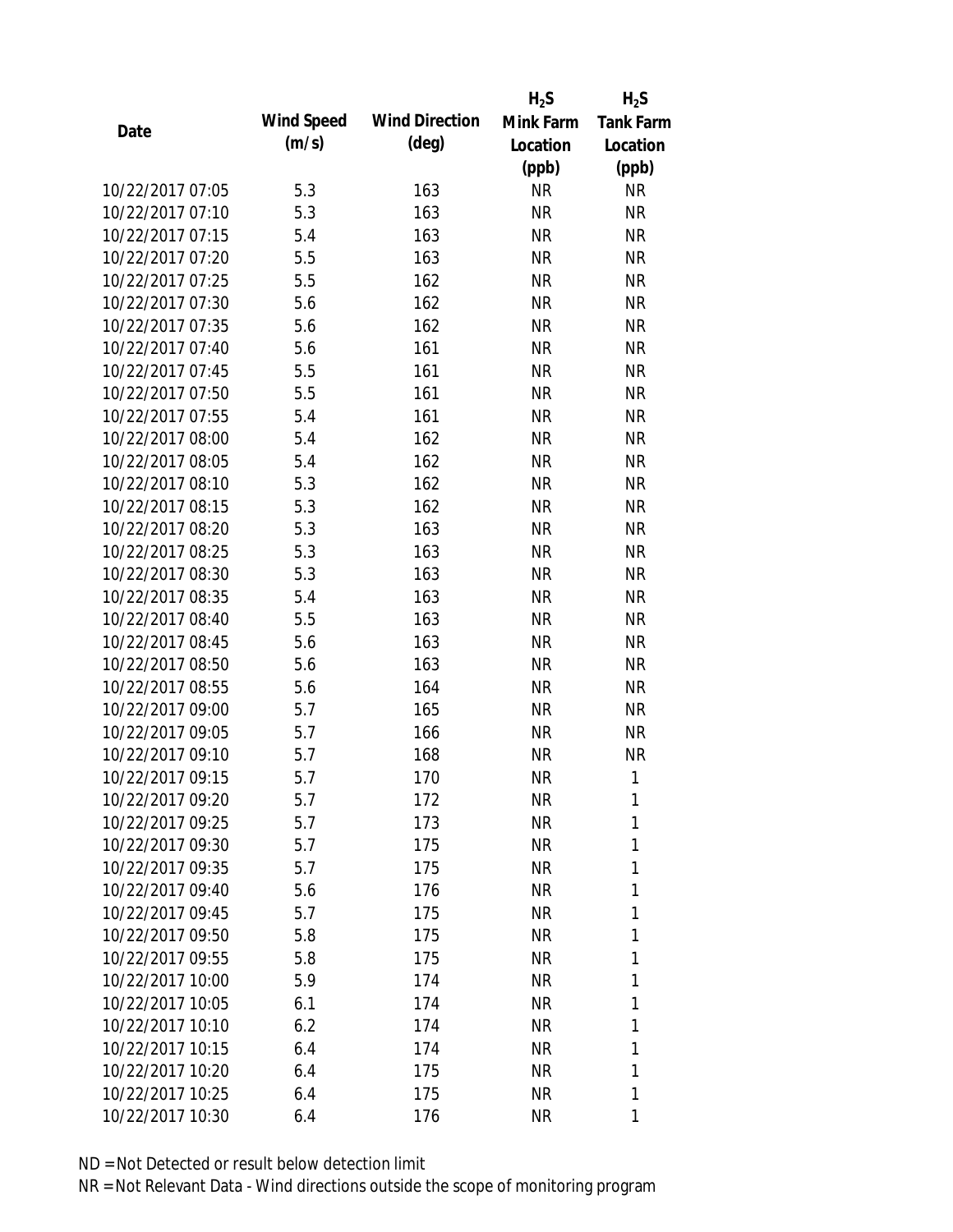| Date | Wind Speed (m/s) | Wind Direction (deg) | $H_2S$ Mink Farm Location (ppb) | $H_2S$ Tank Farm Location (ppb) |
|---|---|---|---|---|
| 10/22/2017 07:05 | 5.3 | 163 | NR | NR |
| 10/22/2017 07:10 | 5.3 | 163 | NR | NR |
| 10/22/2017 07:15 | 5.4 | 163 | NR | NR |
| 10/22/2017 07:20 | 5.5 | 163 | NR | NR |
| 10/22/2017 07:25 | 5.5 | 162 | NR | NR |
| 10/22/2017 07:30 | 5.6 | 162 | NR | NR |
| 10/22/2017 07:35 | 5.6 | 162 | NR | NR |
| 10/22/2017 07:40 | 5.6 | 161 | NR | NR |
| 10/22/2017 07:45 | 5.5 | 161 | NR | NR |
| 10/22/2017 07:50 | 5.5 | 161 | NR | NR |
| 10/22/2017 07:55 | 5.4 | 161 | NR | NR |
| 10/22/2017 08:00 | 5.4 | 162 | NR | NR |
| 10/22/2017 08:05 | 5.4 | 162 | NR | NR |
| 10/22/2017 08:10 | 5.3 | 162 | NR | NR |
| 10/22/2017 08:15 | 5.3 | 162 | NR | NR |
| 10/22/2017 08:20 | 5.3 | 163 | NR | NR |
| 10/22/2017 08:25 | 5.3 | 163 | NR | NR |
| 10/22/2017 08:30 | 5.3 | 163 | NR | NR |
| 10/22/2017 08:35 | 5.4 | 163 | NR | NR |
| 10/22/2017 08:40 | 5.5 | 163 | NR | NR |
| 10/22/2017 08:45 | 5.6 | 163 | NR | NR |
| 10/22/2017 08:50 | 5.6 | 163 | NR | NR |
| 10/22/2017 08:55 | 5.6 | 164 | NR | NR |
| 10/22/2017 09:00 | 5.7 | 165 | NR | NR |
| 10/22/2017 09:05 | 5.7 | 166 | NR | NR |
| 10/22/2017 09:10 | 5.7 | 168 | NR | NR |
| 10/22/2017 09:15 | 5.7 | 170 | NR | 1 |
| 10/22/2017 09:20 | 5.7 | 172 | NR | 1 |
| 10/22/2017 09:25 | 5.7 | 173 | NR | 1 |
| 10/22/2017 09:30 | 5.7 | 175 | NR | 1 |
| 10/22/2017 09:35 | 5.7 | 175 | NR | 1 |
| 10/22/2017 09:40 | 5.6 | 176 | NR | 1 |
| 10/22/2017 09:45 | 5.7 | 175 | NR | 1 |
| 10/22/2017 09:50 | 5.8 | 175 | NR | 1 |
| 10/22/2017 09:55 | 5.8 | 175 | NR | 1 |
| 10/22/2017 10:00 | 5.9 | 174 | NR | 1 |
| 10/22/2017 10:05 | 6.1 | 174 | NR | 1 |
| 10/22/2017 10:10 | 6.2 | 174 | NR | 1 |
| 10/22/2017 10:15 | 6.4 | 174 | NR | 1 |
| 10/22/2017 10:20 | 6.4 | 175 | NR | 1 |
| 10/22/2017 10:25 | 6.4 | 175 | NR | 1 |
| 10/22/2017 10:30 | 6.4 | 176 | NR | 1 |

ND = Not Detected or result below detection limit

NR = Not Relevant Data - Wind directions outside the scope of monitoring program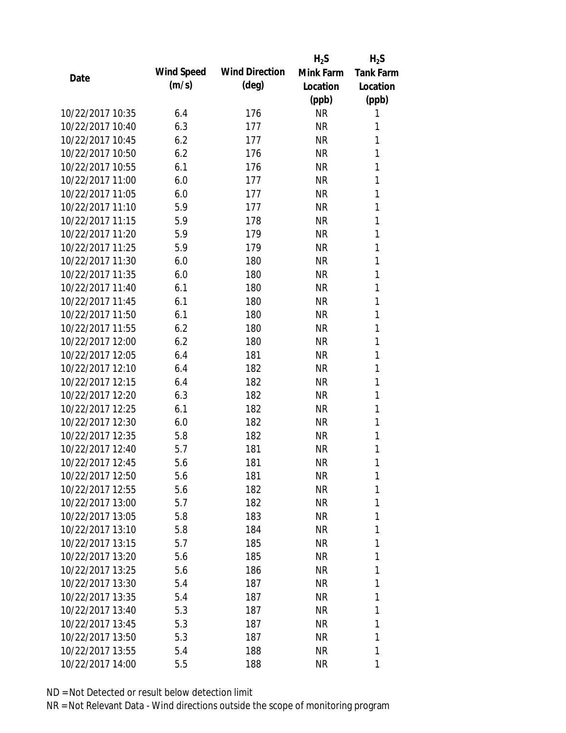| Date | Wind Speed (m/s) | Wind Direction (deg) | $H_2S$ Mink Farm Location (ppb) | $H_2S$ Tank Farm Location (ppb) |
|---|---|---|---|---|
| 10/22/2017 10:35 | 6.4 | 176 | NR | 1 |
| 10/22/2017 10:40 | 6.3 | 177 | NR | 1 |
| 10/22/2017 10:45 | 6.2 | 177 | NR | 1 |
| 10/22/2017 10:50 | 6.2 | 176 | NR | 1 |
| 10/22/2017 10:55 | 6.1 | 176 | NR | 1 |
| 10/22/2017 11:00 | 6.0 | 177 | NR | 1 |
| 10/22/2017 11:05 | 6.0 | 177 | NR | 1 |
| 10/22/2017 11:10 | 5.9 | 177 | NR | 1 |
| 10/22/2017 11:15 | 5.9 | 178 | NR | 1 |
| 10/22/2017 11:20 | 5.9 | 179 | NR | 1 |
| 10/22/2017 11:25 | 5.9 | 179 | NR | 1 |
| 10/22/2017 11:30 | 6.0 | 180 | NR | 1 |
| 10/22/2017 11:35 | 6.0 | 180 | NR | 1 |
| 10/22/2017 11:40 | 6.1 | 180 | NR | 1 |
| 10/22/2017 11:45 | 6.1 | 180 | NR | 1 |
| 10/22/2017 11:50 | 6.1 | 180 | NR | 1 |
| 10/22/2017 11:55 | 6.2 | 180 | NR | 1 |
| 10/22/2017 12:00 | 6.2 | 180 | NR | 1 |
| 10/22/2017 12:05 | 6.4 | 181 | NR | 1 |
| 10/22/2017 12:10 | 6.4 | 182 | NR | 1 |
| 10/22/2017 12:15 | 6.4 | 182 | NR | 1 |
| 10/22/2017 12:20 | 6.3 | 182 | NR | 1 |
| 10/22/2017 12:25 | 6.1 | 182 | NR | 1 |
| 10/22/2017 12:30 | 6.0 | 182 | NR | 1 |
| 10/22/2017 12:35 | 5.8 | 182 | NR | 1 |
| 10/22/2017 12:40 | 5.7 | 181 | NR | 1 |
| 10/22/2017 12:45 | 5.6 | 181 | NR | 1 |
| 10/22/2017 12:50 | 5.6 | 181 | NR | 1 |
| 10/22/2017 12:55 | 5.6 | 182 | NR | 1 |
| 10/22/2017 13:00 | 5.7 | 182 | NR | 1 |
| 10/22/2017 13:05 | 5.8 | 183 | NR | 1 |
| 10/22/2017 13:10 | 5.8 | 184 | NR | 1 |
| 10/22/2017 13:15 | 5.7 | 185 | NR | 1 |
| 10/22/2017 13:20 | 5.6 | 185 | NR | 1 |
| 10/22/2017 13:25 | 5.6 | 186 | NR | 1 |
| 10/22/2017 13:30 | 5.4 | 187 | NR | 1 |
| 10/22/2017 13:35 | 5.4 | 187 | NR | 1 |
| 10/22/2017 13:40 | 5.3 | 187 | NR | 1 |
| 10/22/2017 13:45 | 5.3 | 187 | NR | 1 |
| 10/22/2017 13:50 | 5.3 | 187 | NR | 1 |
| 10/22/2017 13:55 | 5.4 | 188 | NR | 1 |
| 10/22/2017 14:00 | 5.5 | 188 | NR | 1 |

ND = Not Detected or result below detection limit

NR = Not Relevant Data - Wind directions outside the scope of monitoring program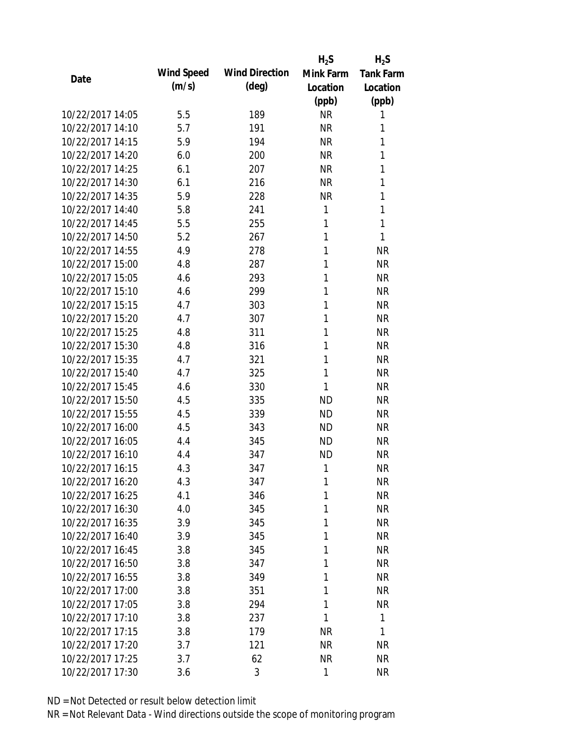| Date | Wind Speed (m/s) | Wind Direction (deg) | $H_2S$ Mink Farm Location (ppb) | $H_2S$ Tank Farm Location (ppb) |
|---|---|---|---|---|
| 10/22/2017 14:05 | 5.5 | 189 | NR | 1 |
| 10/22/2017 14:10 | 5.7 | 191 | NR | 1 |
| 10/22/2017 14:15 | 5.9 | 194 | NR | 1 |
| 10/22/2017 14:20 | 6.0 | 200 | NR | 1 |
| 10/22/2017 14:25 | 6.1 | 207 | NR | 1 |
| 10/22/2017 14:30 | 6.1 | 216 | NR | 1 |
| 10/22/2017 14:35 | 5.9 | 228 | NR | 1 |
| 10/22/2017 14:40 | 5.8 | 241 | 1 | 1 |
| 10/22/2017 14:45 | 5.5 | 255 | 1 | 1 |
| 10/22/2017 14:50 | 5.2 | 267 | 1 | 1 |
| 10/22/2017 14:55 | 4.9 | 278 | 1 | NR |
| 10/22/2017 15:00 | 4.8 | 287 | 1 | NR |
| 10/22/2017 15:05 | 4.6 | 293 | 1 | NR |
| 10/22/2017 15:10 | 4.6 | 299 | 1 | NR |
| 10/22/2017 15:15 | 4.7 | 303 | 1 | NR |
| 10/22/2017 15:20 | 4.7 | 307 | 1 | NR |
| 10/22/2017 15:25 | 4.8 | 311 | 1 | NR |
| 10/22/2017 15:30 | 4.8 | 316 | 1 | NR |
| 10/22/2017 15:35 | 4.7 | 321 | 1 | NR |
| 10/22/2017 15:40 | 4.7 | 325 | 1 | NR |
| 10/22/2017 15:45 | 4.6 | 330 | 1 | NR |
| 10/22/2017 15:50 | 4.5 | 335 | ND | NR |
| 10/22/2017 15:55 | 4.5 | 339 | ND | NR |
| 10/22/2017 16:00 | 4.5 | 343 | ND | NR |
| 10/22/2017 16:05 | 4.4 | 345 | ND | NR |
| 10/22/2017 16:10 | 4.4 | 347 | ND | NR |
| 10/22/2017 16:15 | 4.3 | 347 | 1 | NR |
| 10/22/2017 16:20 | 4.3 | 347 | 1 | NR |
| 10/22/2017 16:25 | 4.1 | 346 | 1 | NR |
| 10/22/2017 16:30 | 4.0 | 345 | 1 | NR |
| 10/22/2017 16:35 | 3.9 | 345 | 1 | NR |
| 10/22/2017 16:40 | 3.9 | 345 | 1 | NR |
| 10/22/2017 16:45 | 3.8 | 345 | 1 | NR |
| 10/22/2017 16:50 | 3.8 | 347 | 1 | NR |
| 10/22/2017 16:55 | 3.8 | 349 | 1 | NR |
| 10/22/2017 17:00 | 3.8 | 351 | 1 | NR |
| 10/22/2017 17:05 | 3.8 | 294 | 1 | NR |
| 10/22/2017 17:10 | 3.8 | 237 | 1 | 1 |
| 10/22/2017 17:15 | 3.8 | 179 | NR | 1 |
| 10/22/2017 17:20 | 3.7 | 121 | NR | NR |
| 10/22/2017 17:25 | 3.7 | 62 | NR | NR |
| 10/22/2017 17:30 | 3.6 | 3 | 1 | NR |

ND = Not Detected or result below detection limit

NR = Not Relevant Data - Wind directions outside the scope of monitoring program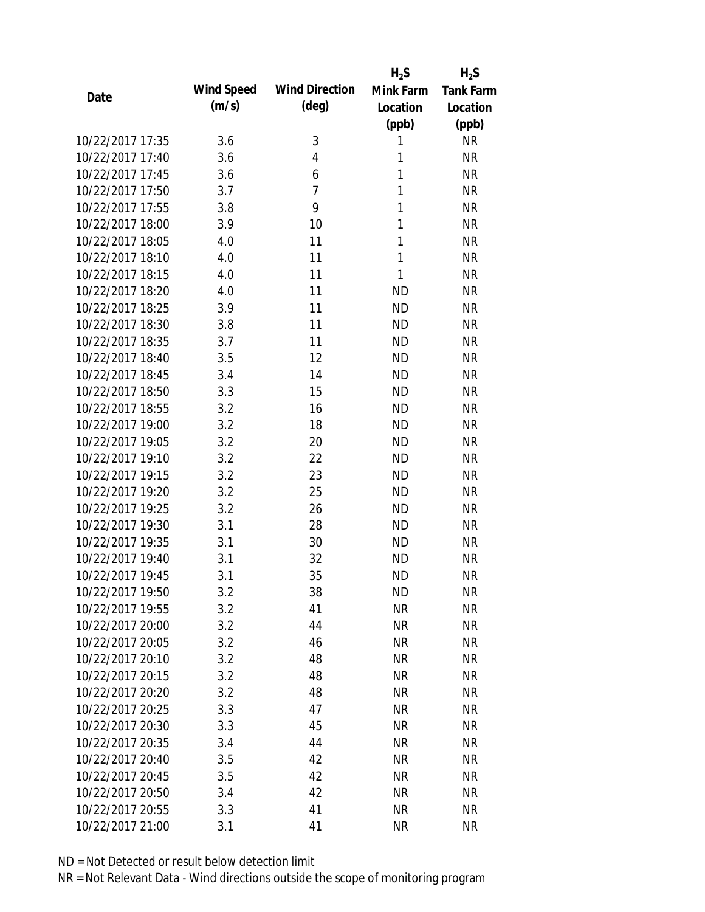| Date | Wind Speed (m/s) | Wind Direction (deg) | $H_2S$ Mink Farm Location (ppb) | $H_2S$ Tank Farm Location (ppb) |
|---|---|---|---|---|
| 10/22/2017 17:35 | 3.6 | 3 | 1 | NR |
| 10/22/2017 17:40 | 3.6 | 4 | 1 | NR |
| 10/22/2017 17:45 | 3.6 | 6 | 1 | NR |
| 10/22/2017 17:50 | 3.7 | 7 | 1 | NR |
| 10/22/2017 17:55 | 3.8 | 9 | 1 | NR |
| 10/22/2017 18:00 | 3.9 | 10 | 1 | NR |
| 10/22/2017 18:05 | 4.0 | 11 | 1 | NR |
| 10/22/2017 18:10 | 4.0 | 11 | 1 | NR |
| 10/22/2017 18:15 | 4.0 | 11 | 1 | NR |
| 10/22/2017 18:20 | 4.0 | 11 | ND | NR |
| 10/22/2017 18:25 | 3.9 | 11 | ND | NR |
| 10/22/2017 18:30 | 3.8 | 11 | ND | NR |
| 10/22/2017 18:35 | 3.7 | 11 | ND | NR |
| 10/22/2017 18:40 | 3.5 | 12 | ND | NR |
| 10/22/2017 18:45 | 3.4 | 14 | ND | NR |
| 10/22/2017 18:50 | 3.3 | 15 | ND | NR |
| 10/22/2017 18:55 | 3.2 | 16 | ND | NR |
| 10/22/2017 19:00 | 3.2 | 18 | ND | NR |
| 10/22/2017 19:05 | 3.2 | 20 | ND | NR |
| 10/22/2017 19:10 | 3.2 | 22 | ND | NR |
| 10/22/2017 19:15 | 3.2 | 23 | ND | NR |
| 10/22/2017 19:20 | 3.2 | 25 | ND | NR |
| 10/22/2017 19:25 | 3.2 | 26 | ND | NR |
| 10/22/2017 19:30 | 3.1 | 28 | ND | NR |
| 10/22/2017 19:35 | 3.1 | 30 | ND | NR |
| 10/22/2017 19:40 | 3.1 | 32 | ND | NR |
| 10/22/2017 19:45 | 3.1 | 35 | ND | NR |
| 10/22/2017 19:50 | 3.2 | 38 | ND | NR |
| 10/22/2017 19:55 | 3.2 | 41 | NR | NR |
| 10/22/2017 20:00 | 3.2 | 44 | NR | NR |
| 10/22/2017 20:05 | 3.2 | 46 | NR | NR |
| 10/22/2017 20:10 | 3.2 | 48 | NR | NR |
| 10/22/2017 20:15 | 3.2 | 48 | NR | NR |
| 10/22/2017 20:20 | 3.2 | 48 | NR | NR |
| 10/22/2017 20:25 | 3.3 | 47 | NR | NR |
| 10/22/2017 20:30 | 3.3 | 45 | NR | NR |
| 10/22/2017 20:35 | 3.4 | 44 | NR | NR |
| 10/22/2017 20:40 | 3.5 | 42 | NR | NR |
| 10/22/2017 20:45 | 3.5 | 42 | NR | NR |
| 10/22/2017 20:50 | 3.4 | 42 | NR | NR |
| 10/22/2017 20:55 | 3.3 | 41 | NR | NR |
| 10/22/2017 21:00 | 3.1 | 41 | NR | NR |

ND = Not Detected or result below detection limit

NR = Not Relevant Data - Wind directions outside the scope of monitoring program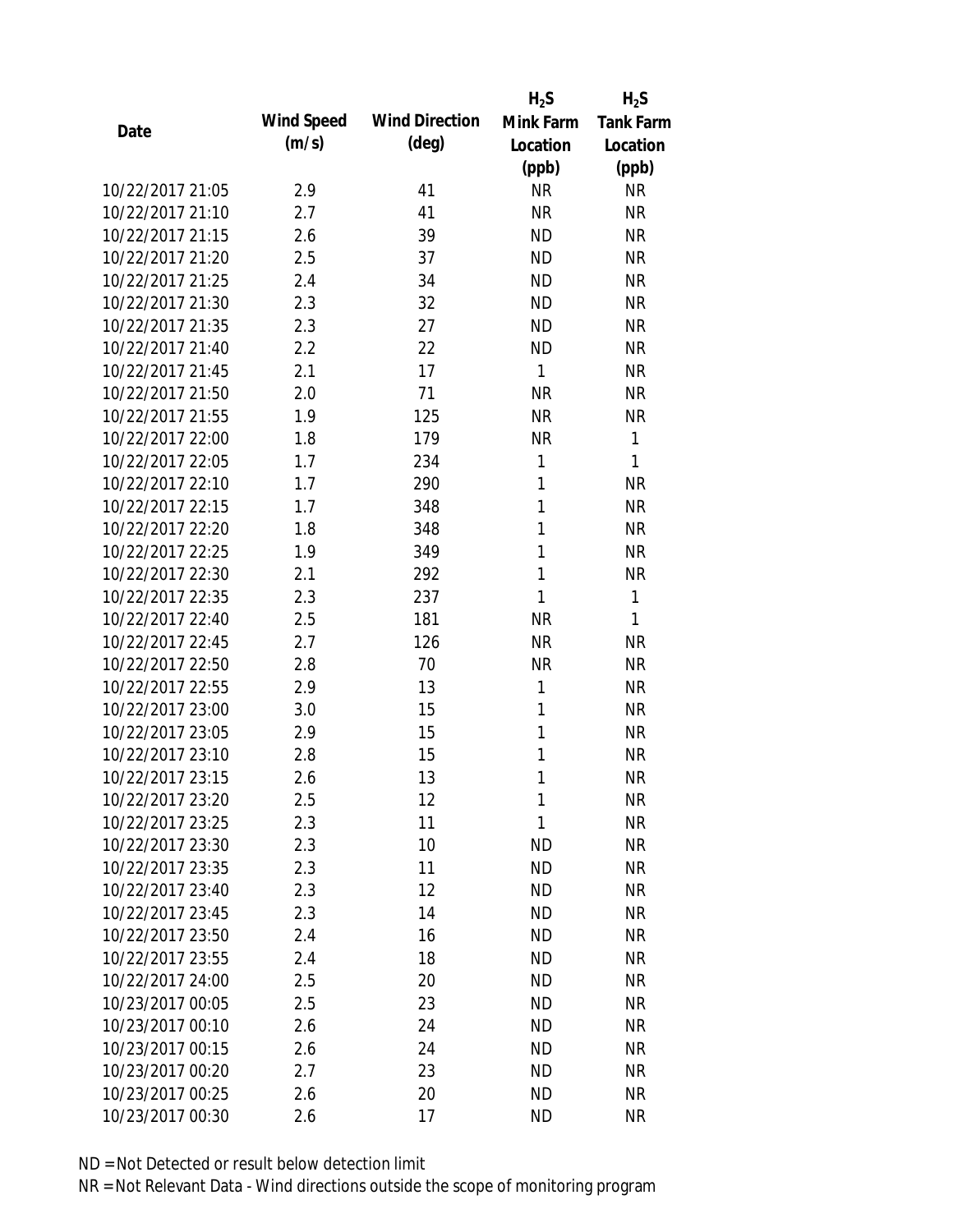| Date | Wind Speed (m/s) | Wind Direction (deg) | $H_2S$ Mink Farm Location (ppb) | $H_2S$ Tank Farm Location (ppb) |
|---|---|---|---|---|
| 10/22/2017 21:05 | 2.9 | 41 | NR | NR |
| 10/22/2017 21:10 | 2.7 | 41 | NR | NR |
| 10/22/2017 21:15 | 2.6 | 39 | ND | NR |
| 10/22/2017 21:20 | 2.5 | 37 | ND | NR |
| 10/22/2017 21:25 | 2.4 | 34 | ND | NR |
| 10/22/2017 21:30 | 2.3 | 32 | ND | NR |
| 10/22/2017 21:35 | 2.3 | 27 | ND | NR |
| 10/22/2017 21:40 | 2.2 | 22 | ND | NR |
| 10/22/2017 21:45 | 2.1 | 17 | 1 | NR |
| 10/22/2017 21:50 | 2.0 | 71 | NR | NR |
| 10/22/2017 21:55 | 1.9 | 125 | NR | NR |
| 10/22/2017 22:00 | 1.8 | 179 | NR | 1 |
| 10/22/2017 22:05 | 1.7 | 234 | 1 | 1 |
| 10/22/2017 22:10 | 1.7 | 290 | 1 | NR |
| 10/22/2017 22:15 | 1.7 | 348 | 1 | NR |
| 10/22/2017 22:20 | 1.8 | 348 | 1 | NR |
| 10/22/2017 22:25 | 1.9 | 349 | 1 | NR |
| 10/22/2017 22:30 | 2.1 | 292 | 1 | NR |
| 10/22/2017 22:35 | 2.3 | 237 | 1 | 1 |
| 10/22/2017 22:40 | 2.5 | 181 | NR | 1 |
| 10/22/2017 22:45 | 2.7 | 126 | NR | NR |
| 10/22/2017 22:50 | 2.8 | 70 | NR | NR |
| 10/22/2017 22:55 | 2.9 | 13 | 1 | NR |
| 10/22/2017 23:00 | 3.0 | 15 | 1 | NR |
| 10/22/2017 23:05 | 2.9 | 15 | 1 | NR |
| 10/22/2017 23:10 | 2.8 | 15 | 1 | NR |
| 10/22/2017 23:15 | 2.6 | 13 | 1 | NR |
| 10/22/2017 23:20 | 2.5 | 12 | 1 | NR |
| 10/22/2017 23:25 | 2.3 | 11 | 1 | NR |
| 10/22/2017 23:30 | 2.3 | 10 | ND | NR |
| 10/22/2017 23:35 | 2.3 | 11 | ND | NR |
| 10/22/2017 23:40 | 2.3 | 12 | ND | NR |
| 10/22/2017 23:45 | 2.3 | 14 | ND | NR |
| 10/22/2017 23:50 | 2.4 | 16 | ND | NR |
| 10/22/2017 23:55 | 2.4 | 18 | ND | NR |
| 10/22/2017 24:00 | 2.5 | 20 | ND | NR |
| 10/23/2017 00:05 | 2.5 | 23 | ND | NR |
| 10/23/2017 00:10 | 2.6 | 24 | ND | NR |
| 10/23/2017 00:15 | 2.6 | 24 | ND | NR |
| 10/23/2017 00:20 | 2.7 | 23 | ND | NR |
| 10/23/2017 00:25 | 2.6 | 20 | ND | NR |
| 10/23/2017 00:30 | 2.6 | 17 | ND | NR |

ND = Not Detected or result below detection limit

NR = Not Relevant Data - Wind directions outside the scope of monitoring program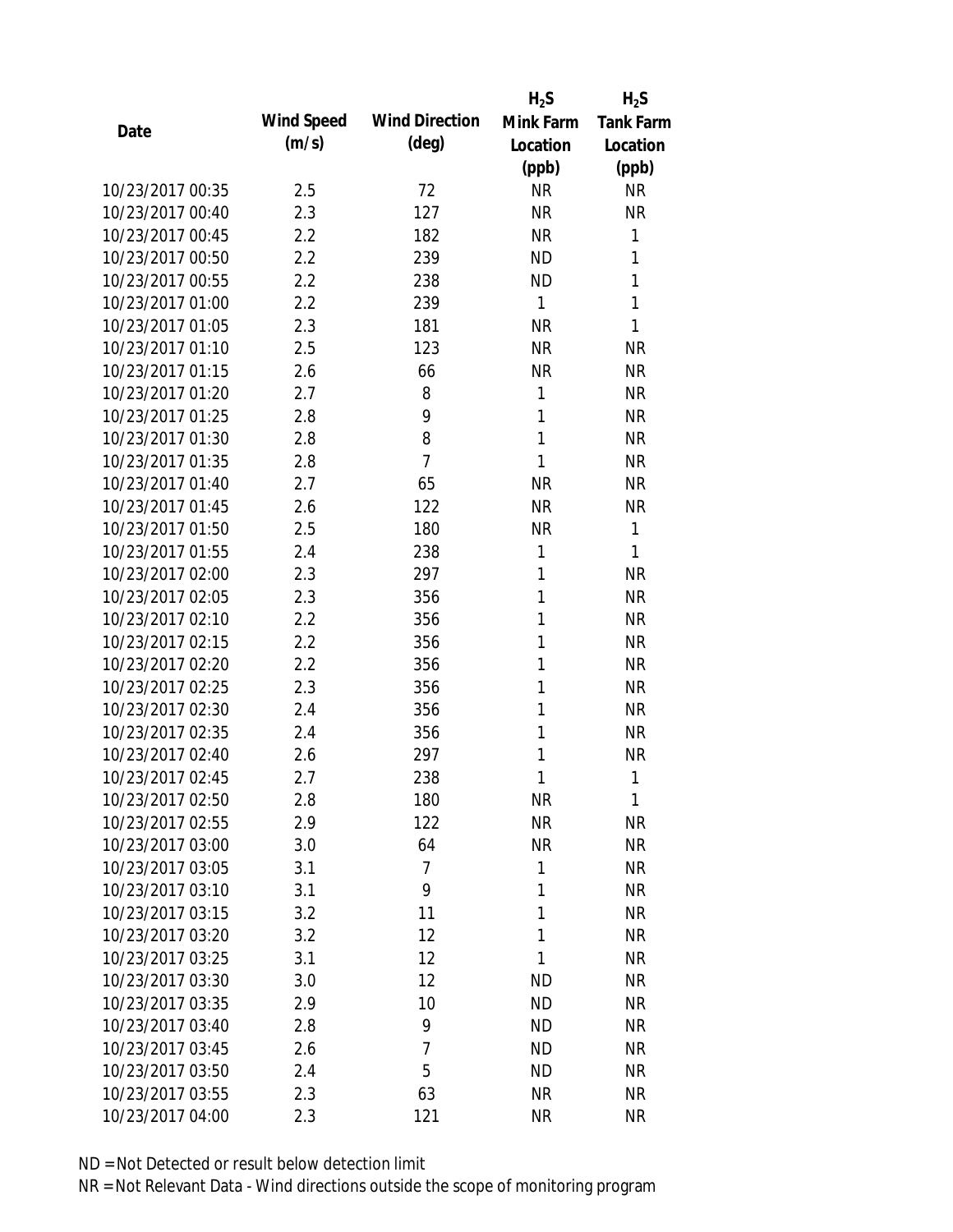| Date | Wind Speed (m/s) | Wind Direction (deg) | $H_2S$ Mink Farm Location (ppb) | $H_2S$ Tank Farm Location (ppb) |
|---|---|---|---|---|
| 10/23/2017 00:35 | 2.5 | 72 | NR | NR |
| 10/23/2017 00:40 | 2.3 | 127 | NR | NR |
| 10/23/2017 00:45 | 2.2 | 182 | NR | 1 |
| 10/23/2017 00:50 | 2.2 | 239 | ND | 1 |
| 10/23/2017 00:55 | 2.2 | 238 | ND | 1 |
| 10/23/2017 01:00 | 2.2 | 239 | 1 | 1 |
| 10/23/2017 01:05 | 2.3 | 181 | NR | 1 |
| 10/23/2017 01:10 | 2.5 | 123 | NR | NR |
| 10/23/2017 01:15 | 2.6 | 66 | NR | NR |
| 10/23/2017 01:20 | 2.7 | 8 | 1 | NR |
| 10/23/2017 01:25 | 2.8 | 9 | 1 | NR |
| 10/23/2017 01:30 | 2.8 | 8 | 1 | NR |
| 10/23/2017 01:35 | 2.8 | 7 | 1 | NR |
| 10/23/2017 01:40 | 2.7 | 65 | NR | NR |
| 10/23/2017 01:45 | 2.6 | 122 | NR | NR |
| 10/23/2017 01:50 | 2.5 | 180 | NR | 1 |
| 10/23/2017 01:55 | 2.4 | 238 | 1 | 1 |
| 10/23/2017 02:00 | 2.3 | 297 | 1 | NR |
| 10/23/2017 02:05 | 2.3 | 356 | 1 | NR |
| 10/23/2017 02:10 | 2.2 | 356 | 1 | NR |
| 10/23/2017 02:15 | 2.2 | 356 | 1 | NR |
| 10/23/2017 02:20 | 2.2 | 356 | 1 | NR |
| 10/23/2017 02:25 | 2.3 | 356 | 1 | NR |
| 10/23/2017 02:30 | 2.4 | 356 | 1 | NR |
| 10/23/2017 02:35 | 2.4 | 356 | 1 | NR |
| 10/23/2017 02:40 | 2.6 | 297 | 1 | NR |
| 10/23/2017 02:45 | 2.7 | 238 | 1 | 1 |
| 10/23/2017 02:50 | 2.8 | 180 | NR | 1 |
| 10/23/2017 02:55 | 2.9 | 122 | NR | NR |
| 10/23/2017 03:00 | 3.0 | 64 | NR | NR |
| 10/23/2017 03:05 | 3.1 | 7 | 1 | NR |
| 10/23/2017 03:10 | 3.1 | 9 | 1 | NR |
| 10/23/2017 03:15 | 3.2 | 11 | 1 | NR |
| 10/23/2017 03:20 | 3.2 | 12 | 1 | NR |
| 10/23/2017 03:25 | 3.1 | 12 | 1 | NR |
| 10/23/2017 03:30 | 3.0 | 12 | ND | NR |
| 10/23/2017 03:35 | 2.9 | 10 | ND | NR |
| 10/23/2017 03:40 | 2.8 | 9 | ND | NR |
| 10/23/2017 03:45 | 2.6 | 7 | ND | NR |
| 10/23/2017 03:50 | 2.4 | 5 | ND | NR |
| 10/23/2017 03:55 | 2.3 | 63 | NR | NR |
| 10/23/2017 04:00 | 2.3 | 121 | NR | NR |

ND = Not Detected or result below detection limit

NR = Not Relevant Data - Wind directions outside the scope of monitoring program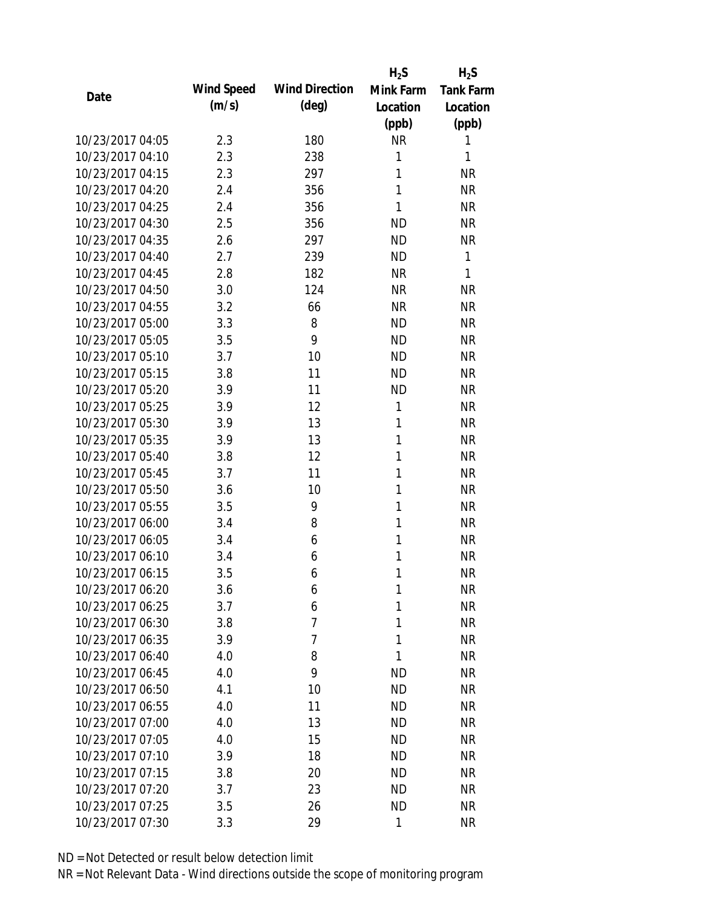| Date | Wind Speed (m/s) | Wind Direction (deg) | $H_2S$ Mink Farm Location (ppb) | $H_2S$ Tank Farm Location (ppb) |
|---|---|---|---|---|
| 10/23/2017 04:05 | 2.3 | 180 | NR | 1 |
| 10/23/2017 04:10 | 2.3 | 238 | 1 | 1 |
| 10/23/2017 04:15 | 2.3 | 297 | 1 | NR |
| 10/23/2017 04:20 | 2.4 | 356 | 1 | NR |
| 10/23/2017 04:25 | 2.4 | 356 | 1 | NR |
| 10/23/2017 04:30 | 2.5 | 356 | ND | NR |
| 10/23/2017 04:35 | 2.6 | 297 | ND | NR |
| 10/23/2017 04:40 | 2.7 | 239 | ND | 1 |
| 10/23/2017 04:45 | 2.8 | 182 | NR | 1 |
| 10/23/2017 04:50 | 3.0 | 124 | NR | NR |
| 10/23/2017 04:55 | 3.2 | 66 | NR | NR |
| 10/23/2017 05:00 | 3.3 | 8 | ND | NR |
| 10/23/2017 05:05 | 3.5 | 9 | ND | NR |
| 10/23/2017 05:10 | 3.7 | 10 | ND | NR |
| 10/23/2017 05:15 | 3.8 | 11 | ND | NR |
| 10/23/2017 05:20 | 3.9 | 11 | ND | NR |
| 10/23/2017 05:25 | 3.9 | 12 | 1 | NR |
| 10/23/2017 05:30 | 3.9 | 13 | 1 | NR |
| 10/23/2017 05:35 | 3.9 | 13 | 1 | NR |
| 10/23/2017 05:40 | 3.8 | 12 | 1 | NR |
| 10/23/2017 05:45 | 3.7 | 11 | 1 | NR |
| 10/23/2017 05:50 | 3.6 | 10 | 1 | NR |
| 10/23/2017 05:55 | 3.5 | 9 | 1 | NR |
| 10/23/2017 06:00 | 3.4 | 8 | 1 | NR |
| 10/23/2017 06:05 | 3.4 | 6 | 1 | NR |
| 10/23/2017 06:10 | 3.4 | 6 | 1 | NR |
| 10/23/2017 06:15 | 3.5 | 6 | 1 | NR |
| 10/23/2017 06:20 | 3.6 | 6 | 1 | NR |
| 10/23/2017 06:25 | 3.7 | 6 | 1 | NR |
| 10/23/2017 06:30 | 3.8 | 7 | 1 | NR |
| 10/23/2017 06:35 | 3.9 | 7 | 1 | NR |
| 10/23/2017 06:40 | 4.0 | 8 | 1 | NR |
| 10/23/2017 06:45 | 4.0 | 9 | ND | NR |
| 10/23/2017 06:50 | 4.1 | 10 | ND | NR |
| 10/23/2017 06:55 | 4.0 | 11 | ND | NR |
| 10/23/2017 07:00 | 4.0 | 13 | ND | NR |
| 10/23/2017 07:05 | 4.0 | 15 | ND | NR |
| 10/23/2017 07:10 | 3.9 | 18 | ND | NR |
| 10/23/2017 07:15 | 3.8 | 20 | ND | NR |
| 10/23/2017 07:20 | 3.7 | 23 | ND | NR |
| 10/23/2017 07:25 | 3.5 | 26 | ND | NR |
| 10/23/2017 07:30 | 3.3 | 29 | 1 | NR |

ND = Not Detected or result below detection limit

NR = Not Relevant Data - Wind directions outside the scope of monitoring program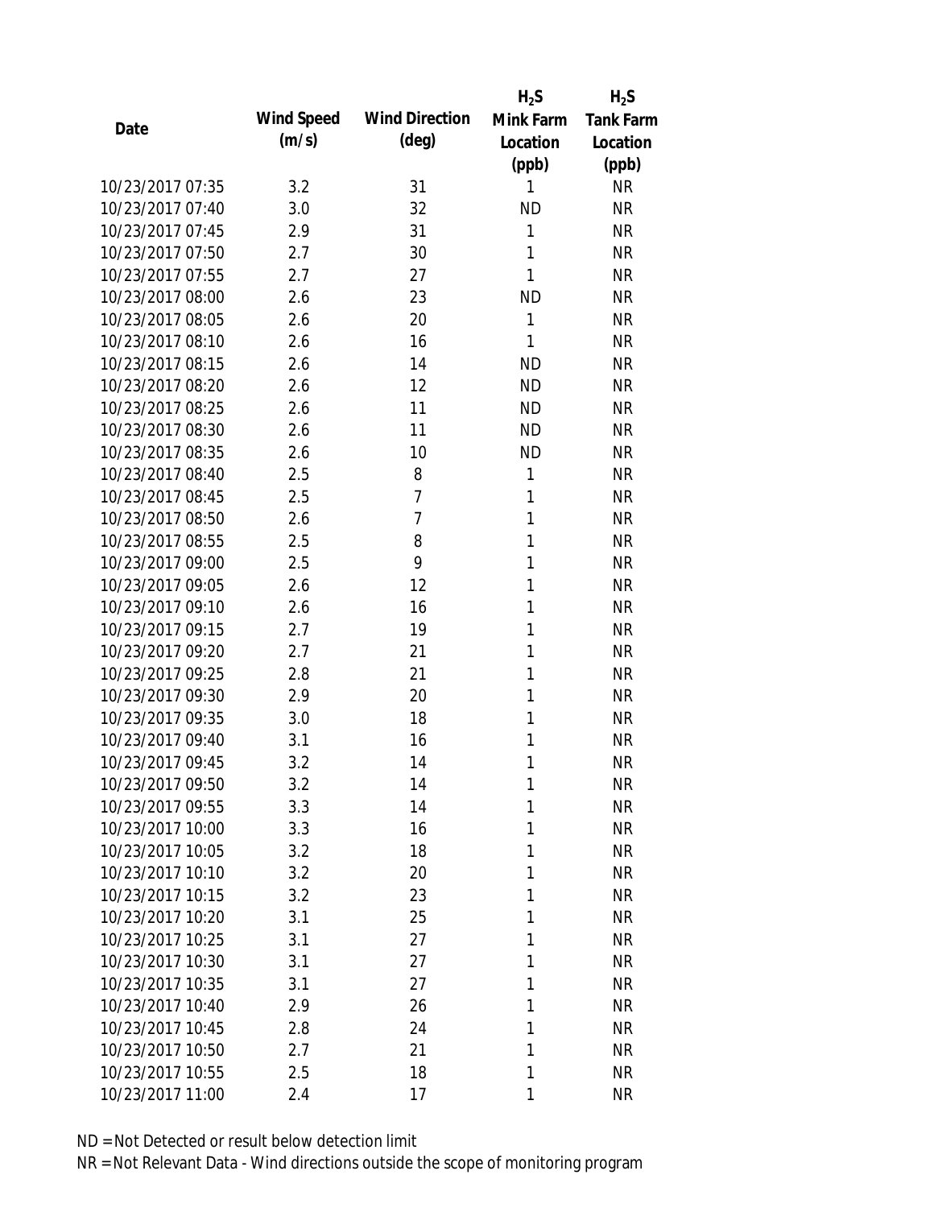| Date | Wind Speed (m/s) | Wind Direction (deg) | $H_2S$ Mink Farm Location (ppb) | $H_2S$ Tank Farm Location (ppb) |
|---|---|---|---|---|
| 10/23/2017 07:35 | 3.2 | 31 | 1 | NR |
| 10/23/2017 07:40 | 3.0 | 32 | ND | NR |
| 10/23/2017 07:45 | 2.9 | 31 | 1 | NR |
| 10/23/2017 07:50 | 2.7 | 30 | 1 | NR |
| 10/23/2017 07:55 | 2.7 | 27 | 1 | NR |
| 10/23/2017 08:00 | 2.6 | 23 | ND | NR |
| 10/23/2017 08:05 | 2.6 | 20 | 1 | NR |
| 10/23/2017 08:10 | 2.6 | 16 | 1 | NR |
| 10/23/2017 08:15 | 2.6 | 14 | ND | NR |
| 10/23/2017 08:20 | 2.6 | 12 | ND | NR |
| 10/23/2017 08:25 | 2.6 | 11 | ND | NR |
| 10/23/2017 08:30 | 2.6 | 11 | ND | NR |
| 10/23/2017 08:35 | 2.6 | 10 | ND | NR |
| 10/23/2017 08:40 | 2.5 | 8 | 1 | NR |
| 10/23/2017 08:45 | 2.5 | 7 | 1 | NR |
| 10/23/2017 08:50 | 2.6 | 7 | 1 | NR |
| 10/23/2017 08:55 | 2.5 | 8 | 1 | NR |
| 10/23/2017 09:00 | 2.5 | 9 | 1 | NR |
| 10/23/2017 09:05 | 2.6 | 12 | 1 | NR |
| 10/23/2017 09:10 | 2.6 | 16 | 1 | NR |
| 10/23/2017 09:15 | 2.7 | 19 | 1 | NR |
| 10/23/2017 09:20 | 2.7 | 21 | 1 | NR |
| 10/23/2017 09:25 | 2.8 | 21 | 1 | NR |
| 10/23/2017 09:30 | 2.9 | 20 | 1 | NR |
| 10/23/2017 09:35 | 3.0 | 18 | 1 | NR |
| 10/23/2017 09:40 | 3.1 | 16 | 1 | NR |
| 10/23/2017 09:45 | 3.2 | 14 | 1 | NR |
| 10/23/2017 09:50 | 3.2 | 14 | 1 | NR |
| 10/23/2017 09:55 | 3.3 | 14 | 1 | NR |
| 10/23/2017 10:00 | 3.3 | 16 | 1 | NR |
| 10/23/2017 10:05 | 3.2 | 18 | 1 | NR |
| 10/23/2017 10:10 | 3.2 | 20 | 1 | NR |
| 10/23/2017 10:15 | 3.2 | 23 | 1 | NR |
| 10/23/2017 10:20 | 3.1 | 25 | 1 | NR |
| 10/23/2017 10:25 | 3.1 | 27 | 1 | NR |
| 10/23/2017 10:30 | 3.1 | 27 | 1 | NR |
| 10/23/2017 10:35 | 3.1 | 27 | 1 | NR |
| 10/23/2017 10:40 | 2.9 | 26 | 1 | NR |
| 10/23/2017 10:45 | 2.8 | 24 | 1 | NR |
| 10/23/2017 10:50 | 2.7 | 21 | 1 | NR |
| 10/23/2017 10:55 | 2.5 | 18 | 1 | NR |
| 10/23/2017 11:00 | 2.4 | 17 | 1 | NR |

ND = Not Detected or result below detection limit

NR = Not Relevant Data - Wind directions outside the scope of monitoring program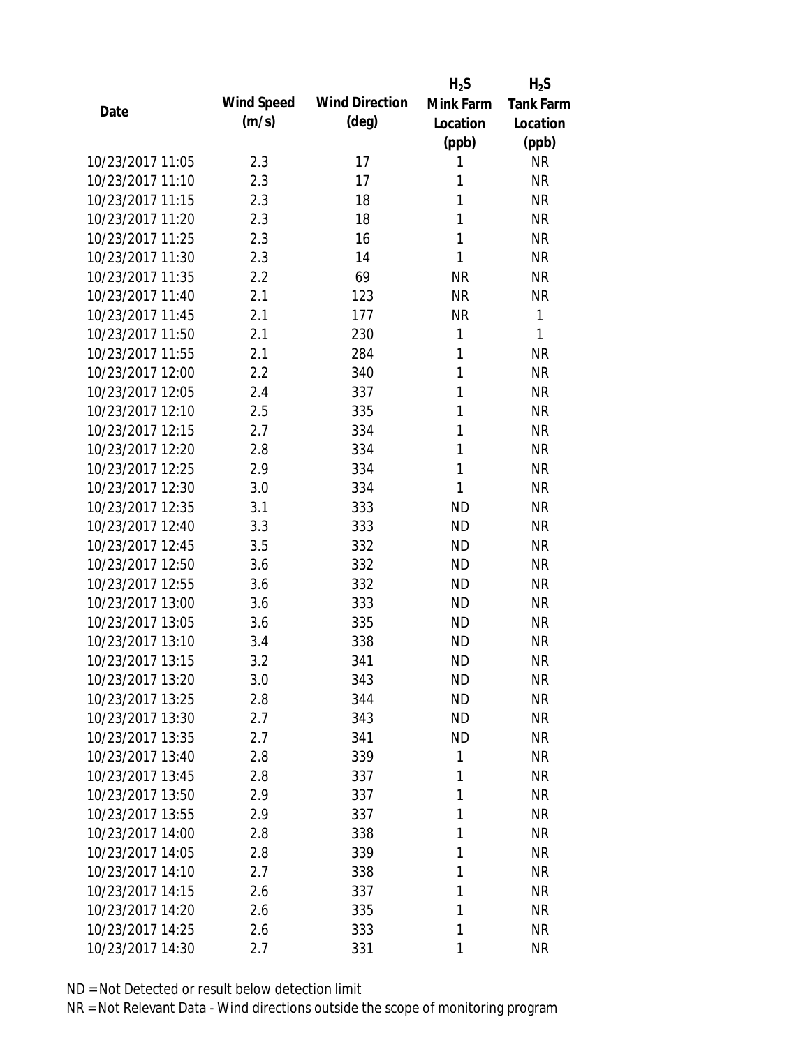| Date | Wind Speed (m/s) | Wind Direction (deg) | $H_2S$ Mink Farm Location (ppb) | $H_2S$ Tank Farm Location (ppb) |
|---|---|---|---|---|
| 10/23/2017 11:05 | 2.3 | 17 | 1 | NR |
| 10/23/2017 11:10 | 2.3 | 17 | 1 | NR |
| 10/23/2017 11:15 | 2.3 | 18 | 1 | NR |
| 10/23/2017 11:20 | 2.3 | 18 | 1 | NR |
| 10/23/2017 11:25 | 2.3 | 16 | 1 | NR |
| 10/23/2017 11:30 | 2.3 | 14 | 1 | NR |
| 10/23/2017 11:35 | 2.2 | 69 | NR | NR |
| 10/23/2017 11:40 | 2.1 | 123 | NR | NR |
| 10/23/2017 11:45 | 2.1 | 177 | NR | 1 |
| 10/23/2017 11:50 | 2.1 | 230 | 1 | 1 |
| 10/23/2017 11:55 | 2.1 | 284 | 1 | NR |
| 10/23/2017 12:00 | 2.2 | 340 | 1 | NR |
| 10/23/2017 12:05 | 2.4 | 337 | 1 | NR |
| 10/23/2017 12:10 | 2.5 | 335 | 1 | NR |
| 10/23/2017 12:15 | 2.7 | 334 | 1 | NR |
| 10/23/2017 12:20 | 2.8 | 334 | 1 | NR |
| 10/23/2017 12:25 | 2.9 | 334 | 1 | NR |
| 10/23/2017 12:30 | 3.0 | 334 | 1 | NR |
| 10/23/2017 12:35 | 3.1 | 333 | ND | NR |
| 10/23/2017 12:40 | 3.3 | 333 | ND | NR |
| 10/23/2017 12:45 | 3.5 | 332 | ND | NR |
| 10/23/2017 12:50 | 3.6 | 332 | ND | NR |
| 10/23/2017 12:55 | 3.6 | 332 | ND | NR |
| 10/23/2017 13:00 | 3.6 | 333 | ND | NR |
| 10/23/2017 13:05 | 3.6 | 335 | ND | NR |
| 10/23/2017 13:10 | 3.4 | 338 | ND | NR |
| 10/23/2017 13:15 | 3.2 | 341 | ND | NR |
| 10/23/2017 13:20 | 3.0 | 343 | ND | NR |
| 10/23/2017 13:25 | 2.8 | 344 | ND | NR |
| 10/23/2017 13:30 | 2.7 | 343 | ND | NR |
| 10/23/2017 13:35 | 2.7 | 341 | ND | NR |
| 10/23/2017 13:40 | 2.8 | 339 | 1 | NR |
| 10/23/2017 13:45 | 2.8 | 337 | 1 | NR |
| 10/23/2017 13:50 | 2.9 | 337 | 1 | NR |
| 10/23/2017 13:55 | 2.9 | 337 | 1 | NR |
| 10/23/2017 14:00 | 2.8 | 338 | 1 | NR |
| 10/23/2017 14:05 | 2.8 | 339 | 1 | NR |
| 10/23/2017 14:10 | 2.7 | 338 | 1 | NR |
| 10/23/2017 14:15 | 2.6 | 337 | 1 | NR |
| 10/23/2017 14:20 | 2.6 | 335 | 1 | NR |
| 10/23/2017 14:25 | 2.6 | 333 | 1 | NR |
| 10/23/2017 14:30 | 2.7 | 331 | 1 | NR |

ND = Not Detected or result below detection limit

NR = Not Relevant Data - Wind directions outside the scope of monitoring program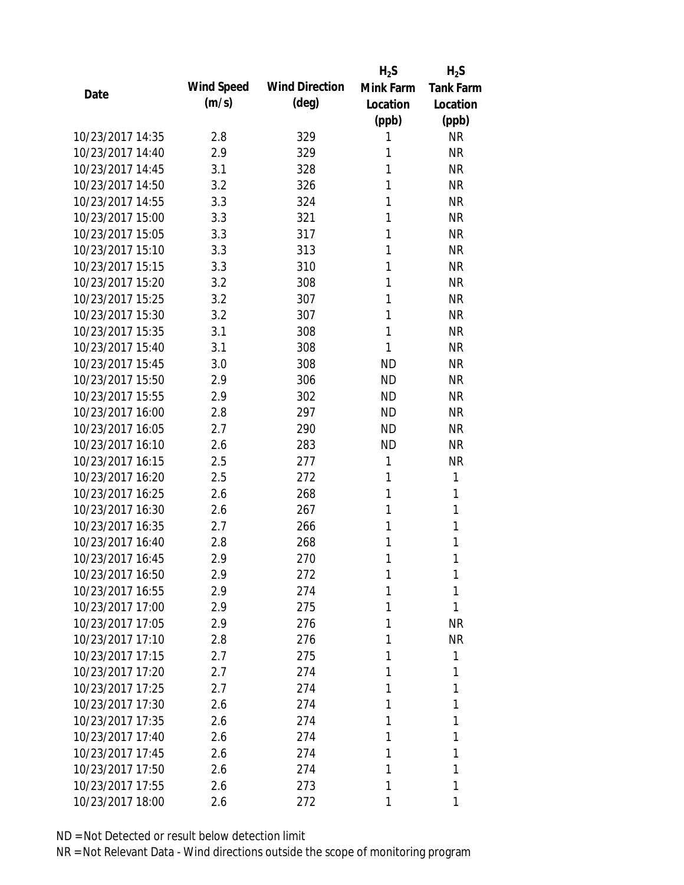| Date | Wind Speed (m/s) | Wind Direction (deg) | $H_2S$ Mink Farm Location (ppb) | $H_2S$ Tank Farm Location (ppb) |
|---|---|---|---|---|
| 10/23/2017 14:35 | 2.8 | 329 | 1 | NR |
| 10/23/2017 14:40 | 2.9 | 329 | 1 | NR |
| 10/23/2017 14:45 | 3.1 | 328 | 1 | NR |
| 10/23/2017 14:50 | 3.2 | 326 | 1 | NR |
| 10/23/2017 14:55 | 3.3 | 324 | 1 | NR |
| 10/23/2017 15:00 | 3.3 | 321 | 1 | NR |
| 10/23/2017 15:05 | 3.3 | 317 | 1 | NR |
| 10/23/2017 15:10 | 3.3 | 313 | 1 | NR |
| 10/23/2017 15:15 | 3.3 | 310 | 1 | NR |
| 10/23/2017 15:20 | 3.2 | 308 | 1 | NR |
| 10/23/2017 15:25 | 3.2 | 307 | 1 | NR |
| 10/23/2017 15:30 | 3.2 | 307 | 1 | NR |
| 10/23/2017 15:35 | 3.1 | 308 | 1 | NR |
| 10/23/2017 15:40 | 3.1 | 308 | 1 | NR |
| 10/23/2017 15:45 | 3.0 | 308 | ND | NR |
| 10/23/2017 15:50 | 2.9 | 306 | ND | NR |
| 10/23/2017 15:55 | 2.9 | 302 | ND | NR |
| 10/23/2017 16:00 | 2.8 | 297 | ND | NR |
| 10/23/2017 16:05 | 2.7 | 290 | ND | NR |
| 10/23/2017 16:10 | 2.6 | 283 | ND | NR |
| 10/23/2017 16:15 | 2.5 | 277 | 1 | NR |
| 10/23/2017 16:20 | 2.5 | 272 | 1 | 1 |
| 10/23/2017 16:25 | 2.6 | 268 | 1 | 1 |
| 10/23/2017 16:30 | 2.6 | 267 | 1 | 1 |
| 10/23/2017 16:35 | 2.7 | 266 | 1 | 1 |
| 10/23/2017 16:40 | 2.8 | 268 | 1 | 1 |
| 10/23/2017 16:45 | 2.9 | 270 | 1 | 1 |
| 10/23/2017 16:50 | 2.9 | 272 | 1 | 1 |
| 10/23/2017 16:55 | 2.9 | 274 | 1 | 1 |
| 10/23/2017 17:00 | 2.9 | 275 | 1 | 1 |
| 10/23/2017 17:05 | 2.9 | 276 | 1 | NR |
| 10/23/2017 17:10 | 2.8 | 276 | 1 | NR |
| 10/23/2017 17:15 | 2.7 | 275 | 1 | 1 |
| 10/23/2017 17:20 | 2.7 | 274 | 1 | 1 |
| 10/23/2017 17:25 | 2.7 | 274 | 1 | 1 |
| 10/23/2017 17:30 | 2.6 | 274 | 1 | 1 |
| 10/23/2017 17:35 | 2.6 | 274 | 1 | 1 |
| 10/23/2017 17:40 | 2.6 | 274 | 1 | 1 |
| 10/23/2017 17:45 | 2.6 | 274 | 1 | 1 |
| 10/23/2017 17:50 | 2.6 | 274 | 1 | 1 |
| 10/23/2017 17:55 | 2.6 | 273 | 1 | 1 |
| 10/23/2017 18:00 | 2.6 | 272 | 1 | 1 |

ND = Not Detected or result below detection limit

NR = Not Relevant Data - Wind directions outside the scope of monitoring program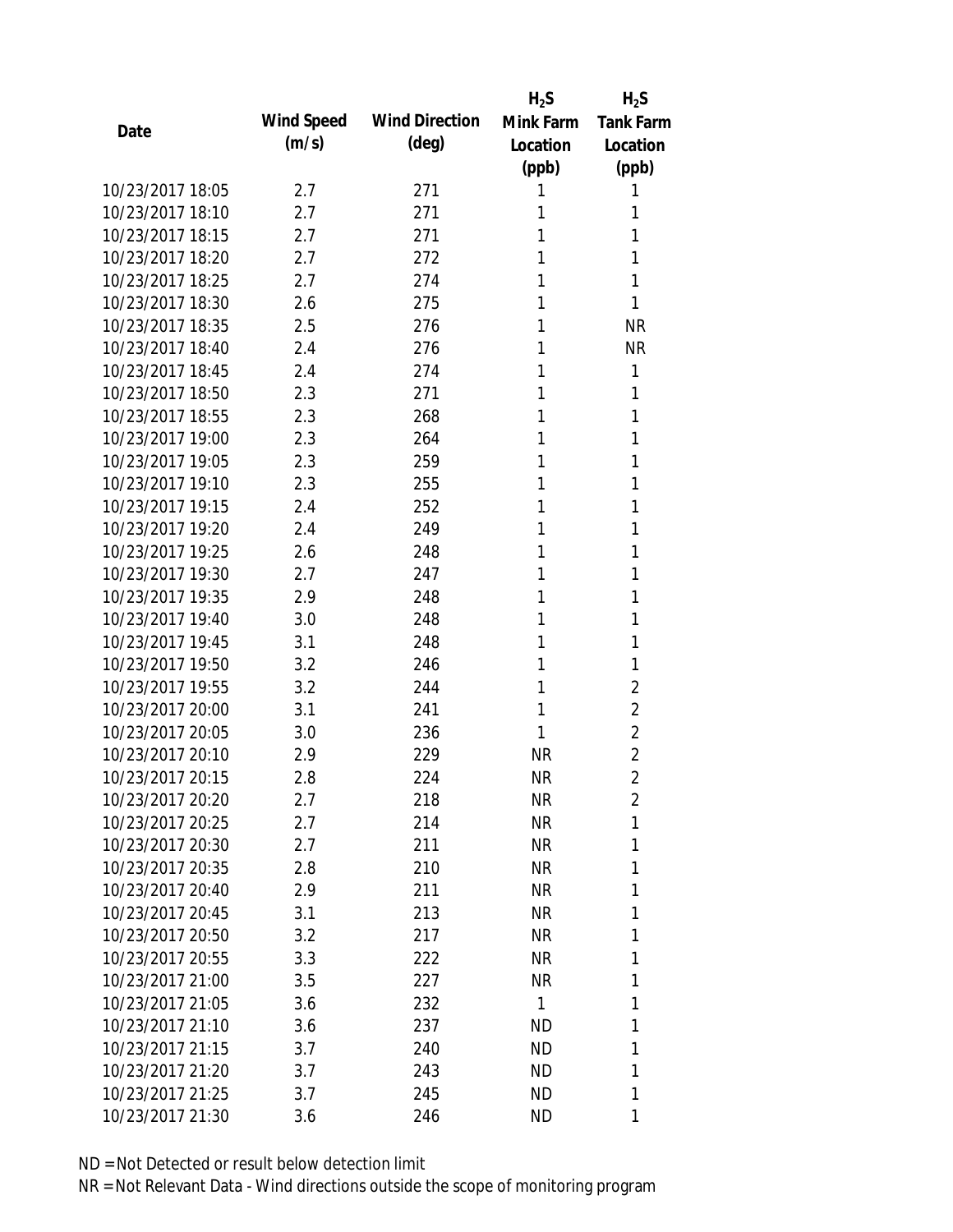| Date | Wind Speed (m/s) | Wind Direction (deg) | $H_2S$ Mink Farm Location (ppb) | $H_2S$ Tank Farm Location (ppb) |
|---|---|---|---|---|
| 10/23/2017 18:05 | 2.7 | 271 | 1 | 1 |
| 10/23/2017 18:10 | 2.7 | 271 | 1 | 1 |
| 10/23/2017 18:15 | 2.7 | 271 | 1 | 1 |
| 10/23/2017 18:20 | 2.7 | 272 | 1 | 1 |
| 10/23/2017 18:25 | 2.7 | 274 | 1 | 1 |
| 10/23/2017 18:30 | 2.6 | 275 | 1 | 1 |
| 10/23/2017 18:35 | 2.5 | 276 | 1 | NR |
| 10/23/2017 18:40 | 2.4 | 276 | 1 | NR |
| 10/23/2017 18:45 | 2.4 | 274 | 1 | 1 |
| 10/23/2017 18:50 | 2.3 | 271 | 1 | 1 |
| 10/23/2017 18:55 | 2.3 | 268 | 1 | 1 |
| 10/23/2017 19:00 | 2.3 | 264 | 1 | 1 |
| 10/23/2017 19:05 | 2.3 | 259 | 1 | 1 |
| 10/23/2017 19:10 | 2.3 | 255 | 1 | 1 |
| 10/23/2017 19:15 | 2.4 | 252 | 1 | 1 |
| 10/23/2017 19:20 | 2.4 | 249 | 1 | 1 |
| 10/23/2017 19:25 | 2.6 | 248 | 1 | 1 |
| 10/23/2017 19:30 | 2.7 | 247 | 1 | 1 |
| 10/23/2017 19:35 | 2.9 | 248 | 1 | 1 |
| 10/23/2017 19:40 | 3.0 | 248 | 1 | 1 |
| 10/23/2017 19:45 | 3.1 | 248 | 1 | 1 |
| 10/23/2017 19:50 | 3.2 | 246 | 1 | 1 |
| 10/23/2017 19:55 | 3.2 | 244 | 1 | 2 |
| 10/23/2017 20:00 | 3.1 | 241 | 1 | 2 |
| 10/23/2017 20:05 | 3.0 | 236 | 1 | 2 |
| 10/23/2017 20:10 | 2.9 | 229 | NR | 2 |
| 10/23/2017 20:15 | 2.8 | 224 | NR | 2 |
| 10/23/2017 20:20 | 2.7 | 218 | NR | 2 |
| 10/23/2017 20:25 | 2.7 | 214 | NR | 1 |
| 10/23/2017 20:30 | 2.7 | 211 | NR | 1 |
| 10/23/2017 20:35 | 2.8 | 210 | NR | 1 |
| 10/23/2017 20:40 | 2.9 | 211 | NR | 1 |
| 10/23/2017 20:45 | 3.1 | 213 | NR | 1 |
| 10/23/2017 20:50 | 3.2 | 217 | NR | 1 |
| 10/23/2017 20:55 | 3.3 | 222 | NR | 1 |
| 10/23/2017 21:00 | 3.5 | 227 | NR | 1 |
| 10/23/2017 21:05 | 3.6 | 232 | 1 | 1 |
| 10/23/2017 21:10 | 3.6 | 237 | ND | 1 |
| 10/23/2017 21:15 | 3.7 | 240 | ND | 1 |
| 10/23/2017 21:20 | 3.7 | 243 | ND | 1 |
| 10/23/2017 21:25 | 3.7 | 245 | ND | 1 |
| 10/23/2017 21:30 | 3.6 | 246 | ND | 1 |

ND = Not Detected or result below detection limit

NR = Not Relevant Data - Wind directions outside the scope of monitoring program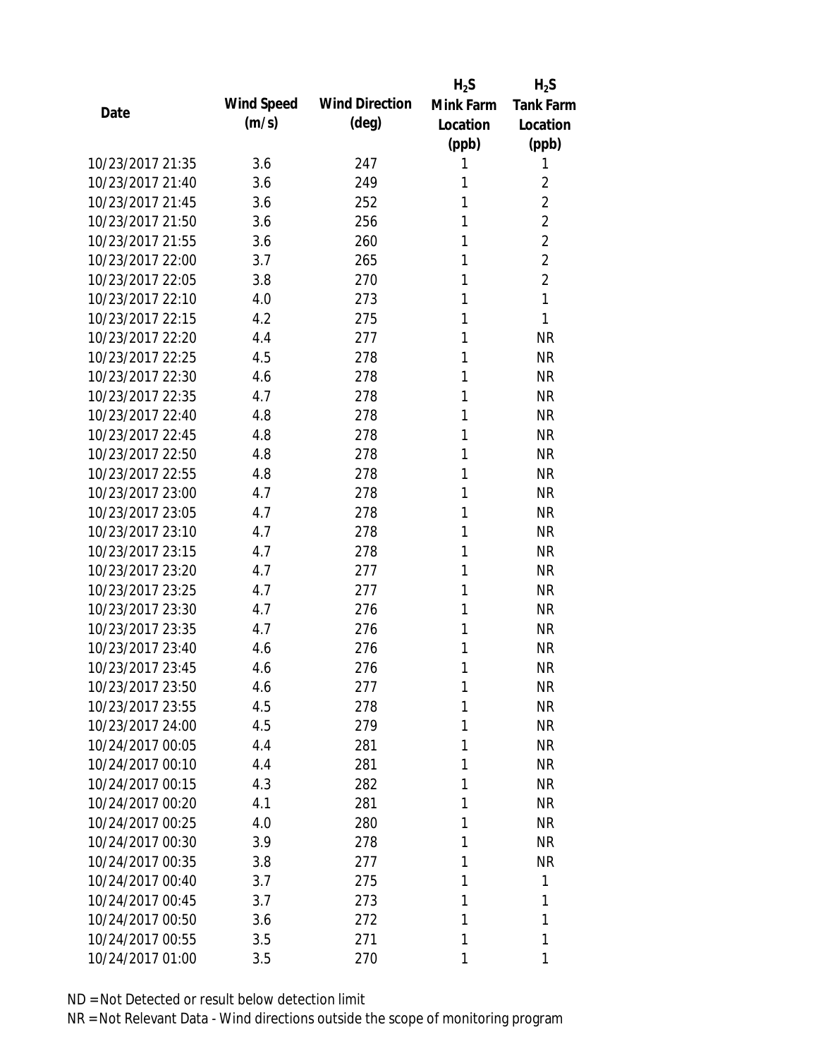| Date | Wind Speed (m/s) | Wind Direction (deg) | $H_2S$ Mink Farm Location (ppb) | $H_2S$ Tank Farm Location (ppb) |
|---|---|---|---|---|
| 10/23/2017 21:35 | 3.6 | 247 | 1 | 1 |
| 10/23/2017 21:40 | 3.6 | 249 | 1 | 2 |
| 10/23/2017 21:45 | 3.6 | 252 | 1 | 2 |
| 10/23/2017 21:50 | 3.6 | 256 | 1 | 2 |
| 10/23/2017 21:55 | 3.6 | 260 | 1 | 2 |
| 10/23/2017 22:00 | 3.7 | 265 | 1 | 2 |
| 10/23/2017 22:05 | 3.8 | 270 | 1 | 2 |
| 10/23/2017 22:10 | 4.0 | 273 | 1 | 1 |
| 10/23/2017 22:15 | 4.2 | 275 | 1 | 1 |
| 10/23/2017 22:20 | 4.4 | 277 | 1 | NR |
| 10/23/2017 22:25 | 4.5 | 278 | 1 | NR |
| 10/23/2017 22:30 | 4.6 | 278 | 1 | NR |
| 10/23/2017 22:35 | 4.7 | 278 | 1 | NR |
| 10/23/2017 22:40 | 4.8 | 278 | 1 | NR |
| 10/23/2017 22:45 | 4.8 | 278 | 1 | NR |
| 10/23/2017 22:50 | 4.8 | 278 | 1 | NR |
| 10/23/2017 22:55 | 4.8 | 278 | 1 | NR |
| 10/23/2017 23:00 | 4.7 | 278 | 1 | NR |
| 10/23/2017 23:05 | 4.7 | 278 | 1 | NR |
| 10/23/2017 23:10 | 4.7 | 278 | 1 | NR |
| 10/23/2017 23:15 | 4.7 | 278 | 1 | NR |
| 10/23/2017 23:20 | 4.7 | 277 | 1 | NR |
| 10/23/2017 23:25 | 4.7 | 277 | 1 | NR |
| 10/23/2017 23:30 | 4.7 | 276 | 1 | NR |
| 10/23/2017 23:35 | 4.7 | 276 | 1 | NR |
| 10/23/2017 23:40 | 4.6 | 276 | 1 | NR |
| 10/23/2017 23:45 | 4.6 | 276 | 1 | NR |
| 10/23/2017 23:50 | 4.6 | 277 | 1 | NR |
| 10/23/2017 23:55 | 4.5 | 278 | 1 | NR |
| 10/23/2017 24:00 | 4.5 | 279 | 1 | NR |
| 10/24/2017 00:05 | 4.4 | 281 | 1 | NR |
| 10/24/2017 00:10 | 4.4 | 281 | 1 | NR |
| 10/24/2017 00:15 | 4.3 | 282 | 1 | NR |
| 10/24/2017 00:20 | 4.1 | 281 | 1 | NR |
| 10/24/2017 00:25 | 4.0 | 280 | 1 | NR |
| 10/24/2017 00:30 | 3.9 | 278 | 1 | NR |
| 10/24/2017 00:35 | 3.8 | 277 | 1 | NR |
| 10/24/2017 00:40 | 3.7 | 275 | 1 | 1 |
| 10/24/2017 00:45 | 3.7 | 273 | 1 | 1 |
| 10/24/2017 00:50 | 3.6 | 272 | 1 | 1 |
| 10/24/2017 00:55 | 3.5 | 271 | 1 | 1 |
| 10/24/2017 01:00 | 3.5 | 270 | 1 | 1 |

ND = Not Detected or result below detection limit
NR = Not Relevant Data - Wind directions outside the scope of monitoring program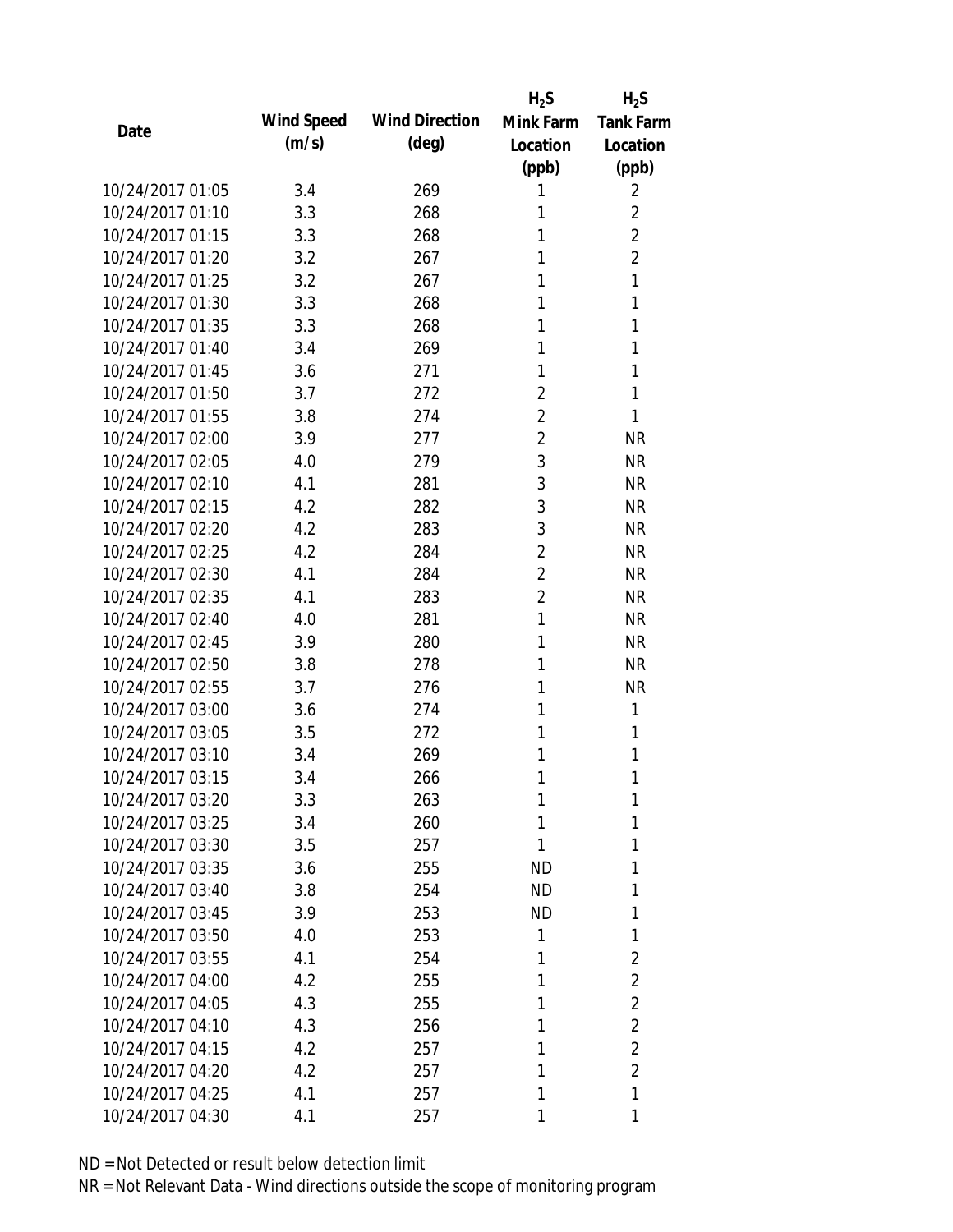| Date | Wind Speed (m/s) | Wind Direction (deg) | $H_2S$ Mink Farm Location (ppb) | $H_2S$ Tank Farm Location (ppb) |
|---|---|---|---|---|
| 10/24/2017 01:05 | 3.4 | 269 | 1 | 2 |
| 10/24/2017 01:10 | 3.3 | 268 | 1 | 2 |
| 10/24/2017 01:15 | 3.3 | 268 | 1 | 2 |
| 10/24/2017 01:20 | 3.2 | 267 | 1 | 2 |
| 10/24/2017 01:25 | 3.2 | 267 | 1 | 1 |
| 10/24/2017 01:30 | 3.3 | 268 | 1 | 1 |
| 10/24/2017 01:35 | 3.3 | 268 | 1 | 1 |
| 10/24/2017 01:40 | 3.4 | 269 | 1 | 1 |
| 10/24/2017 01:45 | 3.6 | 271 | 1 | 1 |
| 10/24/2017 01:50 | 3.7 | 272 | 2 | 1 |
| 10/24/2017 01:55 | 3.8 | 274 | 2 | 1 |
| 10/24/2017 02:00 | 3.9 | 277 | 2 | NR |
| 10/24/2017 02:05 | 4.0 | 279 | 3 | NR |
| 10/24/2017 02:10 | 4.1 | 281 | 3 | NR |
| 10/24/2017 02:15 | 4.2 | 282 | 3 | NR |
| 10/24/2017 02:20 | 4.2 | 283 | 3 | NR |
| 10/24/2017 02:25 | 4.2 | 284 | 2 | NR |
| 10/24/2017 02:30 | 4.1 | 284 | 2 | NR |
| 10/24/2017 02:35 | 4.1 | 283 | 2 | NR |
| 10/24/2017 02:40 | 4.0 | 281 | 1 | NR |
| 10/24/2017 02:45 | 3.9 | 280 | 1 | NR |
| 10/24/2017 02:50 | 3.8 | 278 | 1 | NR |
| 10/24/2017 02:55 | 3.7 | 276 | 1 | NR |
| 10/24/2017 03:00 | 3.6 | 274 | 1 | 1 |
| 10/24/2017 03:05 | 3.5 | 272 | 1 | 1 |
| 10/24/2017 03:10 | 3.4 | 269 | 1 | 1 |
| 10/24/2017 03:15 | 3.4 | 266 | 1 | 1 |
| 10/24/2017 03:20 | 3.3 | 263 | 1 | 1 |
| 10/24/2017 03:25 | 3.4 | 260 | 1 | 1 |
| 10/24/2017 03:30 | 3.5 | 257 | 1 | 1 |
| 10/24/2017 03:35 | 3.6 | 255 | ND | 1 |
| 10/24/2017 03:40 | 3.8 | 254 | ND | 1 |
| 10/24/2017 03:45 | 3.9 | 253 | ND | 1 |
| 10/24/2017 03:50 | 4.0 | 253 | 1 | 1 |
| 10/24/2017 03:55 | 4.1 | 254 | 1 | 2 |
| 10/24/2017 04:00 | 4.2 | 255 | 1 | 2 |
| 10/24/2017 04:05 | 4.3 | 255 | 1 | 2 |
| 10/24/2017 04:10 | 4.3 | 256 | 1 | 2 |
| 10/24/2017 04:15 | 4.2 | 257 | 1 | 2 |
| 10/24/2017 04:20 | 4.2 | 257 | 1 | 2 |
| 10/24/2017 04:25 | 4.1 | 257 | 1 | 1 |
| 10/24/2017 04:30 | 4.1 | 257 | 1 | 1 |

ND = Not Detected or result below detection limit

NR = Not Relevant Data - Wind directions outside the scope of monitoring program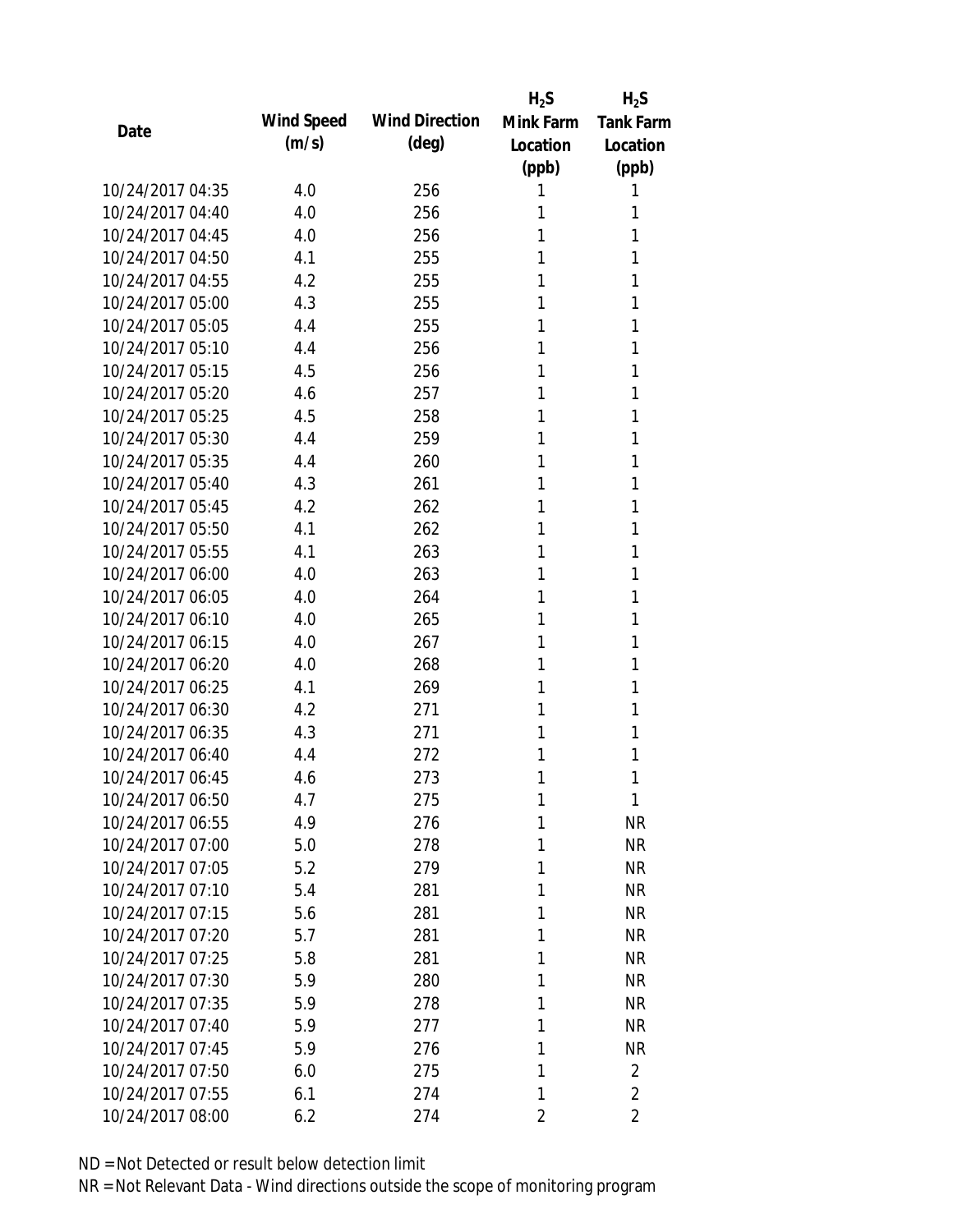| Date | Wind Speed (m/s) | Wind Direction (deg) | $H_2S$ Mink Farm Location (ppb) | $H_2S$ Tank Farm Location (ppb) |
|---|---|---|---|---|
| 10/24/2017 04:35 | 4.0 | 256 | 1 | 1 |
| 10/24/2017 04:40 | 4.0 | 256 | 1 | 1 |
| 10/24/2017 04:45 | 4.0 | 256 | 1 | 1 |
| 10/24/2017 04:50 | 4.1 | 255 | 1 | 1 |
| 10/24/2017 04:55 | 4.2 | 255 | 1 | 1 |
| 10/24/2017 05:00 | 4.3 | 255 | 1 | 1 |
| 10/24/2017 05:05 | 4.4 | 255 | 1 | 1 |
| 10/24/2017 05:10 | 4.4 | 256 | 1 | 1 |
| 10/24/2017 05:15 | 4.5 | 256 | 1 | 1 |
| 10/24/2017 05:20 | 4.6 | 257 | 1 | 1 |
| 10/24/2017 05:25 | 4.5 | 258 | 1 | 1 |
| 10/24/2017 05:30 | 4.4 | 259 | 1 | 1 |
| 10/24/2017 05:35 | 4.4 | 260 | 1 | 1 |
| 10/24/2017 05:40 | 4.3 | 261 | 1 | 1 |
| 10/24/2017 05:45 | 4.2 | 262 | 1 | 1 |
| 10/24/2017 05:50 | 4.1 | 262 | 1 | 1 |
| 10/24/2017 05:55 | 4.1 | 263 | 1 | 1 |
| 10/24/2017 06:00 | 4.0 | 263 | 1 | 1 |
| 10/24/2017 06:05 | 4.0 | 264 | 1 | 1 |
| 10/24/2017 06:10 | 4.0 | 265 | 1 | 1 |
| 10/24/2017 06:15 | 4.0 | 267 | 1 | 1 |
| 10/24/2017 06:20 | 4.0 | 268 | 1 | 1 |
| 10/24/2017 06:25 | 4.1 | 269 | 1 | 1 |
| 10/24/2017 06:30 | 4.2 | 271 | 1 | 1 |
| 10/24/2017 06:35 | 4.3 | 271 | 1 | 1 |
| 10/24/2017 06:40 | 4.4 | 272 | 1 | 1 |
| 10/24/2017 06:45 | 4.6 | 273 | 1 | 1 |
| 10/24/2017 06:50 | 4.7 | 275 | 1 | 1 |
| 10/24/2017 06:55 | 4.9 | 276 | 1 | NR |
| 10/24/2017 07:00 | 5.0 | 278 | 1 | NR |
| 10/24/2017 07:05 | 5.2 | 279 | 1 | NR |
| 10/24/2017 07:10 | 5.4 | 281 | 1 | NR |
| 10/24/2017 07:15 | 5.6 | 281 | 1 | NR |
| 10/24/2017 07:20 | 5.7 | 281 | 1 | NR |
| 10/24/2017 07:25 | 5.8 | 281 | 1 | NR |
| 10/24/2017 07:30 | 5.9 | 280 | 1 | NR |
| 10/24/2017 07:35 | 5.9 | 278 | 1 | NR |
| 10/24/2017 07:40 | 5.9 | 277 | 1 | NR |
| 10/24/2017 07:45 | 5.9 | 276 | 1 | NR |
| 10/24/2017 07:50 | 6.0 | 275 | 1 | 2 |
| 10/24/2017 07:55 | 6.1 | 274 | 1 | 2 |
| 10/24/2017 08:00 | 6.2 | 274 | 2 | 2 |

ND = Not Detected or result below detection limit

NR = Not Relevant Data - Wind directions outside the scope of monitoring program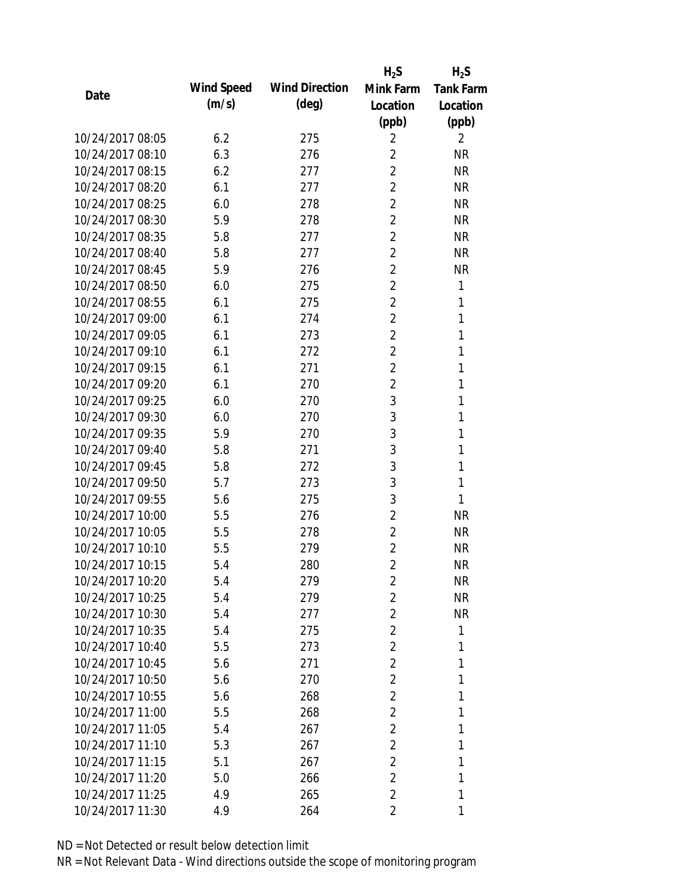| Date | Wind Speed (m/s) | Wind Direction (deg) | $H_2S$ Mink Farm Location (ppb) | $H_2S$ Tank Farm Location (ppb) |
|---|---|---|---|---|
| 10/24/2017 08:05 | 6.2 | 275 | 2 | 2 |
| 10/24/2017 08:10 | 6.3 | 276 | 2 | NR |
| 10/24/2017 08:15 | 6.2 | 277 | 2 | NR |
| 10/24/2017 08:20 | 6.1 | 277 | 2 | NR |
| 10/24/2017 08:25 | 6.0 | 278 | 2 | NR |
| 10/24/2017 08:30 | 5.9 | 278 | 2 | NR |
| 10/24/2017 08:35 | 5.8 | 277 | 2 | NR |
| 10/24/2017 08:40 | 5.8 | 277 | 2 | NR |
| 10/24/2017 08:45 | 5.9 | 276 | 2 | NR |
| 10/24/2017 08:50 | 6.0 | 275 | 2 | 1 |
| 10/24/2017 08:55 | 6.1 | 275 | 2 | 1 |
| 10/24/2017 09:00 | 6.1 | 274 | 2 | 1 |
| 10/24/2017 09:05 | 6.1 | 273 | 2 | 1 |
| 10/24/2017 09:10 | 6.1 | 272 | 2 | 1 |
| 10/24/2017 09:15 | 6.1 | 271 | 2 | 1 |
| 10/24/2017 09:20 | 6.1 | 270 | 2 | 1 |
| 10/24/2017 09:25 | 6.0 | 270 | 3 | 1 |
| 10/24/2017 09:30 | 6.0 | 270 | 3 | 1 |
| 10/24/2017 09:35 | 5.9 | 270 | 3 | 1 |
| 10/24/2017 09:40 | 5.8 | 271 | 3 | 1 |
| 10/24/2017 09:45 | 5.8 | 272 | 3 | 1 |
| 10/24/2017 09:50 | 5.7 | 273 | 3 | 1 |
| 10/24/2017 09:55 | 5.6 | 275 | 3 | 1 |
| 10/24/2017 10:00 | 5.5 | 276 | 2 | NR |
| 10/24/2017 10:05 | 5.5 | 278 | 2 | NR |
| 10/24/2017 10:10 | 5.5 | 279 | 2 | NR |
| 10/24/2017 10:15 | 5.4 | 280 | 2 | NR |
| 10/24/2017 10:20 | 5.4 | 279 | 2 | NR |
| 10/24/2017 10:25 | 5.4 | 279 | 2 | NR |
| 10/24/2017 10:30 | 5.4 | 277 | 2 | NR |
| 10/24/2017 10:35 | 5.4 | 275 | 2 | 1 |
| 10/24/2017 10:40 | 5.5 | 273 | 2 | 1 |
| 10/24/2017 10:45 | 5.6 | 271 | 2 | 1 |
| 10/24/2017 10:50 | 5.6 | 270 | 2 | 1 |
| 10/24/2017 10:55 | 5.6 | 268 | 2 | 1 |
| 10/24/2017 11:00 | 5.5 | 268 | 2 | 1 |
| 10/24/2017 11:05 | 5.4 | 267 | 2 | 1 |
| 10/24/2017 11:10 | 5.3 | 267 | 2 | 1 |
| 10/24/2017 11:15 | 5.1 | 267 | 2 | 1 |
| 10/24/2017 11:20 | 5.0 | 266 | 2 | 1 |
| 10/24/2017 11:25 | 4.9 | 265 | 2 | 1 |
| 10/24/2017 11:30 | 4.9 | 264 | 2 | 1 |

ND = Not Detected or result below detection limit

NR = Not Relevant Data - Wind directions outside the scope of monitoring program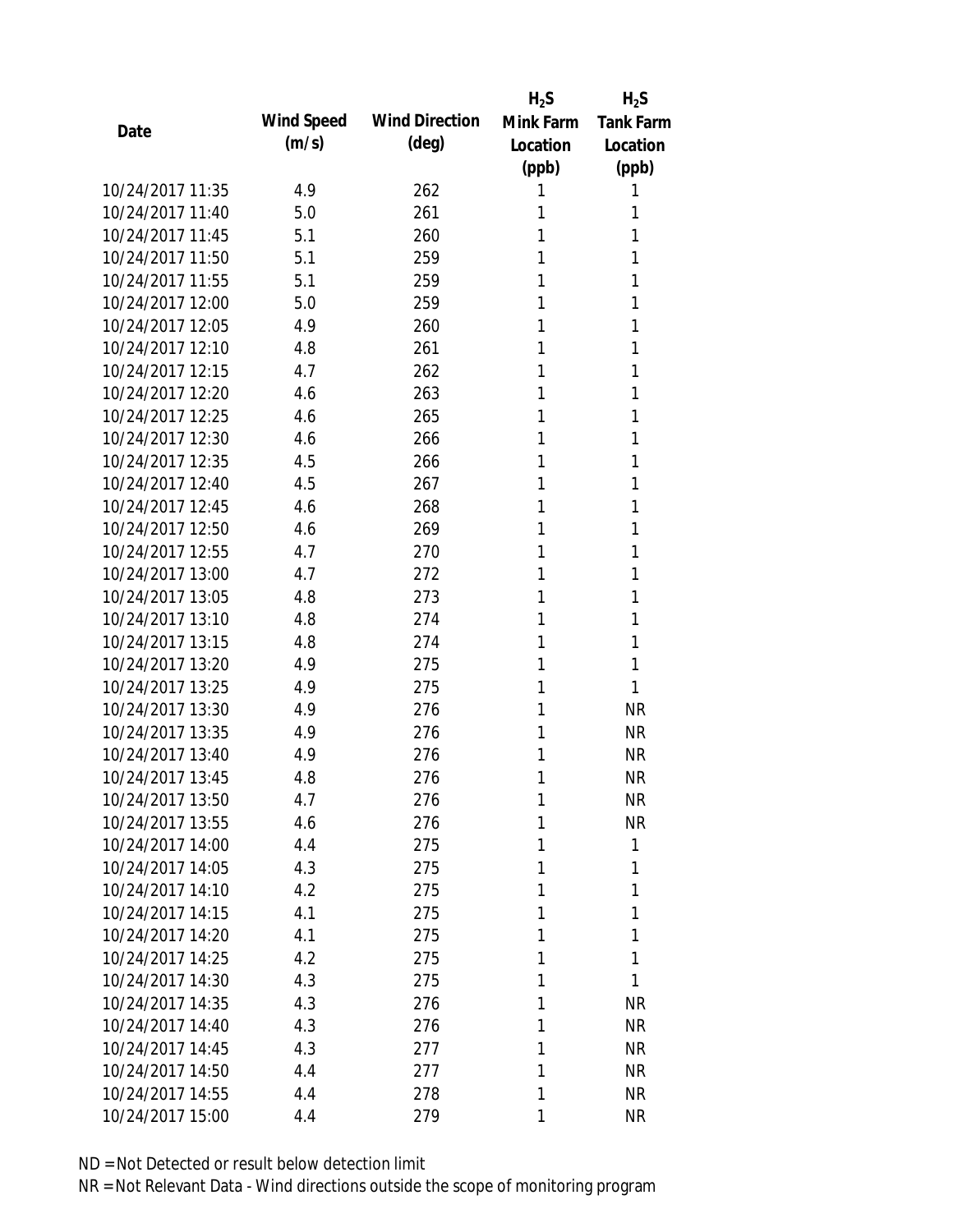| Date | Wind Speed (m/s) | Wind Direction (deg) | $H_2S$ Mink Farm Location (ppb) | $H_2S$ Tank Farm Location (ppb) |
|---|---|---|---|---|
| 10/24/2017 11:35 | 4.9 | 262 | 1 | 1 |
| 10/24/2017 11:40 | 5.0 | 261 | 1 | 1 |
| 10/24/2017 11:45 | 5.1 | 260 | 1 | 1 |
| 10/24/2017 11:50 | 5.1 | 259 | 1 | 1 |
| 10/24/2017 11:55 | 5.1 | 259 | 1 | 1 |
| 10/24/2017 12:00 | 5.0 | 259 | 1 | 1 |
| 10/24/2017 12:05 | 4.9 | 260 | 1 | 1 |
| 10/24/2017 12:10 | 4.8 | 261 | 1 | 1 |
| 10/24/2017 12:15 | 4.7 | 262 | 1 | 1 |
| 10/24/2017 12:20 | 4.6 | 263 | 1 | 1 |
| 10/24/2017 12:25 | 4.6 | 265 | 1 | 1 |
| 10/24/2017 12:30 | 4.6 | 266 | 1 | 1 |
| 10/24/2017 12:35 | 4.5 | 266 | 1 | 1 |
| 10/24/2017 12:40 | 4.5 | 267 | 1 | 1 |
| 10/24/2017 12:45 | 4.6 | 268 | 1 | 1 |
| 10/24/2017 12:50 | 4.6 | 269 | 1 | 1 |
| 10/24/2017 12:55 | 4.7 | 270 | 1 | 1 |
| 10/24/2017 13:00 | 4.7 | 272 | 1 | 1 |
| 10/24/2017 13:05 | 4.8 | 273 | 1 | 1 |
| 10/24/2017 13:10 | 4.8 | 274 | 1 | 1 |
| 10/24/2017 13:15 | 4.8 | 274 | 1 | 1 |
| 10/24/2017 13:20 | 4.9 | 275 | 1 | 1 |
| 10/24/2017 13:25 | 4.9 | 275 | 1 | 1 |
| 10/24/2017 13:30 | 4.9 | 276 | 1 | NR |
| 10/24/2017 13:35 | 4.9 | 276 | 1 | NR |
| 10/24/2017 13:40 | 4.9 | 276 | 1 | NR |
| 10/24/2017 13:45 | 4.8 | 276 | 1 | NR |
| 10/24/2017 13:50 | 4.7 | 276 | 1 | NR |
| 10/24/2017 13:55 | 4.6 | 276 | 1 | NR |
| 10/24/2017 14:00 | 4.4 | 275 | 1 | 1 |
| 10/24/2017 14:05 | 4.3 | 275 | 1 | 1 |
| 10/24/2017 14:10 | 4.2 | 275 | 1 | 1 |
| 10/24/2017 14:15 | 4.1 | 275 | 1 | 1 |
| 10/24/2017 14:20 | 4.1 | 275 | 1 | 1 |
| 10/24/2017 14:25 | 4.2 | 275 | 1 | 1 |
| 10/24/2017 14:30 | 4.3 | 275 | 1 | 1 |
| 10/24/2017 14:35 | 4.3 | 276 | 1 | NR |
| 10/24/2017 14:40 | 4.3 | 276 | 1 | NR |
| 10/24/2017 14:45 | 4.3 | 277 | 1 | NR |
| 10/24/2017 14:50 | 4.4 | 277 | 1 | NR |
| 10/24/2017 14:55 | 4.4 | 278 | 1 | NR |
| 10/24/2017 15:00 | 4.4 | 279 | 1 | NR |

ND = Not Detected or result below detection limit

NR = Not Relevant Data - Wind directions outside the scope of monitoring program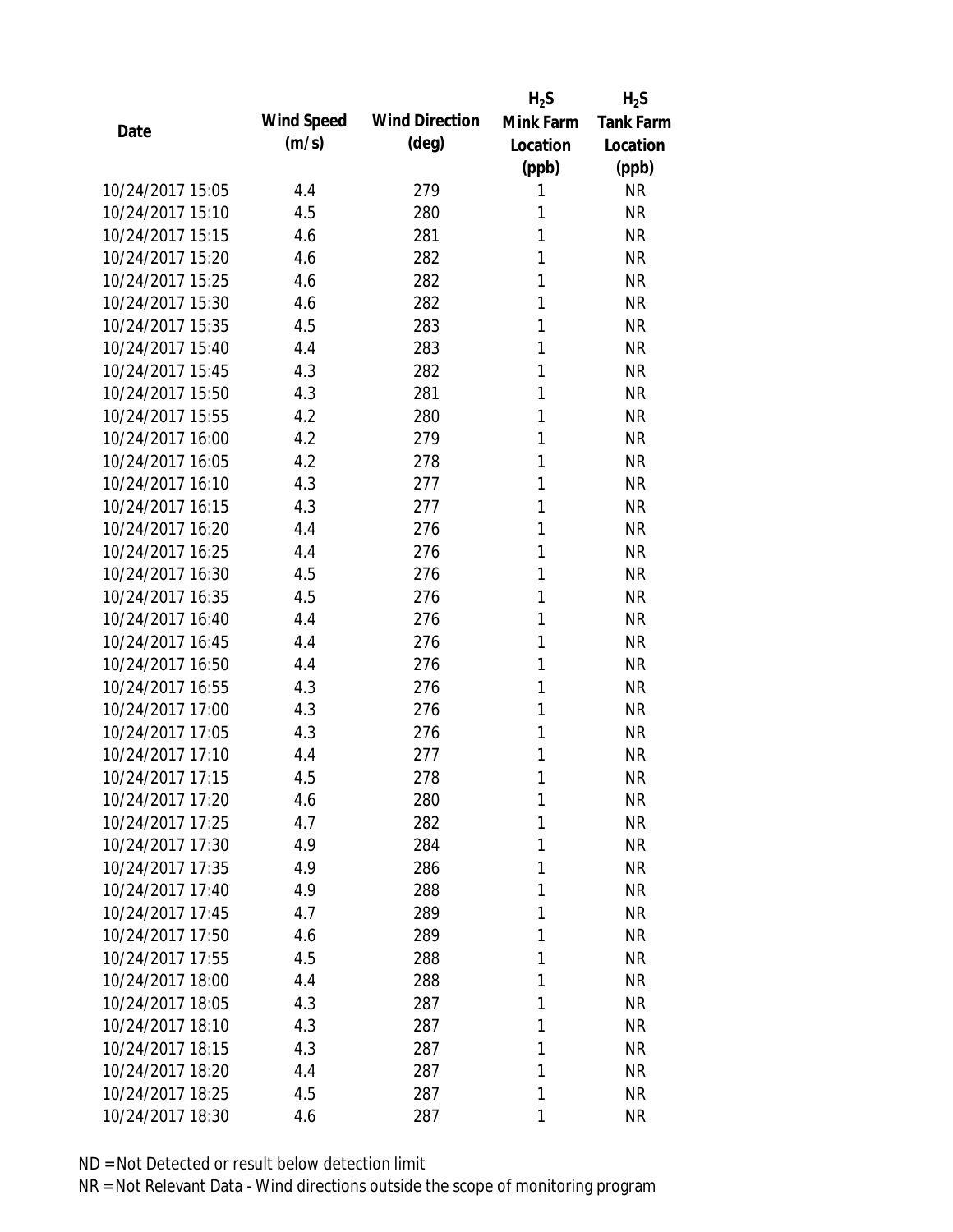| Date | Wind Speed (m/s) | Wind Direction (deg) | $H_2S$ Mink Farm Location (ppb) | $H_2S$ Tank Farm Location (ppb) |
|---|---|---|---|---|
| 10/24/2017 15:05 | 4.4 | 279 | 1 | NR |
| 10/24/2017 15:10 | 4.5 | 280 | 1 | NR |
| 10/24/2017 15:15 | 4.6 | 281 | 1 | NR |
| 10/24/2017 15:20 | 4.6 | 282 | 1 | NR |
| 10/24/2017 15:25 | 4.6 | 282 | 1 | NR |
| 10/24/2017 15:30 | 4.6 | 282 | 1 | NR |
| 10/24/2017 15:35 | 4.5 | 283 | 1 | NR |
| 10/24/2017 15:40 | 4.4 | 283 | 1 | NR |
| 10/24/2017 15:45 | 4.3 | 282 | 1 | NR |
| 10/24/2017 15:50 | 4.3 | 281 | 1 | NR |
| 10/24/2017 15:55 | 4.2 | 280 | 1 | NR |
| 10/24/2017 16:00 | 4.2 | 279 | 1 | NR |
| 10/24/2017 16:05 | 4.2 | 278 | 1 | NR |
| 10/24/2017 16:10 | 4.3 | 277 | 1 | NR |
| 10/24/2017 16:15 | 4.3 | 277 | 1 | NR |
| 10/24/2017 16:20 | 4.4 | 276 | 1 | NR |
| 10/24/2017 16:25 | 4.4 | 276 | 1 | NR |
| 10/24/2017 16:30 | 4.5 | 276 | 1 | NR |
| 10/24/2017 16:35 | 4.5 | 276 | 1 | NR |
| 10/24/2017 16:40 | 4.4 | 276 | 1 | NR |
| 10/24/2017 16:45 | 4.4 | 276 | 1 | NR |
| 10/24/2017 16:50 | 4.4 | 276 | 1 | NR |
| 10/24/2017 16:55 | 4.3 | 276 | 1 | NR |
| 10/24/2017 17:00 | 4.3 | 276 | 1 | NR |
| 10/24/2017 17:05 | 4.3 | 276 | 1 | NR |
| 10/24/2017 17:10 | 4.4 | 277 | 1 | NR |
| 10/24/2017 17:15 | 4.5 | 278 | 1 | NR |
| 10/24/2017 17:20 | 4.6 | 280 | 1 | NR |
| 10/24/2017 17:25 | 4.7 | 282 | 1 | NR |
| 10/24/2017 17:30 | 4.9 | 284 | 1 | NR |
| 10/24/2017 17:35 | 4.9 | 286 | 1 | NR |
| 10/24/2017 17:40 | 4.9 | 288 | 1 | NR |
| 10/24/2017 17:45 | 4.7 | 289 | 1 | NR |
| 10/24/2017 17:50 | 4.6 | 289 | 1 | NR |
| 10/24/2017 17:55 | 4.5 | 288 | 1 | NR |
| 10/24/2017 18:00 | 4.4 | 288 | 1 | NR |
| 10/24/2017 18:05 | 4.3 | 287 | 1 | NR |
| 10/24/2017 18:10 | 4.3 | 287 | 1 | NR |
| 10/24/2017 18:15 | 4.3 | 287 | 1 | NR |
| 10/24/2017 18:20 | 4.4 | 287 | 1 | NR |
| 10/24/2017 18:25 | 4.5 | 287 | 1 | NR |
| 10/24/2017 18:30 | 4.6 | 287 | 1 | NR |

ND = Not Detected or result below detection limit

NR = Not Relevant Data - Wind directions outside the scope of monitoring program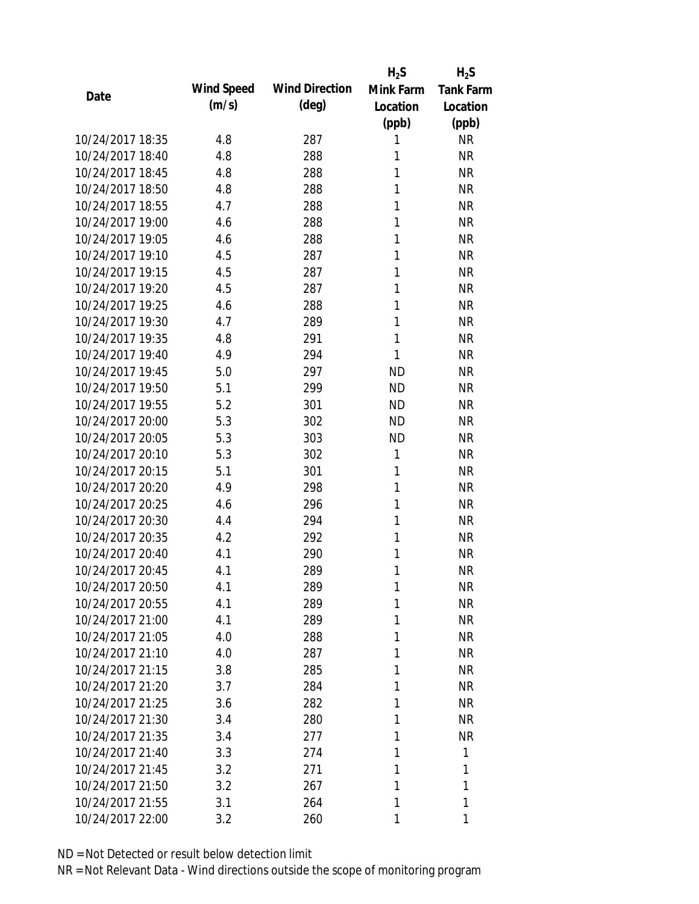| Date | Wind Speed (m/s) | Wind Direction (deg) | $H_2S$ Mink Farm Location (ppb) | $H_2S$ Tank Farm Location (ppb) |
|---|---|---|---|---|
| 10/24/2017 18:35 | 4.8 | 287 | 1 | NR |
| 10/24/2017 18:40 | 4.8 | 288 | 1 | NR |
| 10/24/2017 18:45 | 4.8 | 288 | 1 | NR |
| 10/24/2017 18:50 | 4.8 | 288 | 1 | NR |
| 10/24/2017 18:55 | 4.7 | 288 | 1 | NR |
| 10/24/2017 19:00 | 4.6 | 288 | 1 | NR |
| 10/24/2017 19:05 | 4.6 | 288 | 1 | NR |
| 10/24/2017 19:10 | 4.5 | 287 | 1 | NR |
| 10/24/2017 19:15 | 4.5 | 287 | 1 | NR |
| 10/24/2017 19:20 | 4.5 | 287 | 1 | NR |
| 10/24/2017 19:25 | 4.6 | 288 | 1 | NR |
| 10/24/2017 19:30 | 4.7 | 289 | 1 | NR |
| 10/24/2017 19:35 | 4.8 | 291 | 1 | NR |
| 10/24/2017 19:40 | 4.9 | 294 | 1 | NR |
| 10/24/2017 19:45 | 5.0 | 297 | ND | NR |
| 10/24/2017 19:50 | 5.1 | 299 | ND | NR |
| 10/24/2017 19:55 | 5.2 | 301 | ND | NR |
| 10/24/2017 20:00 | 5.3 | 302 | ND | NR |
| 10/24/2017 20:05 | 5.3 | 303 | ND | NR |
| 10/24/2017 20:10 | 5.3 | 302 | 1 | NR |
| 10/24/2017 20:15 | 5.1 | 301 | 1 | NR |
| 10/24/2017 20:20 | 4.9 | 298 | 1 | NR |
| 10/24/2017 20:25 | 4.6 | 296 | 1 | NR |
| 10/24/2017 20:30 | 4.4 | 294 | 1 | NR |
| 10/24/2017 20:35 | 4.2 | 292 | 1 | NR |
| 10/24/2017 20:40 | 4.1 | 290 | 1 | NR |
| 10/24/2017 20:45 | 4.1 | 289 | 1 | NR |
| 10/24/2017 20:50 | 4.1 | 289 | 1 | NR |
| 10/24/2017 20:55 | 4.1 | 289 | 1 | NR |
| 10/24/2017 21:00 | 4.1 | 289 | 1 | NR |
| 10/24/2017 21:05 | 4.0 | 288 | 1 | NR |
| 10/24/2017 21:10 | 4.0 | 287 | 1 | NR |
| 10/24/2017 21:15 | 3.8 | 285 | 1 | NR |
| 10/24/2017 21:20 | 3.7 | 284 | 1 | NR |
| 10/24/2017 21:25 | 3.6 | 282 | 1 | NR |
| 10/24/2017 21:30 | 3.4 | 280 | 1 | NR |
| 10/24/2017 21:35 | 3.4 | 277 | 1 | NR |
| 10/24/2017 21:40 | 3.3 | 274 | 1 | 1 |
| 10/24/2017 21:45 | 3.2 | 271 | 1 | 1 |
| 10/24/2017 21:50 | 3.2 | 267 | 1 | 1 |
| 10/24/2017 21:55 | 3.1 | 264 | 1 | 1 |
| 10/24/2017 22:00 | 3.2 | 260 | 1 | 1 |

ND = Not Detected or result below detection limit

NR = Not Relevant Data - Wind directions outside the scope of monitoring program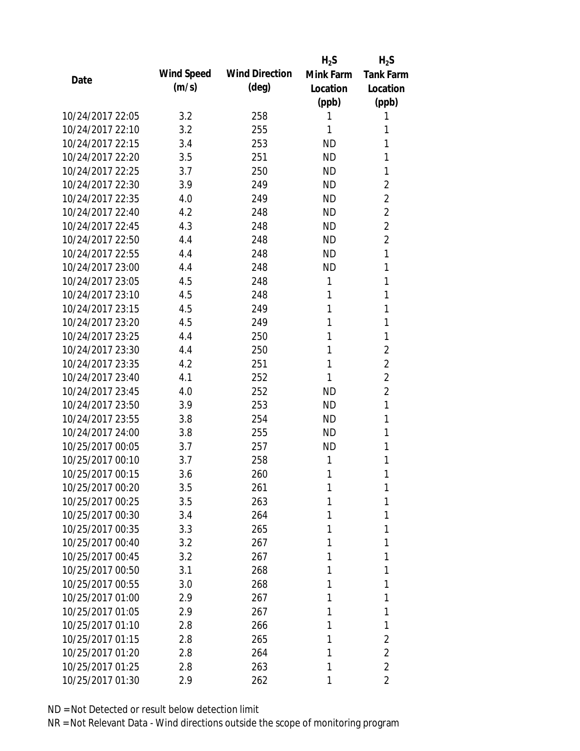| Date | Wind Speed (m/s) | Wind Direction (deg) | $H_2S$ Mink Farm Location (ppb) | $H_2S$ Tank Farm Location (ppb) |
|---|---|---|---|---|
| 10/24/2017 22:05 | 3.2 | 258 | 1 | 1 |
| 10/24/2017 22:10 | 3.2 | 255 | 1 | 1 |
| 10/24/2017 22:15 | 3.4 | 253 | ND | 1 |
| 10/24/2017 22:20 | 3.5 | 251 | ND | 1 |
| 10/24/2017 22:25 | 3.7 | 250 | ND | 1 |
| 10/24/2017 22:30 | 3.9 | 249 | ND | 2 |
| 10/24/2017 22:35 | 4.0 | 249 | ND | 2 |
| 10/24/2017 22:40 | 4.2 | 248 | ND | 2 |
| 10/24/2017 22:45 | 4.3 | 248 | ND | 2 |
| 10/24/2017 22:50 | 4.4 | 248 | ND | 2 |
| 10/24/2017 22:55 | 4.4 | 248 | ND | 1 |
| 10/24/2017 23:00 | 4.4 | 248 | ND | 1 |
| 10/24/2017 23:05 | 4.5 | 248 | 1 | 1 |
| 10/24/2017 23:10 | 4.5 | 248 | 1 | 1 |
| 10/24/2017 23:15 | 4.5 | 249 | 1 | 1 |
| 10/24/2017 23:20 | 4.5 | 249 | 1 | 1 |
| 10/24/2017 23:25 | 4.4 | 250 | 1 | 1 |
| 10/24/2017 23:30 | 4.4 | 250 | 1 | 2 |
| 10/24/2017 23:35 | 4.2 | 251 | 1 | 2 |
| 10/24/2017 23:40 | 4.1 | 252 | 1 | 2 |
| 10/24/2017 23:45 | 4.0 | 252 | ND | 2 |
| 10/24/2017 23:50 | 3.9 | 253 | ND | 1 |
| 10/24/2017 23:55 | 3.8 | 254 | ND | 1 |
| 10/24/2017 24:00 | 3.8 | 255 | ND | 1 |
| 10/25/2017 00:05 | 3.7 | 257 | ND | 1 |
| 10/25/2017 00:10 | 3.7 | 258 | 1 | 1 |
| 10/25/2017 00:15 | 3.6 | 260 | 1 | 1 |
| 10/25/2017 00:20 | 3.5 | 261 | 1 | 1 |
| 10/25/2017 00:25 | 3.5 | 263 | 1 | 1 |
| 10/25/2017 00:30 | 3.4 | 264 | 1 | 1 |
| 10/25/2017 00:35 | 3.3 | 265 | 1 | 1 |
| 10/25/2017 00:40 | 3.2 | 267 | 1 | 1 |
| 10/25/2017 00:45 | 3.2 | 267 | 1 | 1 |
| 10/25/2017 00:50 | 3.1 | 268 | 1 | 1 |
| 10/25/2017 00:55 | 3.0 | 268 | 1 | 1 |
| 10/25/2017 01:00 | 2.9 | 267 | 1 | 1 |
| 10/25/2017 01:05 | 2.9 | 267 | 1 | 1 |
| 10/25/2017 01:10 | 2.8 | 266 | 1 | 1 |
| 10/25/2017 01:15 | 2.8 | 265 | 1 | 2 |
| 10/25/2017 01:20 | 2.8 | 264 | 1 | 2 |
| 10/25/2017 01:25 | 2.8 | 263 | 1 | 2 |
| 10/25/2017 01:30 | 2.9 | 262 | 1 | 2 |

ND = Not Detected or result below detection limit

NR = Not Relevant Data - Wind directions outside the scope of monitoring program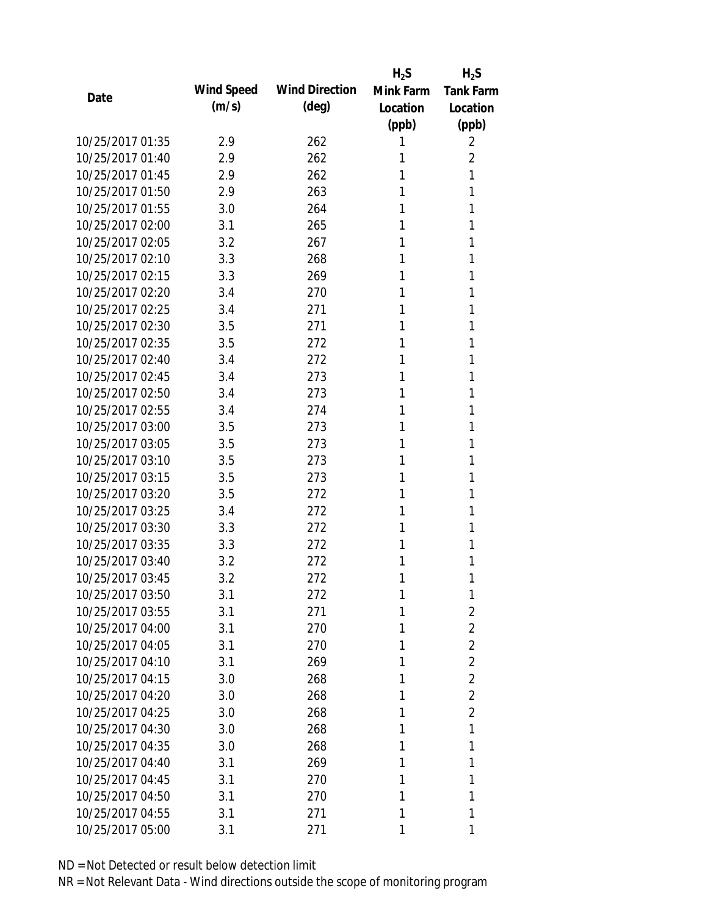| Date | Wind Speed (m/s) | Wind Direction (deg) | $H_2S$ Mink Farm Location (ppb) | $H_2S$ Tank Farm Location (ppb) |
|---|---|---|---|---|
| 10/25/2017 01:35 | 2.9 | 262 | 1 | 2 |
| 10/25/2017 01:40 | 2.9 | 262 | 1 | 2 |
| 10/25/2017 01:45 | 2.9 | 262 | 1 | 1 |
| 10/25/2017 01:50 | 2.9 | 263 | 1 | 1 |
| 10/25/2017 01:55 | 3.0 | 264 | 1 | 1 |
| 10/25/2017 02:00 | 3.1 | 265 | 1 | 1 |
| 10/25/2017 02:05 | 3.2 | 267 | 1 | 1 |
| 10/25/2017 02:10 | 3.3 | 268 | 1 | 1 |
| 10/25/2017 02:15 | 3.3 | 269 | 1 | 1 |
| 10/25/2017 02:20 | 3.4 | 270 | 1 | 1 |
| 10/25/2017 02:25 | 3.4 | 271 | 1 | 1 |
| 10/25/2017 02:30 | 3.5 | 271 | 1 | 1 |
| 10/25/2017 02:35 | 3.5 | 272 | 1 | 1 |
| 10/25/2017 02:40 | 3.4 | 272 | 1 | 1 |
| 10/25/2017 02:45 | 3.4 | 273 | 1 | 1 |
| 10/25/2017 02:50 | 3.4 | 273 | 1 | 1 |
| 10/25/2017 02:55 | 3.4 | 274 | 1 | 1 |
| 10/25/2017 03:00 | 3.5 | 273 | 1 | 1 |
| 10/25/2017 03:05 | 3.5 | 273 | 1 | 1 |
| 10/25/2017 03:10 | 3.5 | 273 | 1 | 1 |
| 10/25/2017 03:15 | 3.5 | 273 | 1 | 1 |
| 10/25/2017 03:20 | 3.5 | 272 | 1 | 1 |
| 10/25/2017 03:25 | 3.4 | 272 | 1 | 1 |
| 10/25/2017 03:30 | 3.3 | 272 | 1 | 1 |
| 10/25/2017 03:35 | 3.3 | 272 | 1 | 1 |
| 10/25/2017 03:40 | 3.2 | 272 | 1 | 1 |
| 10/25/2017 03:45 | 3.2 | 272 | 1 | 1 |
| 10/25/2017 03:50 | 3.1 | 272 | 1 | 1 |
| 10/25/2017 03:55 | 3.1 | 271 | 1 | 2 |
| 10/25/2017 04:00 | 3.1 | 270 | 1 | 2 |
| 10/25/2017 04:05 | 3.1 | 270 | 1 | 2 |
| 10/25/2017 04:10 | 3.1 | 269 | 1 | 2 |
| 10/25/2017 04:15 | 3.0 | 268 | 1 | 2 |
| 10/25/2017 04:20 | 3.0 | 268 | 1 | 2 |
| 10/25/2017 04:25 | 3.0 | 268 | 1 | 2 |
| 10/25/2017 04:30 | 3.0 | 268 | 1 | 1 |
| 10/25/2017 04:35 | 3.0 | 268 | 1 | 1 |
| 10/25/2017 04:40 | 3.1 | 269 | 1 | 1 |
| 10/25/2017 04:45 | 3.1 | 270 | 1 | 1 |
| 10/25/2017 04:50 | 3.1 | 270 | 1 | 1 |
| 10/25/2017 04:55 | 3.1 | 271 | 1 | 1 |
| 10/25/2017 05:00 | 3.1 | 271 | 1 | 1 |

ND = Not Detected or result below detection limit
NR = Not Relevant Data - Wind directions outside the scope of monitoring program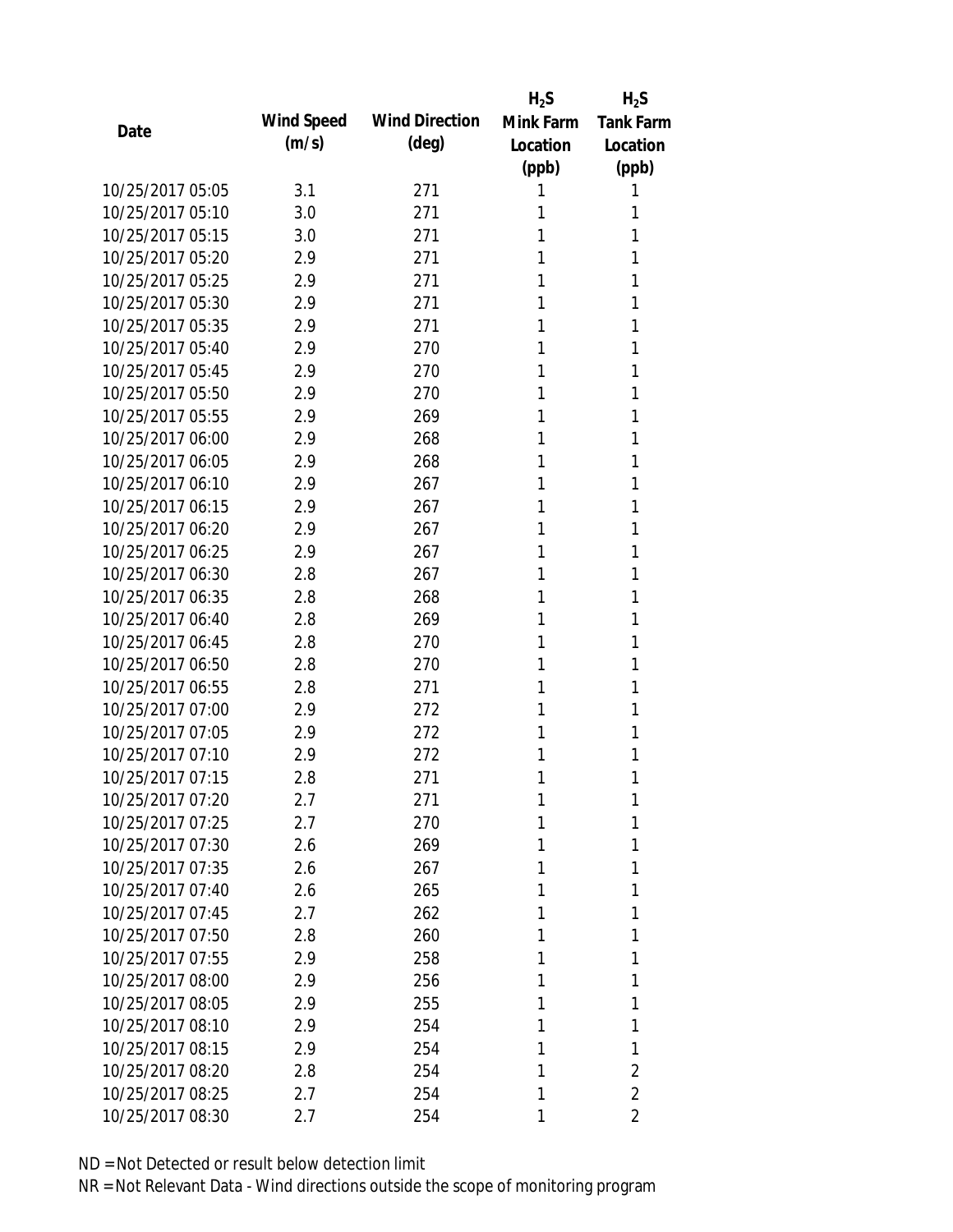| Date | Wind Speed (m/s) | Wind Direction (deg) | $H_2S$ Mink Farm Location (ppb) | $H_2S$ Tank Farm Location (ppb) |
|---|---|---|---|---|
| 10/25/2017 05:05 | 3.1 | 271 | 1 | 1 |
| 10/25/2017 05:10 | 3.0 | 271 | 1 | 1 |
| 10/25/2017 05:15 | 3.0 | 271 | 1 | 1 |
| 10/25/2017 05:20 | 2.9 | 271 | 1 | 1 |
| 10/25/2017 05:25 | 2.9 | 271 | 1 | 1 |
| 10/25/2017 05:30 | 2.9 | 271 | 1 | 1 |
| 10/25/2017 05:35 | 2.9 | 271 | 1 | 1 |
| 10/25/2017 05:40 | 2.9 | 270 | 1 | 1 |
| 10/25/2017 05:45 | 2.9 | 270 | 1 | 1 |
| 10/25/2017 05:50 | 2.9 | 270 | 1 | 1 |
| 10/25/2017 05:55 | 2.9 | 269 | 1 | 1 |
| 10/25/2017 06:00 | 2.9 | 268 | 1 | 1 |
| 10/25/2017 06:05 | 2.9 | 268 | 1 | 1 |
| 10/25/2017 06:10 | 2.9 | 267 | 1 | 1 |
| 10/25/2017 06:15 | 2.9 | 267 | 1 | 1 |
| 10/25/2017 06:20 | 2.9 | 267 | 1 | 1 |
| 10/25/2017 06:25 | 2.9 | 267 | 1 | 1 |
| 10/25/2017 06:30 | 2.8 | 267 | 1 | 1 |
| 10/25/2017 06:35 | 2.8 | 268 | 1 | 1 |
| 10/25/2017 06:40 | 2.8 | 269 | 1 | 1 |
| 10/25/2017 06:45 | 2.8 | 270 | 1 | 1 |
| 10/25/2017 06:50 | 2.8 | 270 | 1 | 1 |
| 10/25/2017 06:55 | 2.8 | 271 | 1 | 1 |
| 10/25/2017 07:00 | 2.9 | 272 | 1 | 1 |
| 10/25/2017 07:05 | 2.9 | 272 | 1 | 1 |
| 10/25/2017 07:10 | 2.9 | 272 | 1 | 1 |
| 10/25/2017 07:15 | 2.8 | 271 | 1 | 1 |
| 10/25/2017 07:20 | 2.7 | 271 | 1 | 1 |
| 10/25/2017 07:25 | 2.7 | 270 | 1 | 1 |
| 10/25/2017 07:30 | 2.6 | 269 | 1 | 1 |
| 10/25/2017 07:35 | 2.6 | 267 | 1 | 1 |
| 10/25/2017 07:40 | 2.6 | 265 | 1 | 1 |
| 10/25/2017 07:45 | 2.7 | 262 | 1 | 1 |
| 10/25/2017 07:50 | 2.8 | 260 | 1 | 1 |
| 10/25/2017 07:55 | 2.9 | 258 | 1 | 1 |
| 10/25/2017 08:00 | 2.9 | 256 | 1 | 1 |
| 10/25/2017 08:05 | 2.9 | 255 | 1 | 1 |
| 10/25/2017 08:10 | 2.9 | 254 | 1 | 1 |
| 10/25/2017 08:15 | 2.9 | 254 | 1 | 1 |
| 10/25/2017 08:20 | 2.8 | 254 | 1 | 2 |
| 10/25/2017 08:25 | 2.7 | 254 | 1 | 2 |
| 10/25/2017 08:30 | 2.7 | 254 | 1 | 2 |

ND = Not Detected or result below detection limit

NR = Not Relevant Data - Wind directions outside the scope of monitoring program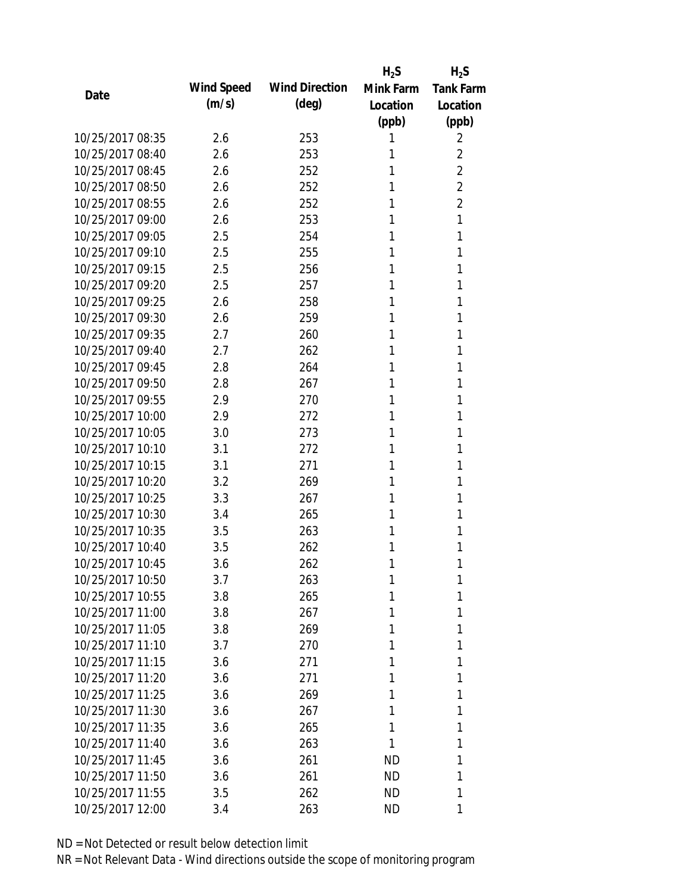| Date | Wind Speed (m/s) | Wind Direction (deg) | $H_2S$ Mink Farm Location (ppb) | $H_2S$ Tank Farm Location (ppb) |
|---|---|---|---|---|
| 10/25/2017 08:35 | 2.6 | 253 | 1 | 2 |
| 10/25/2017 08:40 | 2.6 | 253 | 1 | 2 |
| 10/25/2017 08:45 | 2.6 | 252 | 1 | 2 |
| 10/25/2017 08:50 | 2.6 | 252 | 1 | 2 |
| 10/25/2017 08:55 | 2.6 | 252 | 1 | 2 |
| 10/25/2017 09:00 | 2.6 | 253 | 1 | 1 |
| 10/25/2017 09:05 | 2.5 | 254 | 1 | 1 |
| 10/25/2017 09:10 | 2.5 | 255 | 1 | 1 |
| 10/25/2017 09:15 | 2.5 | 256 | 1 | 1 |
| 10/25/2017 09:20 | 2.5 | 257 | 1 | 1 |
| 10/25/2017 09:25 | 2.6 | 258 | 1 | 1 |
| 10/25/2017 09:30 | 2.6 | 259 | 1 | 1 |
| 10/25/2017 09:35 | 2.7 | 260 | 1 | 1 |
| 10/25/2017 09:40 | 2.7 | 262 | 1 | 1 |
| 10/25/2017 09:45 | 2.8 | 264 | 1 | 1 |
| 10/25/2017 09:50 | 2.8 | 267 | 1 | 1 |
| 10/25/2017 09:55 | 2.9 | 270 | 1 | 1 |
| 10/25/2017 10:00 | 2.9 | 272 | 1 | 1 |
| 10/25/2017 10:05 | 3.0 | 273 | 1 | 1 |
| 10/25/2017 10:10 | 3.1 | 272 | 1 | 1 |
| 10/25/2017 10:15 | 3.1 | 271 | 1 | 1 |
| 10/25/2017 10:20 | 3.2 | 269 | 1 | 1 |
| 10/25/2017 10:25 | 3.3 | 267 | 1 | 1 |
| 10/25/2017 10:30 | 3.4 | 265 | 1 | 1 |
| 10/25/2017 10:35 | 3.5 | 263 | 1 | 1 |
| 10/25/2017 10:40 | 3.5 | 262 | 1 | 1 |
| 10/25/2017 10:45 | 3.6 | 262 | 1 | 1 |
| 10/25/2017 10:50 | 3.7 | 263 | 1 | 1 |
| 10/25/2017 10:55 | 3.8 | 265 | 1 | 1 |
| 10/25/2017 11:00 | 3.8 | 267 | 1 | 1 |
| 10/25/2017 11:05 | 3.8 | 269 | 1 | 1 |
| 10/25/2017 11:10 | 3.7 | 270 | 1 | 1 |
| 10/25/2017 11:15 | 3.6 | 271 | 1 | 1 |
| 10/25/2017 11:20 | 3.6 | 271 | 1 | 1 |
| 10/25/2017 11:25 | 3.6 | 269 | 1 | 1 |
| 10/25/2017 11:30 | 3.6 | 267 | 1 | 1 |
| 10/25/2017 11:35 | 3.6 | 265 | 1 | 1 |
| 10/25/2017 11:40 | 3.6 | 263 | 1 | 1 |
| 10/25/2017 11:45 | 3.6 | 261 | ND | 1 |
| 10/25/2017 11:50 | 3.6 | 261 | ND | 1 |
| 10/25/2017 11:55 | 3.5 | 262 | ND | 1 |
| 10/25/2017 12:00 | 3.4 | 263 | ND | 1 |

ND = Not Detected or result below detection limit

NR = Not Relevant Data - Wind directions outside the scope of monitoring program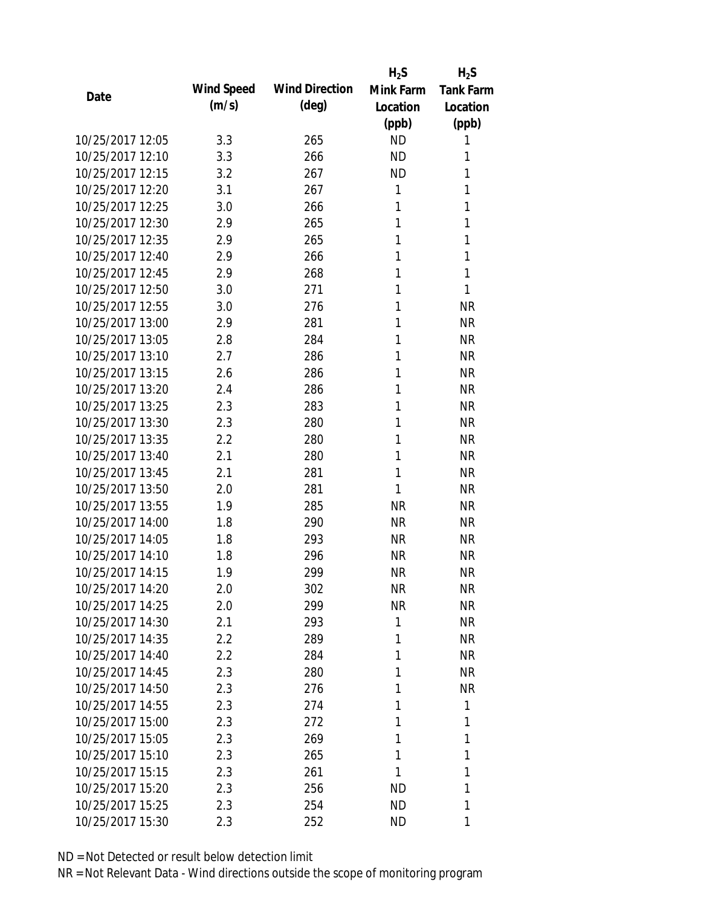| Date | Wind Speed (m/s) | Wind Direction (deg) | $H_2S$ Mink Farm Location (ppb) | $H_2S$ Tank Farm Location (ppb) |
|---|---|---|---|---|
| 10/25/2017 12:05 | 3.3 | 265 | ND | 1 |
| 10/25/2017 12:10 | 3.3 | 266 | ND | 1 |
| 10/25/2017 12:15 | 3.2 | 267 | ND | 1 |
| 10/25/2017 12:20 | 3.1 | 267 | 1 | 1 |
| 10/25/2017 12:25 | 3.0 | 266 | 1 | 1 |
| 10/25/2017 12:30 | 2.9 | 265 | 1 | 1 |
| 10/25/2017 12:35 | 2.9 | 265 | 1 | 1 |
| 10/25/2017 12:40 | 2.9 | 266 | 1 | 1 |
| 10/25/2017 12:45 | 2.9 | 268 | 1 | 1 |
| 10/25/2017 12:50 | 3.0 | 271 | 1 | 1 |
| 10/25/2017 12:55 | 3.0 | 276 | 1 | NR |
| 10/25/2017 13:00 | 2.9 | 281 | 1 | NR |
| 10/25/2017 13:05 | 2.8 | 284 | 1 | NR |
| 10/25/2017 13:10 | 2.7 | 286 | 1 | NR |
| 10/25/2017 13:15 | 2.6 | 286 | 1 | NR |
| 10/25/2017 13:20 | 2.4 | 286 | 1 | NR |
| 10/25/2017 13:25 | 2.3 | 283 | 1 | NR |
| 10/25/2017 13:30 | 2.3 | 280 | 1 | NR |
| 10/25/2017 13:35 | 2.2 | 280 | 1 | NR |
| 10/25/2017 13:40 | 2.1 | 280 | 1 | NR |
| 10/25/2017 13:45 | 2.1 | 281 | 1 | NR |
| 10/25/2017 13:50 | 2.0 | 281 | 1 | NR |
| 10/25/2017 13:55 | 1.9 | 285 | NR | NR |
| 10/25/2017 14:00 | 1.8 | 290 | NR | NR |
| 10/25/2017 14:05 | 1.8 | 293 | NR | NR |
| 10/25/2017 14:10 | 1.8 | 296 | NR | NR |
| 10/25/2017 14:15 | 1.9 | 299 | NR | NR |
| 10/25/2017 14:20 | 2.0 | 302 | NR | NR |
| 10/25/2017 14:25 | 2.0 | 299 | NR | NR |
| 10/25/2017 14:30 | 2.1 | 293 | 1 | NR |
| 10/25/2017 14:35 | 2.2 | 289 | 1 | NR |
| 10/25/2017 14:40 | 2.2 | 284 | 1 | NR |
| 10/25/2017 14:45 | 2.3 | 280 | 1 | NR |
| 10/25/2017 14:50 | 2.3 | 276 | 1 | NR |
| 10/25/2017 14:55 | 2.3 | 274 | 1 | 1 |
| 10/25/2017 15:00 | 2.3 | 272 | 1 | 1 |
| 10/25/2017 15:05 | 2.3 | 269 | 1 | 1 |
| 10/25/2017 15:10 | 2.3 | 265 | 1 | 1 |
| 10/25/2017 15:15 | 2.3 | 261 | 1 | 1 |
| 10/25/2017 15:20 | 2.3 | 256 | ND | 1 |
| 10/25/2017 15:25 | 2.3 | 254 | ND | 1 |
| 10/25/2017 15:30 | 2.3 | 252 | ND | 1 |

ND = Not Detected or result below detection limit

NR = Not Relevant Data - Wind directions outside the scope of monitoring program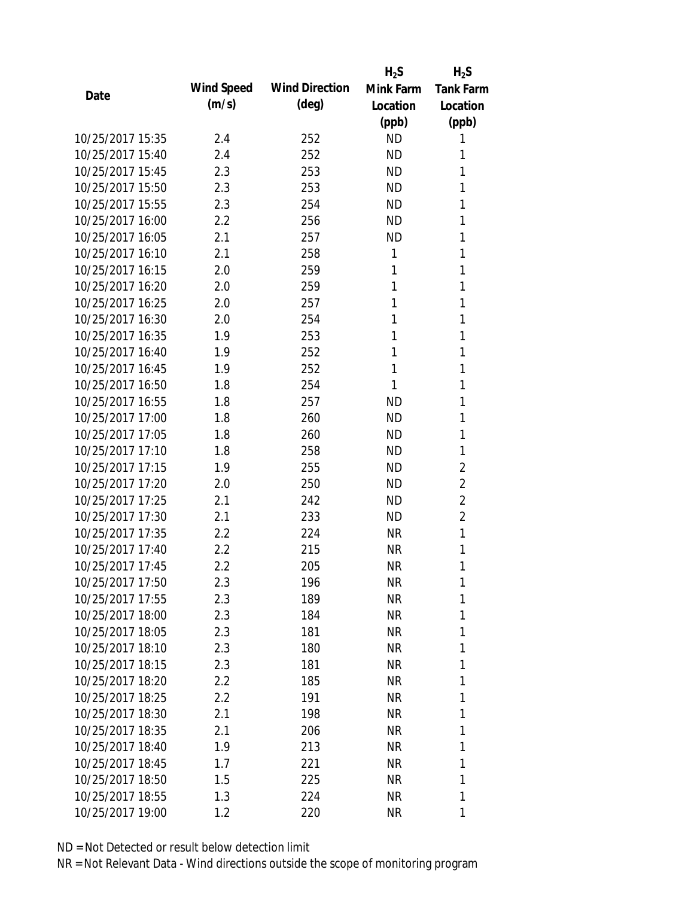| Date | Wind Speed (m/s) | Wind Direction (deg) | $H_2S$ Mink Farm Location (ppb) | $H_2S$ Tank Farm Location (ppb) |
|---|---|---|---|---|
| 10/25/2017 15:35 | 2.4 | 252 | ND | 1 |
| 10/25/2017 15:40 | 2.4 | 252 | ND | 1 |
| 10/25/2017 15:45 | 2.3 | 253 | ND | 1 |
| 10/25/2017 15:50 | 2.3 | 253 | ND | 1 |
| 10/25/2017 15:55 | 2.3 | 254 | ND | 1 |
| 10/25/2017 16:00 | 2.2 | 256 | ND | 1 |
| 10/25/2017 16:05 | 2.1 | 257 | ND | 1 |
| 10/25/2017 16:10 | 2.1 | 258 | 1 | 1 |
| 10/25/2017 16:15 | 2.0 | 259 | 1 | 1 |
| 10/25/2017 16:20 | 2.0 | 259 | 1 | 1 |
| 10/25/2017 16:25 | 2.0 | 257 | 1 | 1 |
| 10/25/2017 16:30 | 2.0 | 254 | 1 | 1 |
| 10/25/2017 16:35 | 1.9 | 253 | 1 | 1 |
| 10/25/2017 16:40 | 1.9 | 252 | 1 | 1 |
| 10/25/2017 16:45 | 1.9 | 252 | 1 | 1 |
| 10/25/2017 16:50 | 1.8 | 254 | 1 | 1 |
| 10/25/2017 16:55 | 1.8 | 257 | ND | 1 |
| 10/25/2017 17:00 | 1.8 | 260 | ND | 1 |
| 10/25/2017 17:05 | 1.8 | 260 | ND | 1 |
| 10/25/2017 17:10 | 1.8 | 258 | ND | 1 |
| 10/25/2017 17:15 | 1.9 | 255 | ND | 2 |
| 10/25/2017 17:20 | 2.0 | 250 | ND | 2 |
| 10/25/2017 17:25 | 2.1 | 242 | ND | 2 |
| 10/25/2017 17:30 | 2.1 | 233 | ND | 2 |
| 10/25/2017 17:35 | 2.2 | 224 | NR | 1 |
| 10/25/2017 17:40 | 2.2 | 215 | NR | 1 |
| 10/25/2017 17:45 | 2.2 | 205 | NR | 1 |
| 10/25/2017 17:50 | 2.3 | 196 | NR | 1 |
| 10/25/2017 17:55 | 2.3 | 189 | NR | 1 |
| 10/25/2017 18:00 | 2.3 | 184 | NR | 1 |
| 10/25/2017 18:05 | 2.3 | 181 | NR | 1 |
| 10/25/2017 18:10 | 2.3 | 180 | NR | 1 |
| 10/25/2017 18:15 | 2.3 | 181 | NR | 1 |
| 10/25/2017 18:20 | 2.2 | 185 | NR | 1 |
| 10/25/2017 18:25 | 2.2 | 191 | NR | 1 |
| 10/25/2017 18:30 | 2.1 | 198 | NR | 1 |
| 10/25/2017 18:35 | 2.1 | 206 | NR | 1 |
| 10/25/2017 18:40 | 1.9 | 213 | NR | 1 |
| 10/25/2017 18:45 | 1.7 | 221 | NR | 1 |
| 10/25/2017 18:50 | 1.5 | 225 | NR | 1 |
| 10/25/2017 18:55 | 1.3 | 224 | NR | 1 |
| 10/25/2017 19:00 | 1.2 | 220 | NR | 1 |

ND = Not Detected or result below detection limit

NR = Not Relevant Data - Wind directions outside the scope of monitoring program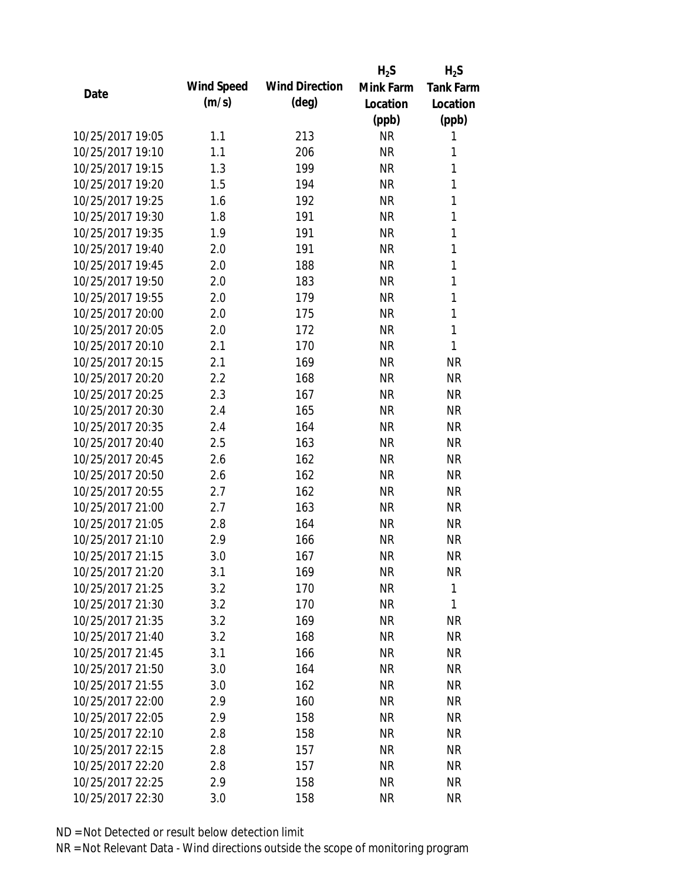| Date | Wind Speed (m/s) | Wind Direction (deg) | $H_2S$ Mink Farm Location (ppb) | $H_2S$ Tank Farm Location (ppb) |
| --- | --- | --- | --- | --- |
| 10/25/2017 19:05 | 1.1 | 213 | NR | 1 |
| 10/25/2017 19:10 | 1.1 | 206 | NR | 1 |
| 10/25/2017 19:15 | 1.3 | 199 | NR | 1 |
| 10/25/2017 19:20 | 1.5 | 194 | NR | 1 |
| 10/25/2017 19:25 | 1.6 | 192 | NR | 1 |
| 10/25/2017 19:30 | 1.8 | 191 | NR | 1 |
| 10/25/2017 19:35 | 1.9 | 191 | NR | 1 |
| 10/25/2017 19:40 | 2.0 | 191 | NR | 1 |
| 10/25/2017 19:45 | 2.0 | 188 | NR | 1 |
| 10/25/2017 19:50 | 2.0 | 183 | NR | 1 |
| 10/25/2017 19:55 | 2.0 | 179 | NR | 1 |
| 10/25/2017 20:00 | 2.0 | 175 | NR | 1 |
| 10/25/2017 20:05 | 2.0 | 172 | NR | 1 |
| 10/25/2017 20:10 | 2.1 | 170 | NR | 1 |
| 10/25/2017 20:15 | 2.1 | 169 | NR | NR |
| 10/25/2017 20:20 | 2.2 | 168 | NR | NR |
| 10/25/2017 20:25 | 2.3 | 167 | NR | NR |
| 10/25/2017 20:30 | 2.4 | 165 | NR | NR |
| 10/25/2017 20:35 | 2.4 | 164 | NR | NR |
| 10/25/2017 20:40 | 2.5 | 163 | NR | NR |
| 10/25/2017 20:45 | 2.6 | 162 | NR | NR |
| 10/25/2017 20:50 | 2.6 | 162 | NR | NR |
| 10/25/2017 20:55 | 2.7 | 162 | NR | NR |
| 10/25/2017 21:00 | 2.7 | 163 | NR | NR |
| 10/25/2017 21:05 | 2.8 | 164 | NR | NR |
| 10/25/2017 21:10 | 2.9 | 166 | NR | NR |
| 10/25/2017 21:15 | 3.0 | 167 | NR | NR |
| 10/25/2017 21:20 | 3.1 | 169 | NR | NR |
| 10/25/2017 21:25 | 3.2 | 170 | NR | 1 |
| 10/25/2017 21:30 | 3.2 | 170 | NR | 1 |
| 10/25/2017 21:35 | 3.2 | 169 | NR | NR |
| 10/25/2017 21:40 | 3.2 | 168 | NR | NR |
| 10/25/2017 21:45 | 3.1 | 166 | NR | NR |
| 10/25/2017 21:50 | 3.0 | 164 | NR | NR |
| 10/25/2017 21:55 | 3.0 | 162 | NR | NR |
| 10/25/2017 22:00 | 2.9 | 160 | NR | NR |
| 10/25/2017 22:05 | 2.9 | 158 | NR | NR |
| 10/25/2017 22:10 | 2.8 | 158 | NR | NR |
| 10/25/2017 22:15 | 2.8 | 157 | NR | NR |
| 10/25/2017 22:20 | 2.8 | 157 | NR | NR |
| 10/25/2017 22:25 | 2.9 | 158 | NR | NR |
| 10/25/2017 22:30 | 3.0 | 158 | NR | NR |

ND = Not Detected or result below detection limit

NR = Not Relevant Data - Wind directions outside the scope of monitoring program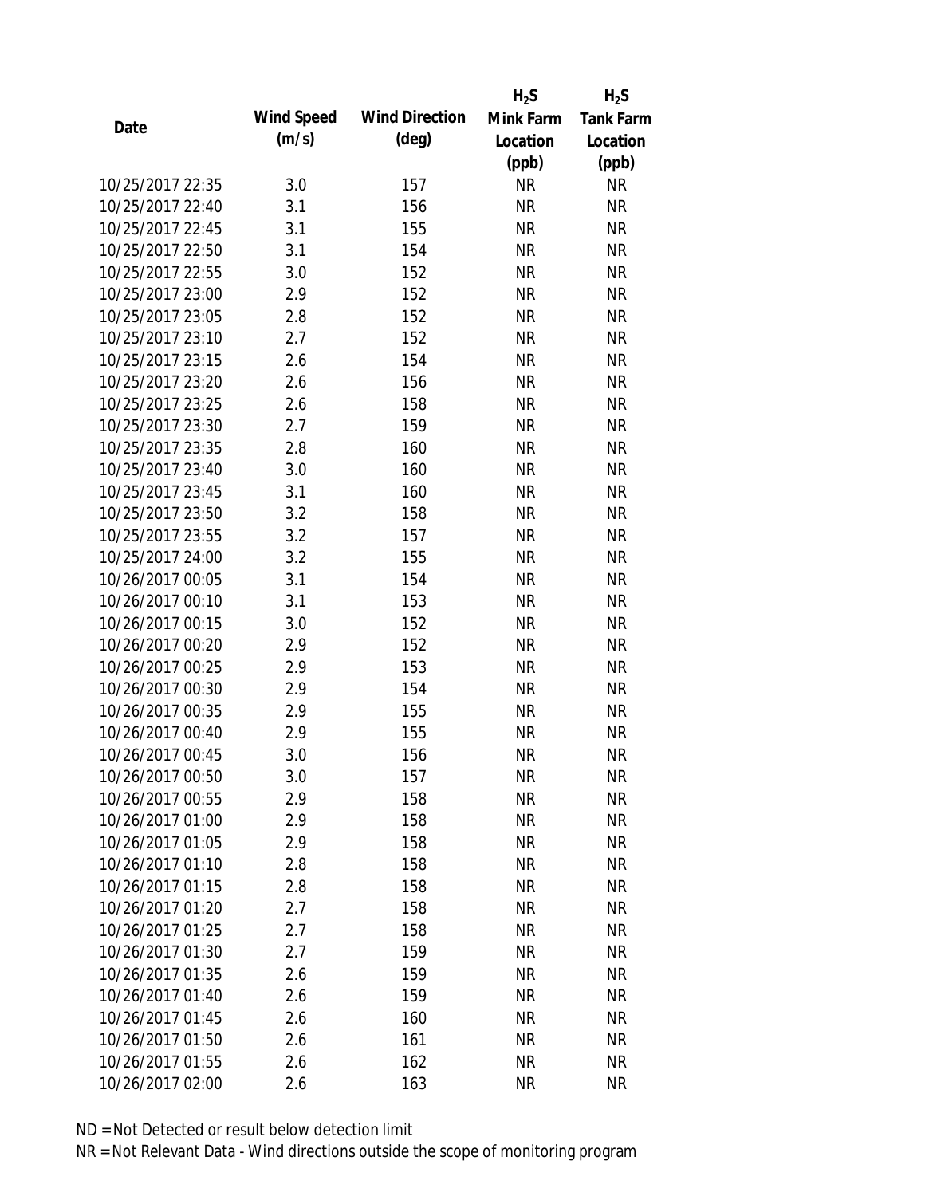| Date | Wind Speed (m/s) | Wind Direction (deg) | $H_2S$ Mink Farm Location (ppb) | $H_2S$ Tank Farm Location (ppb) |
|---|---|---|---|---|
| 10/25/2017 22:35 | 3.0 | 157 | NR | NR |
| 10/25/2017 22:40 | 3.1 | 156 | NR | NR |
| 10/25/2017 22:45 | 3.1 | 155 | NR | NR |
| 10/25/2017 22:50 | 3.1 | 154 | NR | NR |
| 10/25/2017 22:55 | 3.0 | 152 | NR | NR |
| 10/25/2017 23:00 | 2.9 | 152 | NR | NR |
| 10/25/2017 23:05 | 2.8 | 152 | NR | NR |
| 10/25/2017 23:10 | 2.7 | 152 | NR | NR |
| 10/25/2017 23:15 | 2.6 | 154 | NR | NR |
| 10/25/2017 23:20 | 2.6 | 156 | NR | NR |
| 10/25/2017 23:25 | 2.6 | 158 | NR | NR |
| 10/25/2017 23:30 | 2.7 | 159 | NR | NR |
| 10/25/2017 23:35 | 2.8 | 160 | NR | NR |
| 10/25/2017 23:40 | 3.0 | 160 | NR | NR |
| 10/25/2017 23:45 | 3.1 | 160 | NR | NR |
| 10/25/2017 23:50 | 3.2 | 158 | NR | NR |
| 10/25/2017 23:55 | 3.2 | 157 | NR | NR |
| 10/25/2017 24:00 | 3.2 | 155 | NR | NR |
| 10/26/2017 00:05 | 3.1 | 154 | NR | NR |
| 10/26/2017 00:10 | 3.1 | 153 | NR | NR |
| 10/26/2017 00:15 | 3.0 | 152 | NR | NR |
| 10/26/2017 00:20 | 2.9 | 152 | NR | NR |
| 10/26/2017 00:25 | 2.9 | 153 | NR | NR |
| 10/26/2017 00:30 | 2.9 | 154 | NR | NR |
| 10/26/2017 00:35 | 2.9 | 155 | NR | NR |
| 10/26/2017 00:40 | 2.9 | 155 | NR | NR |
| 10/26/2017 00:45 | 3.0 | 156 | NR | NR |
| 10/26/2017 00:50 | 3.0 | 157 | NR | NR |
| 10/26/2017 00:55 | 2.9 | 158 | NR | NR |
| 10/26/2017 01:00 | 2.9 | 158 | NR | NR |
| 10/26/2017 01:05 | 2.9 | 158 | NR | NR |
| 10/26/2017 01:10 | 2.8 | 158 | NR | NR |
| 10/26/2017 01:15 | 2.8 | 158 | NR | NR |
| 10/26/2017 01:20 | 2.7 | 158 | NR | NR |
| 10/26/2017 01:25 | 2.7 | 158 | NR | NR |
| 10/26/2017 01:30 | 2.7 | 159 | NR | NR |
| 10/26/2017 01:35 | 2.6 | 159 | NR | NR |
| 10/26/2017 01:40 | 2.6 | 159 | NR | NR |
| 10/26/2017 01:45 | 2.6 | 160 | NR | NR |
| 10/26/2017 01:50 | 2.6 | 161 | NR | NR |
| 10/26/2017 01:55 | 2.6 | 162 | NR | NR |
| 10/26/2017 02:00 | 2.6 | 163 | NR | NR |

ND = Not Detected or result below detection limit

NR = Not Relevant Data - Wind directions outside the scope of monitoring program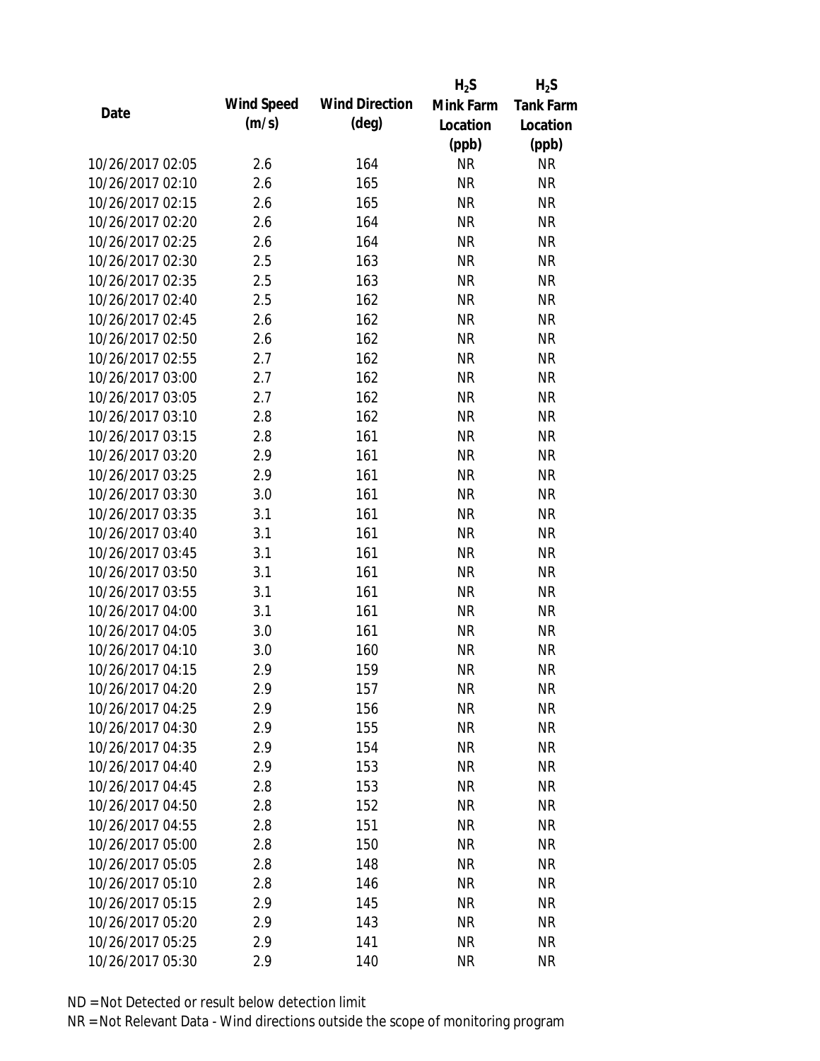| Date | Wind Speed (m/s) | Wind Direction (deg) | $H_2S$ Mink Farm Location (ppb) | $H_2S$ Tank Farm Location (ppb) |
|---|---|---|---|---|
| 10/26/2017 02:05 | 2.6 | 164 | NR | NR |
| 10/26/2017 02:10 | 2.6 | 165 | NR | NR |
| 10/26/2017 02:15 | 2.6 | 165 | NR | NR |
| 10/26/2017 02:20 | 2.6 | 164 | NR | NR |
| 10/26/2017 02:25 | 2.6 | 164 | NR | NR |
| 10/26/2017 02:30 | 2.5 | 163 | NR | NR |
| 10/26/2017 02:35 | 2.5 | 163 | NR | NR |
| 10/26/2017 02:40 | 2.5 | 162 | NR | NR |
| 10/26/2017 02:45 | 2.6 | 162 | NR | NR |
| 10/26/2017 02:50 | 2.6 | 162 | NR | NR |
| 10/26/2017 02:55 | 2.7 | 162 | NR | NR |
| 10/26/2017 03:00 | 2.7 | 162 | NR | NR |
| 10/26/2017 03:05 | 2.7 | 162 | NR | NR |
| 10/26/2017 03:10 | 2.8 | 162 | NR | NR |
| 10/26/2017 03:15 | 2.8 | 161 | NR | NR |
| 10/26/2017 03:20 | 2.9 | 161 | NR | NR |
| 10/26/2017 03:25 | 2.9 | 161 | NR | NR |
| 10/26/2017 03:30 | 3.0 | 161 | NR | NR |
| 10/26/2017 03:35 | 3.1 | 161 | NR | NR |
| 10/26/2017 03:40 | 3.1 | 161 | NR | NR |
| 10/26/2017 03:45 | 3.1 | 161 | NR | NR |
| 10/26/2017 03:50 | 3.1 | 161 | NR | NR |
| 10/26/2017 03:55 | 3.1 | 161 | NR | NR |
| 10/26/2017 04:00 | 3.1 | 161 | NR | NR |
| 10/26/2017 04:05 | 3.0 | 161 | NR | NR |
| 10/26/2017 04:10 | 3.0 | 160 | NR | NR |
| 10/26/2017 04:15 | 2.9 | 159 | NR | NR |
| 10/26/2017 04:20 | 2.9 | 157 | NR | NR |
| 10/26/2017 04:25 | 2.9 | 156 | NR | NR |
| 10/26/2017 04:30 | 2.9 | 155 | NR | NR |
| 10/26/2017 04:35 | 2.9 | 154 | NR | NR |
| 10/26/2017 04:40 | 2.9 | 153 | NR | NR |
| 10/26/2017 04:45 | 2.8 | 153 | NR | NR |
| 10/26/2017 04:50 | 2.8 | 152 | NR | NR |
| 10/26/2017 04:55 | 2.8 | 151 | NR | NR |
| 10/26/2017 05:00 | 2.8 | 150 | NR | NR |
| 10/26/2017 05:05 | 2.8 | 148 | NR | NR |
| 10/26/2017 05:10 | 2.8 | 146 | NR | NR |
| 10/26/2017 05:15 | 2.9 | 145 | NR | NR |
| 10/26/2017 05:20 | 2.9 | 143 | NR | NR |
| 10/26/2017 05:25 | 2.9 | 141 | NR | NR |
| 10/26/2017 05:30 | 2.9 | 140 | NR | NR |

ND = Not Detected or result below detection limit

NR = Not Relevant Data - Wind directions outside the scope of monitoring program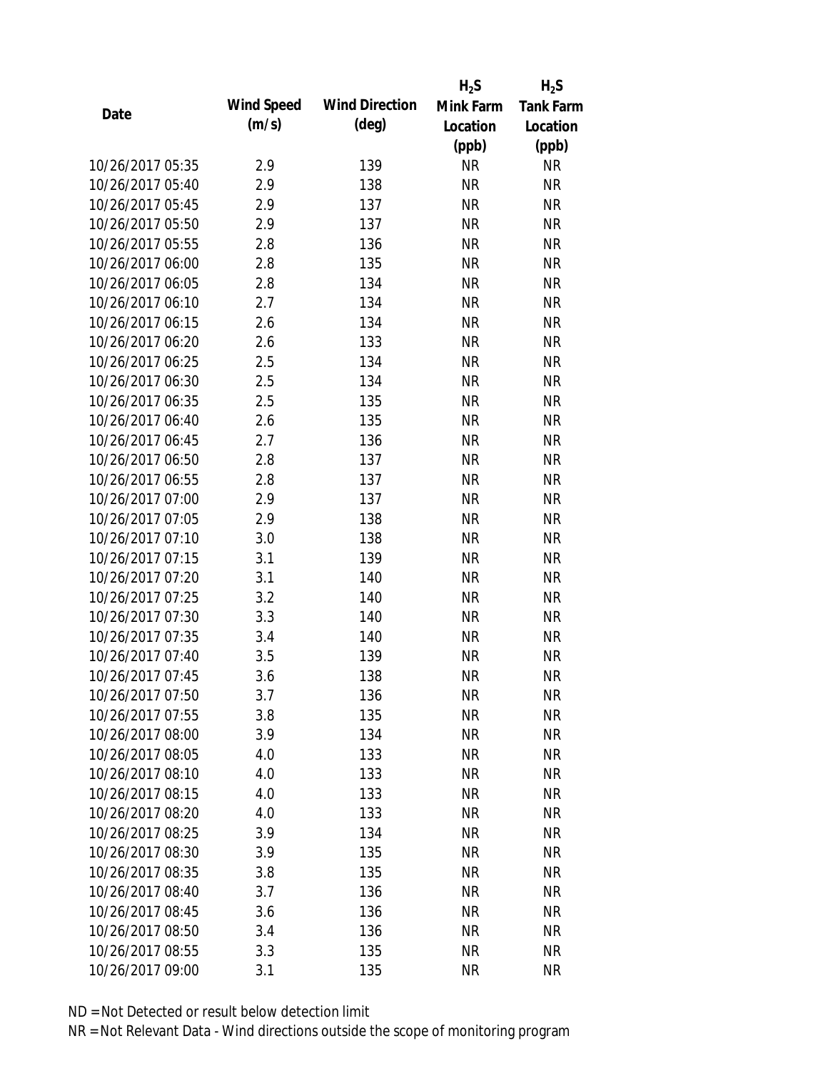| Date | Wind Speed (m/s) | Wind Direction (deg) | $H_2S$ Mink Farm Location (ppb) | $H_2S$ Tank Farm Location (ppb) |
|---|---|---|---|---|
| 10/26/2017 05:35 | 2.9 | 139 | NR | NR |
| 10/26/2017 05:40 | 2.9 | 138 | NR | NR |
| 10/26/2017 05:45 | 2.9 | 137 | NR | NR |
| 10/26/2017 05:50 | 2.9 | 137 | NR | NR |
| 10/26/2017 05:55 | 2.8 | 136 | NR | NR |
| 10/26/2017 06:00 | 2.8 | 135 | NR | NR |
| 10/26/2017 06:05 | 2.8 | 134 | NR | NR |
| 10/26/2017 06:10 | 2.7 | 134 | NR | NR |
| 10/26/2017 06:15 | 2.6 | 134 | NR | NR |
| 10/26/2017 06:20 | 2.6 | 133 | NR | NR |
| 10/26/2017 06:25 | 2.5 | 134 | NR | NR |
| 10/26/2017 06:30 | 2.5 | 134 | NR | NR |
| 10/26/2017 06:35 | 2.5 | 135 | NR | NR |
| 10/26/2017 06:40 | 2.6 | 135 | NR | NR |
| 10/26/2017 06:45 | 2.7 | 136 | NR | NR |
| 10/26/2017 06:50 | 2.8 | 137 | NR | NR |
| 10/26/2017 06:55 | 2.8 | 137 | NR | NR |
| 10/26/2017 07:00 | 2.9 | 137 | NR | NR |
| 10/26/2017 07:05 | 2.9 | 138 | NR | NR |
| 10/26/2017 07:10 | 3.0 | 138 | NR | NR |
| 10/26/2017 07:15 | 3.1 | 139 | NR | NR |
| 10/26/2017 07:20 | 3.1 | 140 | NR | NR |
| 10/26/2017 07:25 | 3.2 | 140 | NR | NR |
| 10/26/2017 07:30 | 3.3 | 140 | NR | NR |
| 10/26/2017 07:35 | 3.4 | 140 | NR | NR |
| 10/26/2017 07:40 | 3.5 | 139 | NR | NR |
| 10/26/2017 07:45 | 3.6 | 138 | NR | NR |
| 10/26/2017 07:50 | 3.7 | 136 | NR | NR |
| 10/26/2017 07:55 | 3.8 | 135 | NR | NR |
| 10/26/2017 08:00 | 3.9 | 134 | NR | NR |
| 10/26/2017 08:05 | 4.0 | 133 | NR | NR |
| 10/26/2017 08:10 | 4.0 | 133 | NR | NR |
| 10/26/2017 08:15 | 4.0 | 133 | NR | NR |
| 10/26/2017 08:20 | 4.0 | 133 | NR | NR |
| 10/26/2017 08:25 | 3.9 | 134 | NR | NR |
| 10/26/2017 08:30 | 3.9 | 135 | NR | NR |
| 10/26/2017 08:35 | 3.8 | 135 | NR | NR |
| 10/26/2017 08:40 | 3.7 | 136 | NR | NR |
| 10/26/2017 08:45 | 3.6 | 136 | NR | NR |
| 10/26/2017 08:50 | 3.4 | 136 | NR | NR |
| 10/26/2017 08:55 | 3.3 | 135 | NR | NR |
| 10/26/2017 09:00 | 3.1 | 135 | NR | NR |

ND = Not Detected or result below detection limit

NR = Not Relevant Data - Wind directions outside the scope of monitoring program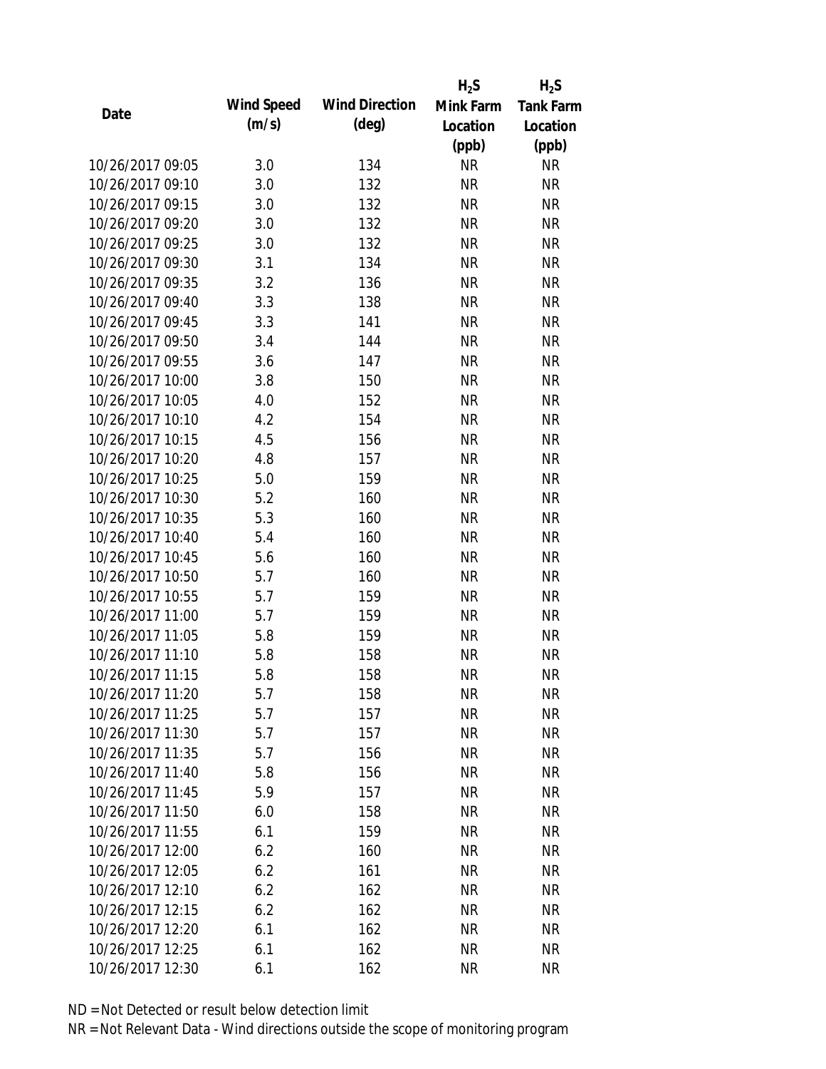| Date | Wind Speed (m/s) | Wind Direction (deg) | $H_2S$ Mink Farm Location (ppb) | $H_2S$ Tank Farm Location (ppb) |
|---|---|---|---|---|
| 10/26/2017 09:05 | 3.0 | 134 | NR | NR |
| 10/26/2017 09:10 | 3.0 | 132 | NR | NR |
| 10/26/2017 09:15 | 3.0 | 132 | NR | NR |
| 10/26/2017 09:20 | 3.0 | 132 | NR | NR |
| 10/26/2017 09:25 | 3.0 | 132 | NR | NR |
| 10/26/2017 09:30 | 3.1 | 134 | NR | NR |
| 10/26/2017 09:35 | 3.2 | 136 | NR | NR |
| 10/26/2017 09:40 | 3.3 | 138 | NR | NR |
| 10/26/2017 09:45 | 3.3 | 141 | NR | NR |
| 10/26/2017 09:50 | 3.4 | 144 | NR | NR |
| 10/26/2017 09:55 | 3.6 | 147 | NR | NR |
| 10/26/2017 10:00 | 3.8 | 150 | NR | NR |
| 10/26/2017 10:05 | 4.0 | 152 | NR | NR |
| 10/26/2017 10:10 | 4.2 | 154 | NR | NR |
| 10/26/2017 10:15 | 4.5 | 156 | NR | NR |
| 10/26/2017 10:20 | 4.8 | 157 | NR | NR |
| 10/26/2017 10:25 | 5.0 | 159 | NR | NR |
| 10/26/2017 10:30 | 5.2 | 160 | NR | NR |
| 10/26/2017 10:35 | 5.3 | 160 | NR | NR |
| 10/26/2017 10:40 | 5.4 | 160 | NR | NR |
| 10/26/2017 10:45 | 5.6 | 160 | NR | NR |
| 10/26/2017 10:50 | 5.7 | 160 | NR | NR |
| 10/26/2017 10:55 | 5.7 | 159 | NR | NR |
| 10/26/2017 11:00 | 5.7 | 159 | NR | NR |
| 10/26/2017 11:05 | 5.8 | 159 | NR | NR |
| 10/26/2017 11:10 | 5.8 | 158 | NR | NR |
| 10/26/2017 11:15 | 5.8 | 158 | NR | NR |
| 10/26/2017 11:20 | 5.7 | 158 | NR | NR |
| 10/26/2017 11:25 | 5.7 | 157 | NR | NR |
| 10/26/2017 11:30 | 5.7 | 157 | NR | NR |
| 10/26/2017 11:35 | 5.7 | 156 | NR | NR |
| 10/26/2017 11:40 | 5.8 | 156 | NR | NR |
| 10/26/2017 11:45 | 5.9 | 157 | NR | NR |
| 10/26/2017 11:50 | 6.0 | 158 | NR | NR |
| 10/26/2017 11:55 | 6.1 | 159 | NR | NR |
| 10/26/2017 12:00 | 6.2 | 160 | NR | NR |
| 10/26/2017 12:05 | 6.2 | 161 | NR | NR |
| 10/26/2017 12:10 | 6.2 | 162 | NR | NR |
| 10/26/2017 12:15 | 6.2 | 162 | NR | NR |
| 10/26/2017 12:20 | 6.1 | 162 | NR | NR |
| 10/26/2017 12:25 | 6.1 | 162 | NR | NR |
| 10/26/2017 12:30 | 6.1 | 162 | NR | NR |

ND = Not Detected or result below detection limit

NR = Not Relevant Data - Wind directions outside the scope of monitoring program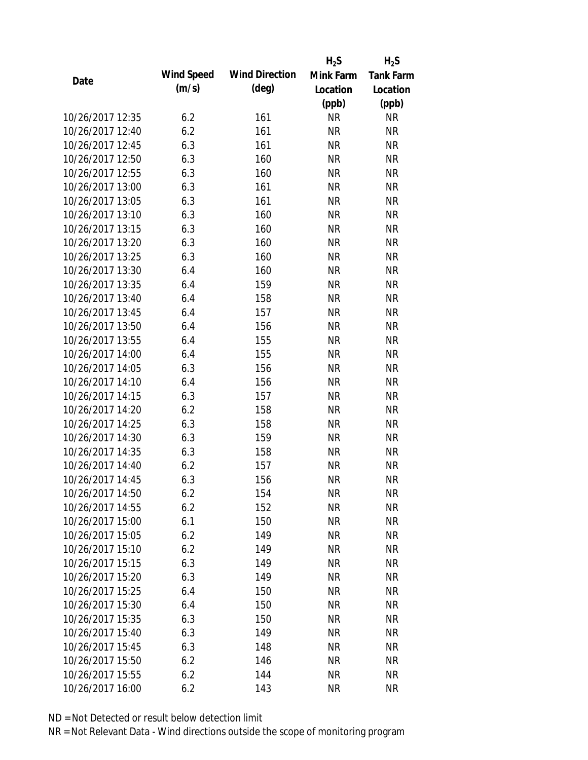| Date | Wind Speed (m/s) | Wind Direction (deg) | $H_2S$ Mink Farm Location (ppb) | $H_2S$ Tank Farm Location (ppb) |
|---|---|---|---|---|
| 10/26/2017 12:35 | 6.2 | 161 | NR | NR |
| 10/26/2017 12:40 | 6.2 | 161 | NR | NR |
| 10/26/2017 12:45 | 6.3 | 161 | NR | NR |
| 10/26/2017 12:50 | 6.3 | 160 | NR | NR |
| 10/26/2017 12:55 | 6.3 | 160 | NR | NR |
| 10/26/2017 13:00 | 6.3 | 161 | NR | NR |
| 10/26/2017 13:05 | 6.3 | 161 | NR | NR |
| 10/26/2017 13:10 | 6.3 | 160 | NR | NR |
| 10/26/2017 13:15 | 6.3 | 160 | NR | NR |
| 10/26/2017 13:20 | 6.3 | 160 | NR | NR |
| 10/26/2017 13:25 | 6.3 | 160 | NR | NR |
| 10/26/2017 13:30 | 6.4 | 160 | NR | NR |
| 10/26/2017 13:35 | 6.4 | 159 | NR | NR |
| 10/26/2017 13:40 | 6.4 | 158 | NR | NR |
| 10/26/2017 13:45 | 6.4 | 157 | NR | NR |
| 10/26/2017 13:50 | 6.4 | 156 | NR | NR |
| 10/26/2017 13:55 | 6.4 | 155 | NR | NR |
| 10/26/2017 14:00 | 6.4 | 155 | NR | NR |
| 10/26/2017 14:05 | 6.3 | 156 | NR | NR |
| 10/26/2017 14:10 | 6.4 | 156 | NR | NR |
| 10/26/2017 14:15 | 6.3 | 157 | NR | NR |
| 10/26/2017 14:20 | 6.2 | 158 | NR | NR |
| 10/26/2017 14:25 | 6.3 | 158 | NR | NR |
| 10/26/2017 14:30 | 6.3 | 159 | NR | NR |
| 10/26/2017 14:35 | 6.3 | 158 | NR | NR |
| 10/26/2017 14:40 | 6.2 | 157 | NR | NR |
| 10/26/2017 14:45 | 6.3 | 156 | NR | NR |
| 10/26/2017 14:50 | 6.2 | 154 | NR | NR |
| 10/26/2017 14:55 | 6.2 | 152 | NR | NR |
| 10/26/2017 15:00 | 6.1 | 150 | NR | NR |
| 10/26/2017 15:05 | 6.2 | 149 | NR | NR |
| 10/26/2017 15:10 | 6.2 | 149 | NR | NR |
| 10/26/2017 15:15 | 6.3 | 149 | NR | NR |
| 10/26/2017 15:20 | 6.3 | 149 | NR | NR |
| 10/26/2017 15:25 | 6.4 | 150 | NR | NR |
| 10/26/2017 15:30 | 6.4 | 150 | NR | NR |
| 10/26/2017 15:35 | 6.3 | 150 | NR | NR |
| 10/26/2017 15:40 | 6.3 | 149 | NR | NR |
| 10/26/2017 15:45 | 6.3 | 148 | NR | NR |
| 10/26/2017 15:50 | 6.2 | 146 | NR | NR |
| 10/26/2017 15:55 | 6.2 | 144 | NR | NR |
| 10/26/2017 16:00 | 6.2 | 143 | NR | NR |

ND = Not Detected or result below detection limit

NR = Not Relevant Data - Wind directions outside the scope of monitoring program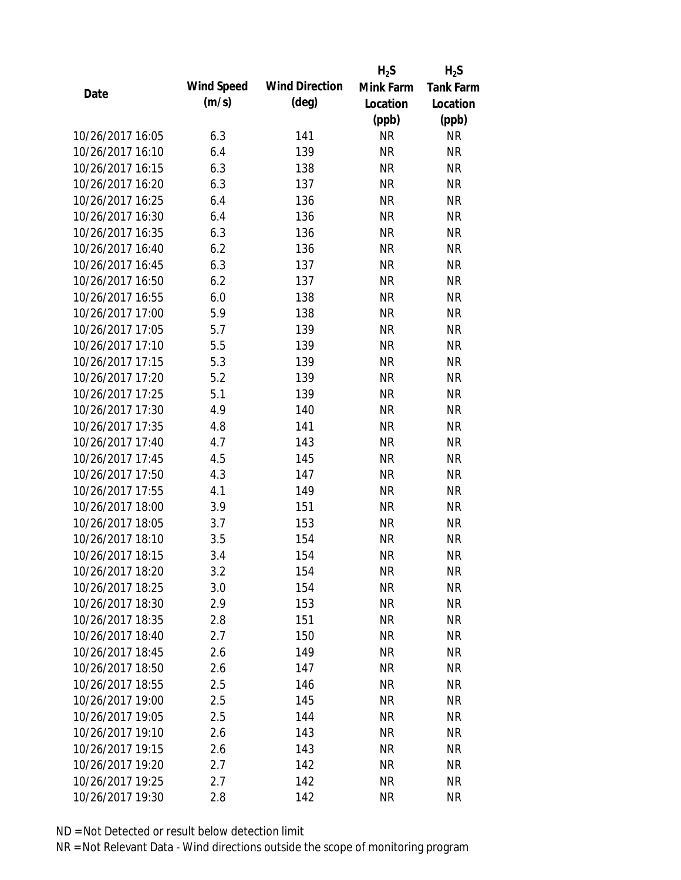| Date | Wind Speed (m/s) | Wind Direction (deg) | $H_2S$ Mink Farm Location (ppb) | $H_2S$ Tank Farm Location (ppb) |
|---|---|---|---|---|
| 10/26/2017 16:05 | 6.3 | 141 | NR | NR |
| 10/26/2017 16:10 | 6.4 | 139 | NR | NR |
| 10/26/2017 16:15 | 6.3 | 138 | NR | NR |
| 10/26/2017 16:20 | 6.3 | 137 | NR | NR |
| 10/26/2017 16:25 | 6.4 | 136 | NR | NR |
| 10/26/2017 16:30 | 6.4 | 136 | NR | NR |
| 10/26/2017 16:35 | 6.3 | 136 | NR | NR |
| 10/26/2017 16:40 | 6.2 | 136 | NR | NR |
| 10/26/2017 16:45 | 6.3 | 137 | NR | NR |
| 10/26/2017 16:50 | 6.2 | 137 | NR | NR |
| 10/26/2017 16:55 | 6.0 | 138 | NR | NR |
| 10/26/2017 17:00 | 5.9 | 138 | NR | NR |
| 10/26/2017 17:05 | 5.7 | 139 | NR | NR |
| 10/26/2017 17:10 | 5.5 | 139 | NR | NR |
| 10/26/2017 17:15 | 5.3 | 139 | NR | NR |
| 10/26/2017 17:20 | 5.2 | 139 | NR | NR |
| 10/26/2017 17:25 | 5.1 | 139 | NR | NR |
| 10/26/2017 17:30 | 4.9 | 140 | NR | NR |
| 10/26/2017 17:35 | 4.8 | 141 | NR | NR |
| 10/26/2017 17:40 | 4.7 | 143 | NR | NR |
| 10/26/2017 17:45 | 4.5 | 145 | NR | NR |
| 10/26/2017 17:50 | 4.3 | 147 | NR | NR |
| 10/26/2017 17:55 | 4.1 | 149 | NR | NR |
| 10/26/2017 18:00 | 3.9 | 151 | NR | NR |
| 10/26/2017 18:05 | 3.7 | 153 | NR | NR |
| 10/26/2017 18:10 | 3.5 | 154 | NR | NR |
| 10/26/2017 18:15 | 3.4 | 154 | NR | NR |
| 10/26/2017 18:20 | 3.2 | 154 | NR | NR |
| 10/26/2017 18:25 | 3.0 | 154 | NR | NR |
| 10/26/2017 18:30 | 2.9 | 153 | NR | NR |
| 10/26/2017 18:35 | 2.8 | 151 | NR | NR |
| 10/26/2017 18:40 | 2.7 | 150 | NR | NR |
| 10/26/2017 18:45 | 2.6 | 149 | NR | NR |
| 10/26/2017 18:50 | 2.6 | 147 | NR | NR |
| 10/26/2017 18:55 | 2.5 | 146 | NR | NR |
| 10/26/2017 19:00 | 2.5 | 145 | NR | NR |
| 10/26/2017 19:05 | 2.5 | 144 | NR | NR |
| 10/26/2017 19:10 | 2.6 | 143 | NR | NR |
| 10/26/2017 19:15 | 2.6 | 143 | NR | NR |
| 10/26/2017 19:20 | 2.7 | 142 | NR | NR |
| 10/26/2017 19:25 | 2.7 | 142 | NR | NR |
| 10/26/2017 19:30 | 2.8 | 142 | NR | NR |

ND = Not Detected or result below detection limit

NR = Not Relevant Data - Wind directions outside the scope of monitoring program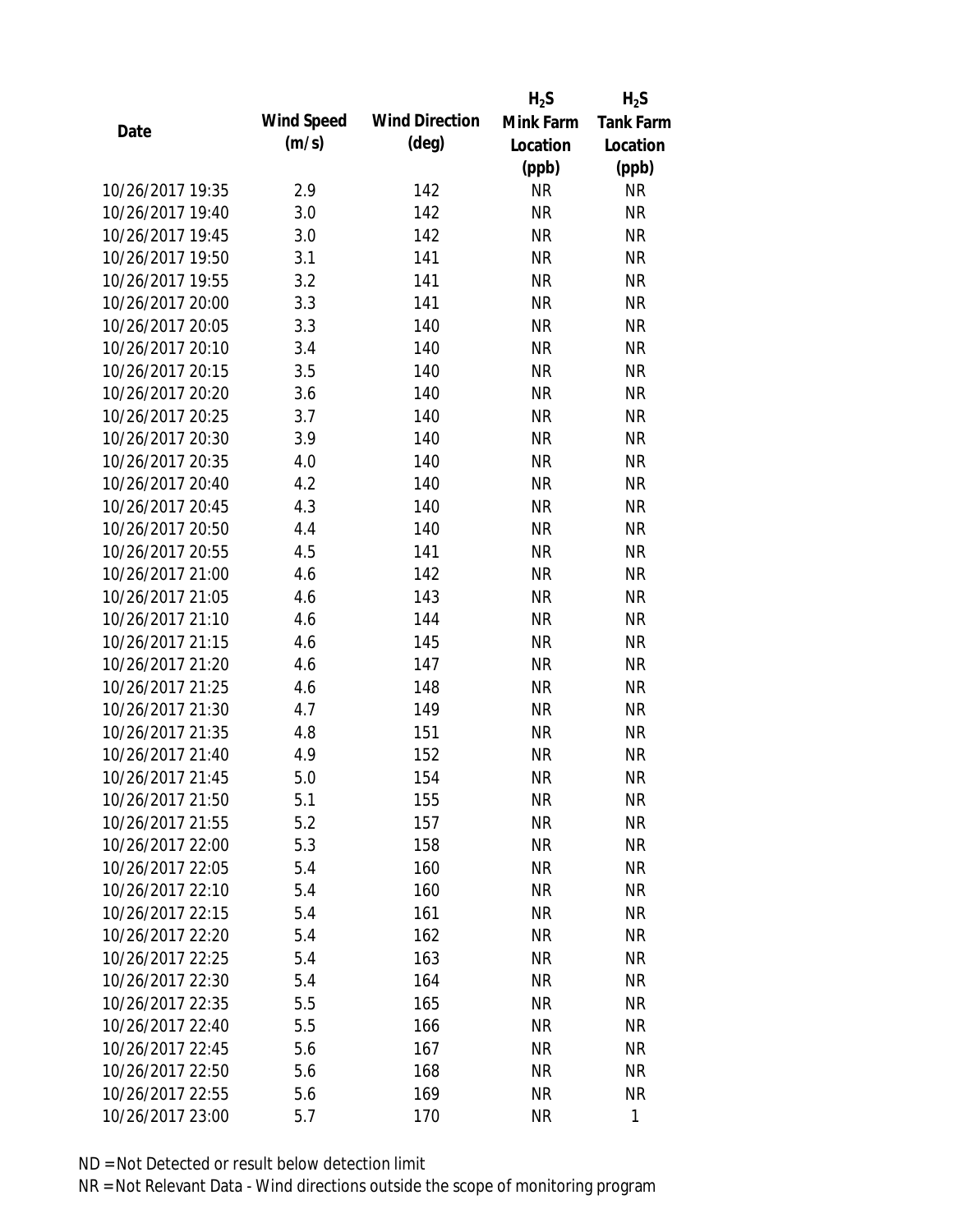| Date | Wind Speed (m/s) | Wind Direction (deg) | $H_2S$ Mink Farm Location (ppb) | $H_2S$ Tank Farm Location (ppb) |
|---|---|---|---|---|
| 10/26/2017 19:35 | 2.9 | 142 | NR | NR |
| 10/26/2017 19:40 | 3.0 | 142 | NR | NR |
| 10/26/2017 19:45 | 3.0 | 142 | NR | NR |
| 10/26/2017 19:50 | 3.1 | 141 | NR | NR |
| 10/26/2017 19:55 | 3.2 | 141 | NR | NR |
| 10/26/2017 20:00 | 3.3 | 141 | NR | NR |
| 10/26/2017 20:05 | 3.3 | 140 | NR | NR |
| 10/26/2017 20:10 | 3.4 | 140 | NR | NR |
| 10/26/2017 20:15 | 3.5 | 140 | NR | NR |
| 10/26/2017 20:20 | 3.6 | 140 | NR | NR |
| 10/26/2017 20:25 | 3.7 | 140 | NR | NR |
| 10/26/2017 20:30 | 3.9 | 140 | NR | NR |
| 10/26/2017 20:35 | 4.0 | 140 | NR | NR |
| 10/26/2017 20:40 | 4.2 | 140 | NR | NR |
| 10/26/2017 20:45 | 4.3 | 140 | NR | NR |
| 10/26/2017 20:50 | 4.4 | 140 | NR | NR |
| 10/26/2017 20:55 | 4.5 | 141 | NR | NR |
| 10/26/2017 21:00 | 4.6 | 142 | NR | NR |
| 10/26/2017 21:05 | 4.6 | 143 | NR | NR |
| 10/26/2017 21:10 | 4.6 | 144 | NR | NR |
| 10/26/2017 21:15 | 4.6 | 145 | NR | NR |
| 10/26/2017 21:20 | 4.6 | 147 | NR | NR |
| 10/26/2017 21:25 | 4.6 | 148 | NR | NR |
| 10/26/2017 21:30 | 4.7 | 149 | NR | NR |
| 10/26/2017 21:35 | 4.8 | 151 | NR | NR |
| 10/26/2017 21:40 | 4.9 | 152 | NR | NR |
| 10/26/2017 21:45 | 5.0 | 154 | NR | NR |
| 10/26/2017 21:50 | 5.1 | 155 | NR | NR |
| 10/26/2017 21:55 | 5.2 | 157 | NR | NR |
| 10/26/2017 22:00 | 5.3 | 158 | NR | NR |
| 10/26/2017 22:05 | 5.4 | 160 | NR | NR |
| 10/26/2017 22:10 | 5.4 | 160 | NR | NR |
| 10/26/2017 22:15 | 5.4 | 161 | NR | NR |
| 10/26/2017 22:20 | 5.4 | 162 | NR | NR |
| 10/26/2017 22:25 | 5.4 | 163 | NR | NR |
| 10/26/2017 22:30 | 5.4 | 164 | NR | NR |
| 10/26/2017 22:35 | 5.5 | 165 | NR | NR |
| 10/26/2017 22:40 | 5.5 | 166 | NR | NR |
| 10/26/2017 22:45 | 5.6 | 167 | NR | NR |
| 10/26/2017 22:50 | 5.6 | 168 | NR | NR |
| 10/26/2017 22:55 | 5.6 | 169 | NR | NR |
| 10/26/2017 23:00 | 5.7 | 170 | NR | 1 |

ND = Not Detected or result below detection limit
NR = Not Relevant Data - Wind directions outside the scope of monitoring program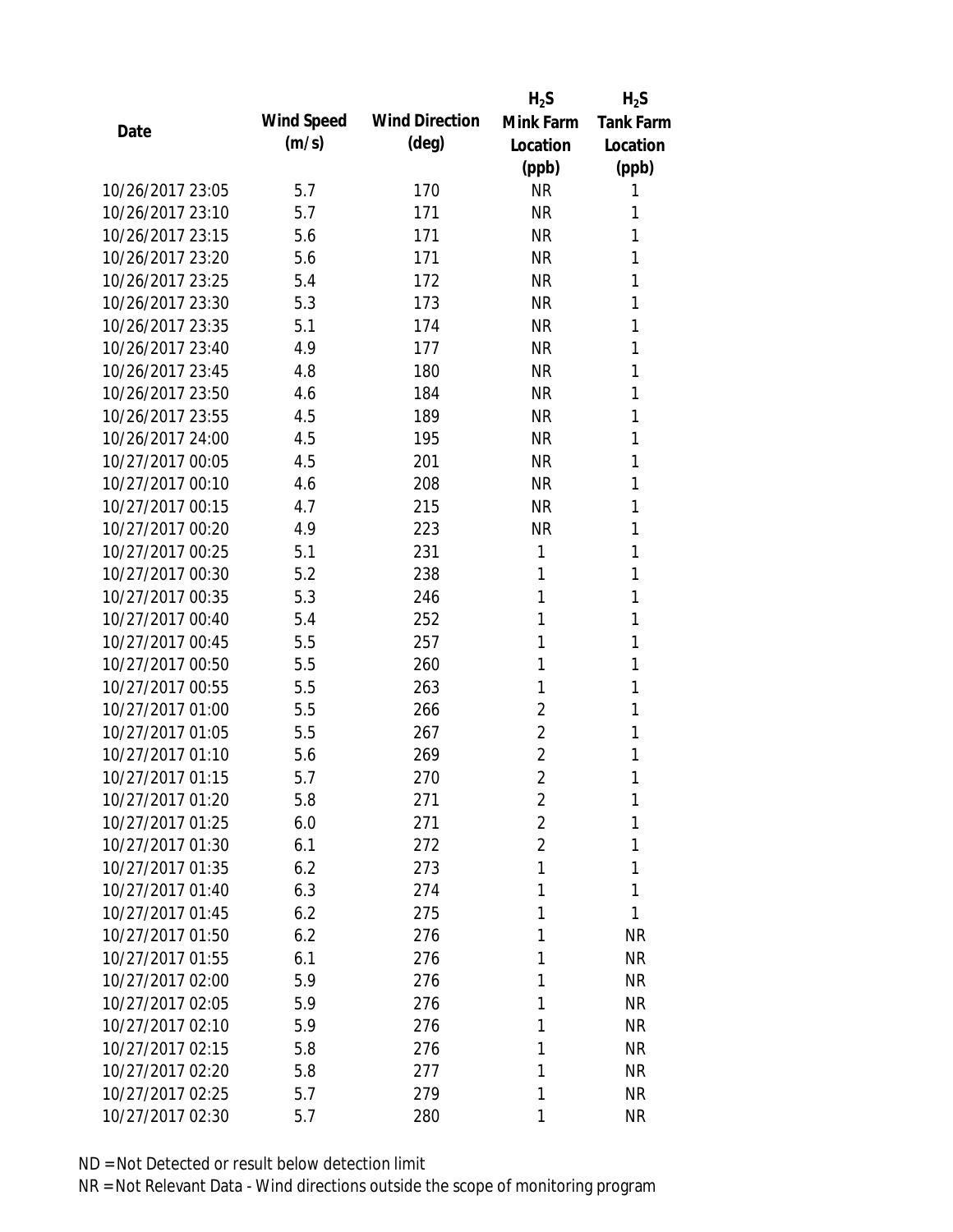| Date | Wind Speed (m/s) | Wind Direction (deg) | $H_2S$ Mink Farm Location (ppb) | $H_2S$ Tank Farm Location (ppb) |
|---|---|---|---|---|
| 10/26/2017 23:05 | 5.7 | 170 | NR | 1 |
| 10/26/2017 23:10 | 5.7 | 171 | NR | 1 |
| 10/26/2017 23:15 | 5.6 | 171 | NR | 1 |
| 10/26/2017 23:20 | 5.6 | 171 | NR | 1 |
| 10/26/2017 23:25 | 5.4 | 172 | NR | 1 |
| 10/26/2017 23:30 | 5.3 | 173 | NR | 1 |
| 10/26/2017 23:35 | 5.1 | 174 | NR | 1 |
| 10/26/2017 23:40 | 4.9 | 177 | NR | 1 |
| 10/26/2017 23:45 | 4.8 | 180 | NR | 1 |
| 10/26/2017 23:50 | 4.6 | 184 | NR | 1 |
| 10/26/2017 23:55 | 4.5 | 189 | NR | 1 |
| 10/26/2017 24:00 | 4.5 | 195 | NR | 1 |
| 10/27/2017 00:05 | 4.5 | 201 | NR | 1 |
| 10/27/2017 00:10 | 4.6 | 208 | NR | 1 |
| 10/27/2017 00:15 | 4.7 | 215 | NR | 1 |
| 10/27/2017 00:20 | 4.9 | 223 | NR | 1 |
| 10/27/2017 00:25 | 5.1 | 231 | 1 | 1 |
| 10/27/2017 00:30 | 5.2 | 238 | 1 | 1 |
| 10/27/2017 00:35 | 5.3 | 246 | 1 | 1 |
| 10/27/2017 00:40 | 5.4 | 252 | 1 | 1 |
| 10/27/2017 00:45 | 5.5 | 257 | 1 | 1 |
| 10/27/2017 00:50 | 5.5 | 260 | 1 | 1 |
| 10/27/2017 00:55 | 5.5 | 263 | 1 | 1 |
| 10/27/2017 01:00 | 5.5 | 266 | 2 | 1 |
| 10/27/2017 01:05 | 5.5 | 267 | 2 | 1 |
| 10/27/2017 01:10 | 5.6 | 269 | 2 | 1 |
| 10/27/2017 01:15 | 5.7 | 270 | 2 | 1 |
| 10/27/2017 01:20 | 5.8 | 271 | 2 | 1 |
| 10/27/2017 01:25 | 6.0 | 271 | 2 | 1 |
| 10/27/2017 01:30 | 6.1 | 272 | 2 | 1 |
| 10/27/2017 01:35 | 6.2 | 273 | 1 | 1 |
| 10/27/2017 01:40 | 6.3 | 274 | 1 | 1 |
| 10/27/2017 01:45 | 6.2 | 275 | 1 | 1 |
| 10/27/2017 01:50 | 6.2 | 276 | 1 | NR |
| 10/27/2017 01:55 | 6.1 | 276 | 1 | NR |
| 10/27/2017 02:00 | 5.9 | 276 | 1 | NR |
| 10/27/2017 02:05 | 5.9 | 276 | 1 | NR |
| 10/27/2017 02:10 | 5.9 | 276 | 1 | NR |
| 10/27/2017 02:15 | 5.8 | 276 | 1 | NR |
| 10/27/2017 02:20 | 5.8 | 277 | 1 | NR |
| 10/27/2017 02:25 | 5.7 | 279 | 1 | NR |
| 10/27/2017 02:30 | 5.7 | 280 | 1 | NR |

ND = Not Detected or result below detection limit

NR = Not Relevant Data - Wind directions outside the scope of monitoring program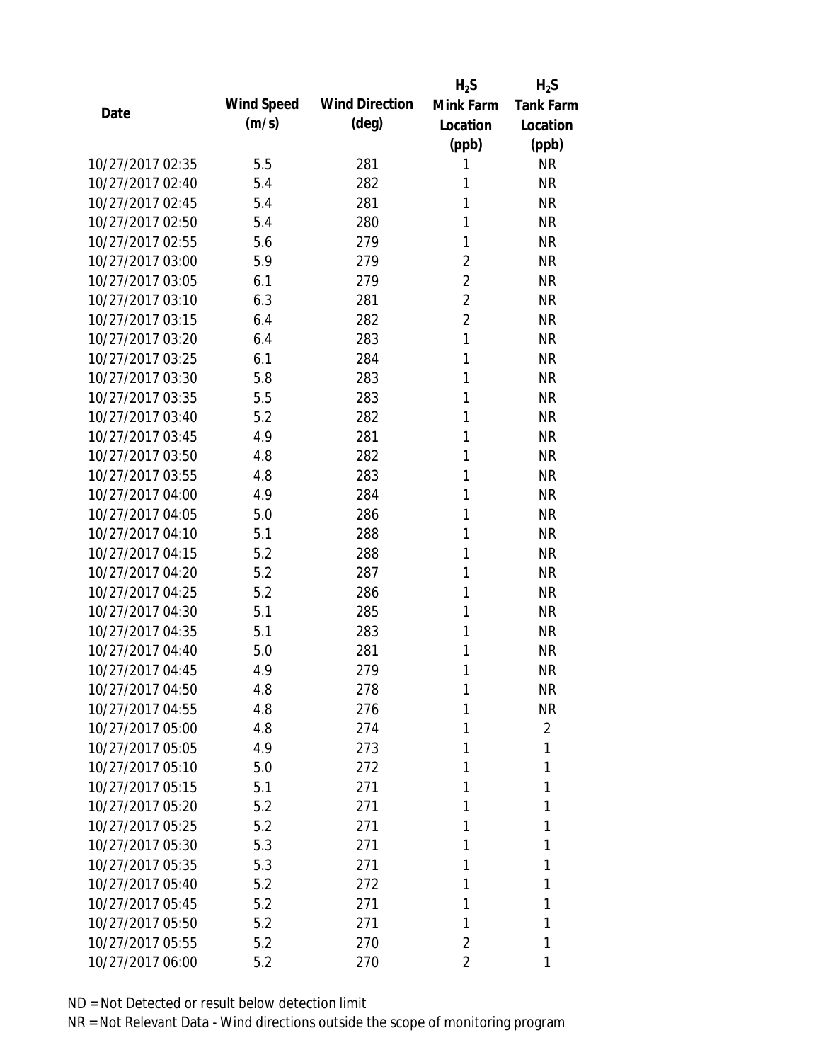| Date | Wind Speed (m/s) | Wind Direction (deg) | $H_2S$ Mink Farm Location (ppb) | $H_2S$ Tank Farm Location (ppb) |
|---|---|---|---|---|
| 10/27/2017 02:35 | 5.5 | 281 | 1 | NR |
| 10/27/2017 02:40 | 5.4 | 282 | 1 | NR |
| 10/27/2017 02:45 | 5.4 | 281 | 1 | NR |
| 10/27/2017 02:50 | 5.4 | 280 | 1 | NR |
| 10/27/2017 02:55 | 5.6 | 279 | 1 | NR |
| 10/27/2017 03:00 | 5.9 | 279 | 2 | NR |
| 10/27/2017 03:05 | 6.1 | 279 | 2 | NR |
| 10/27/2017 03:10 | 6.3 | 281 | 2 | NR |
| 10/27/2017 03:15 | 6.4 | 282 | 2 | NR |
| 10/27/2017 03:20 | 6.4 | 283 | 1 | NR |
| 10/27/2017 03:25 | 6.1 | 284 | 1 | NR |
| 10/27/2017 03:30 | 5.8 | 283 | 1 | NR |
| 10/27/2017 03:35 | 5.5 | 283 | 1 | NR |
| 10/27/2017 03:40 | 5.2 | 282 | 1 | NR |
| 10/27/2017 03:45 | 4.9 | 281 | 1 | NR |
| 10/27/2017 03:50 | 4.8 | 282 | 1 | NR |
| 10/27/2017 03:55 | 4.8 | 283 | 1 | NR |
| 10/27/2017 04:00 | 4.9 | 284 | 1 | NR |
| 10/27/2017 04:05 | 5.0 | 286 | 1 | NR |
| 10/27/2017 04:10 | 5.1 | 288 | 1 | NR |
| 10/27/2017 04:15 | 5.2 | 288 | 1 | NR |
| 10/27/2017 04:20 | 5.2 | 287 | 1 | NR |
| 10/27/2017 04:25 | 5.2 | 286 | 1 | NR |
| 10/27/2017 04:30 | 5.1 | 285 | 1 | NR |
| 10/27/2017 04:35 | 5.1 | 283 | 1 | NR |
| 10/27/2017 04:40 | 5.0 | 281 | 1 | NR |
| 10/27/2017 04:45 | 4.9 | 279 | 1 | NR |
| 10/27/2017 04:50 | 4.8 | 278 | 1 | NR |
| 10/27/2017 04:55 | 4.8 | 276 | 1 | NR |
| 10/27/2017 05:00 | 4.8 | 274 | 1 | 2 |
| 10/27/2017 05:05 | 4.9 | 273 | 1 | 1 |
| 10/27/2017 05:10 | 5.0 | 272 | 1 | 1 |
| 10/27/2017 05:15 | 5.1 | 271 | 1 | 1 |
| 10/27/2017 05:20 | 5.2 | 271 | 1 | 1 |
| 10/27/2017 05:25 | 5.2 | 271 | 1 | 1 |
| 10/27/2017 05:30 | 5.3 | 271 | 1 | 1 |
| 10/27/2017 05:35 | 5.3 | 271 | 1 | 1 |
| 10/27/2017 05:40 | 5.2 | 272 | 1 | 1 |
| 10/27/2017 05:45 | 5.2 | 271 | 1 | 1 |
| 10/27/2017 05:50 | 5.2 | 271 | 1 | 1 |
| 10/27/2017 05:55 | 5.2 | 270 | 2 | 1 |
| 10/27/2017 06:00 | 5.2 | 270 | 2 | 1 |

ND = Not Detected or result below detection limit

NR = Not Relevant Data - Wind directions outside the scope of monitoring program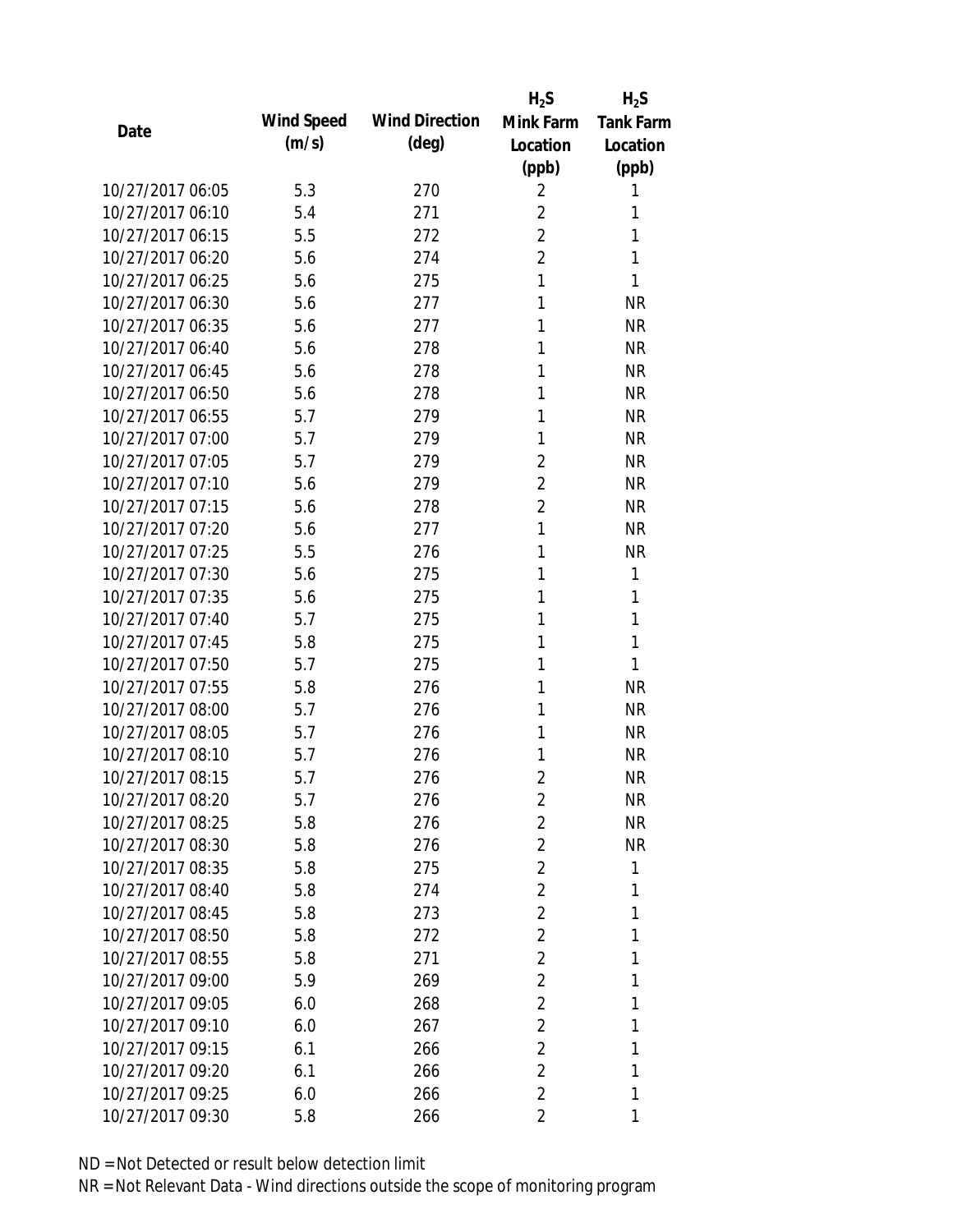| Date | Wind Speed (m/s) | Wind Direction (deg) | $H_2S$ Mink Farm Location (ppb) | $H_2S$ Tank Farm Location (ppb) |
|---|---|---|---|---|
| 10/27/2017 06:05 | 5.3 | 270 | 2 | 1 |
| 10/27/2017 06:10 | 5.4 | 271 | 2 | 1 |
| 10/27/2017 06:15 | 5.5 | 272 | 2 | 1 |
| 10/27/2017 06:20 | 5.6 | 274 | 2 | 1 |
| 10/27/2017 06:25 | 5.6 | 275 | 1 | 1 |
| 10/27/2017 06:30 | 5.6 | 277 | 1 | NR |
| 10/27/2017 06:35 | 5.6 | 277 | 1 | NR |
| 10/27/2017 06:40 | 5.6 | 278 | 1 | NR |
| 10/27/2017 06:45 | 5.6 | 278 | 1 | NR |
| 10/27/2017 06:50 | 5.6 | 278 | 1 | NR |
| 10/27/2017 06:55 | 5.7 | 279 | 1 | NR |
| 10/27/2017 07:00 | 5.7 | 279 | 1 | NR |
| 10/27/2017 07:05 | 5.7 | 279 | 2 | NR |
| 10/27/2017 07:10 | 5.6 | 279 | 2 | NR |
| 10/27/2017 07:15 | 5.6 | 278 | 2 | NR |
| 10/27/2017 07:20 | 5.6 | 277 | 1 | NR |
| 10/27/2017 07:25 | 5.5 | 276 | 1 | NR |
| 10/27/2017 07:30 | 5.6 | 275 | 1 | 1 |
| 10/27/2017 07:35 | 5.6 | 275 | 1 | 1 |
| 10/27/2017 07:40 | 5.7 | 275 | 1 | 1 |
| 10/27/2017 07:45 | 5.8 | 275 | 1 | 1 |
| 10/27/2017 07:50 | 5.7 | 275 | 1 | 1 |
| 10/27/2017 07:55 | 5.8 | 276 | 1 | NR |
| 10/27/2017 08:00 | 5.7 | 276 | 1 | NR |
| 10/27/2017 08:05 | 5.7 | 276 | 1 | NR |
| 10/27/2017 08:10 | 5.7 | 276 | 1 | NR |
| 10/27/2017 08:15 | 5.7 | 276 | 2 | NR |
| 10/27/2017 08:20 | 5.7 | 276 | 2 | NR |
| 10/27/2017 08:25 | 5.8 | 276 | 2 | NR |
| 10/27/2017 08:30 | 5.8 | 276 | 2 | NR |
| 10/27/2017 08:35 | 5.8 | 275 | 2 | 1 |
| 10/27/2017 08:40 | 5.8 | 274 | 2 | 1 |
| 10/27/2017 08:45 | 5.8 | 273 | 2 | 1 |
| 10/27/2017 08:50 | 5.8 | 272 | 2 | 1 |
| 10/27/2017 08:55 | 5.8 | 271 | 2 | 1 |
| 10/27/2017 09:00 | 5.9 | 269 | 2 | 1 |
| 10/27/2017 09:05 | 6.0 | 268 | 2 | 1 |
| 10/27/2017 09:10 | 6.0 | 267 | 2 | 1 |
| 10/27/2017 09:15 | 6.1 | 266 | 2 | 1 |
| 10/27/2017 09:20 | 6.1 | 266 | 2 | 1 |
| 10/27/2017 09:25 | 6.0 | 266 | 2 | 1 |
| 10/27/2017 09:30 | 5.8 | 266 | 2 | 1 |

ND = Not Detected or result below detection limit

NR = Not Relevant Data - Wind directions outside the scope of monitoring program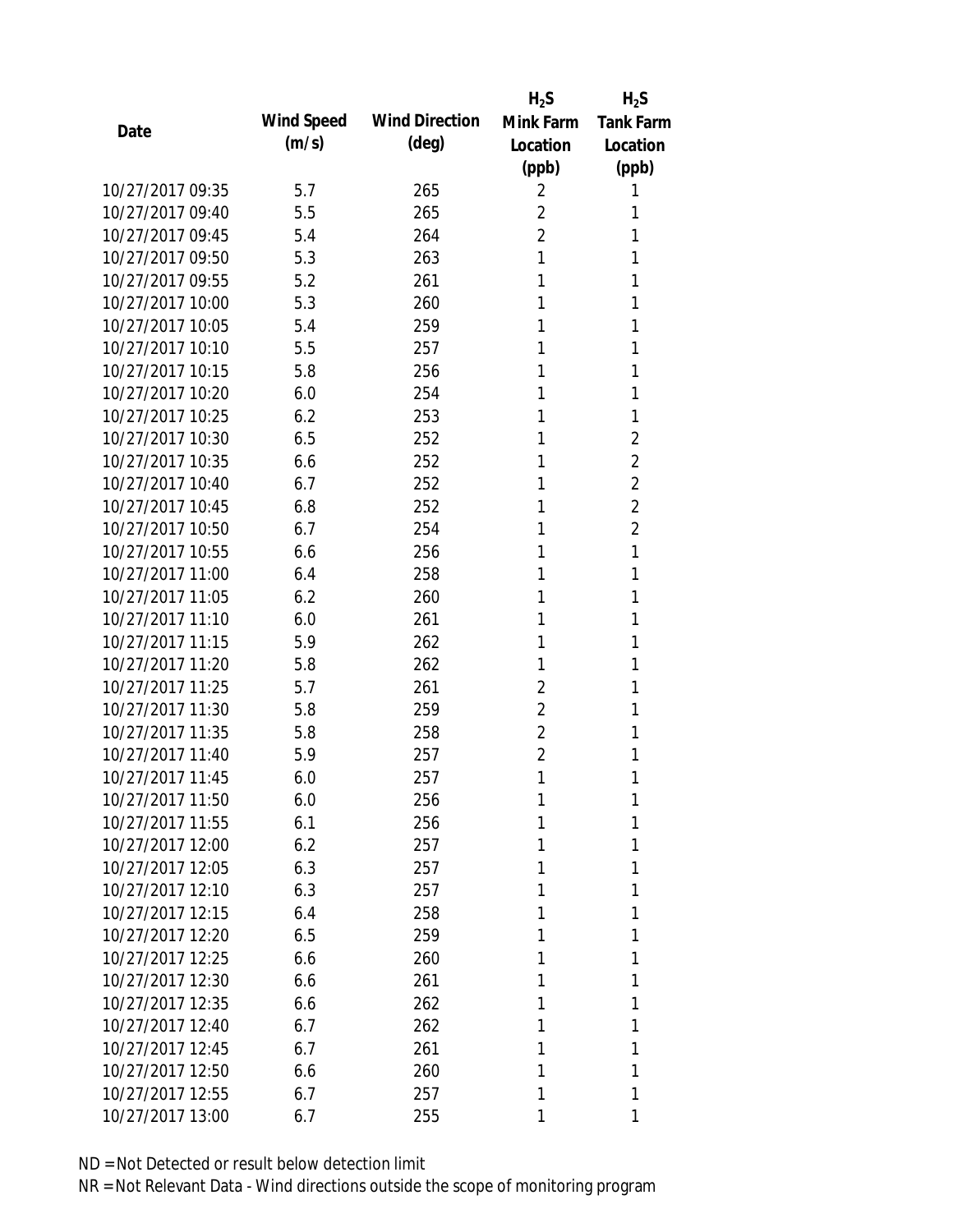| Date | Wind Speed (m/s) | Wind Direction (deg) | $H_2S$ Mink Farm Location (ppb) | $H_2S$ Tank Farm Location (ppb) |
|---|---|---|---|---|
| 10/27/2017 09:35 | 5.7 | 265 | 2 | 1 |
| 10/27/2017 09:40 | 5.5 | 265 | 2 | 1 |
| 10/27/2017 09:45 | 5.4 | 264 | 2 | 1 |
| 10/27/2017 09:50 | 5.3 | 263 | 1 | 1 |
| 10/27/2017 09:55 | 5.2 | 261 | 1 | 1 |
| 10/27/2017 10:00 | 5.3 | 260 | 1 | 1 |
| 10/27/2017 10:05 | 5.4 | 259 | 1 | 1 |
| 10/27/2017 10:10 | 5.5 | 257 | 1 | 1 |
| 10/27/2017 10:15 | 5.8 | 256 | 1 | 1 |
| 10/27/2017 10:20 | 6.0 | 254 | 1 | 1 |
| 10/27/2017 10:25 | 6.2 | 253 | 1 | 1 |
| 10/27/2017 10:30 | 6.5 | 252 | 1 | 2 |
| 10/27/2017 10:35 | 6.6 | 252 | 1 | 2 |
| 10/27/2017 10:40 | 6.7 | 252 | 1 | 2 |
| 10/27/2017 10:45 | 6.8 | 252 | 1 | 2 |
| 10/27/2017 10:50 | 6.7 | 254 | 1 | 2 |
| 10/27/2017 10:55 | 6.6 | 256 | 1 | 1 |
| 10/27/2017 11:00 | 6.4 | 258 | 1 | 1 |
| 10/27/2017 11:05 | 6.2 | 260 | 1 | 1 |
| 10/27/2017 11:10 | 6.0 | 261 | 1 | 1 |
| 10/27/2017 11:15 | 5.9 | 262 | 1 | 1 |
| 10/27/2017 11:20 | 5.8 | 262 | 1 | 1 |
| 10/27/2017 11:25 | 5.7 | 261 | 2 | 1 |
| 10/27/2017 11:30 | 5.8 | 259 | 2 | 1 |
| 10/27/2017 11:35 | 5.8 | 258 | 2 | 1 |
| 10/27/2017 11:40 | 5.9 | 257 | 2 | 1 |
| 10/27/2017 11:45 | 6.0 | 257 | 1 | 1 |
| 10/27/2017 11:50 | 6.0 | 256 | 1 | 1 |
| 10/27/2017 11:55 | 6.1 | 256 | 1 | 1 |
| 10/27/2017 12:00 | 6.2 | 257 | 1 | 1 |
| 10/27/2017 12:05 | 6.3 | 257 | 1 | 1 |
| 10/27/2017 12:10 | 6.3 | 257 | 1 | 1 |
| 10/27/2017 12:15 | 6.4 | 258 | 1 | 1 |
| 10/27/2017 12:20 | 6.5 | 259 | 1 | 1 |
| 10/27/2017 12:25 | 6.6 | 260 | 1 | 1 |
| 10/27/2017 12:30 | 6.6 | 261 | 1 | 1 |
| 10/27/2017 12:35 | 6.6 | 262 | 1 | 1 |
| 10/27/2017 12:40 | 6.7 | 262 | 1 | 1 |
| 10/27/2017 12:45 | 6.7 | 261 | 1 | 1 |
| 10/27/2017 12:50 | 6.6 | 260 | 1 | 1 |
| 10/27/2017 12:55 | 6.7 | 257 | 1 | 1 |
| 10/27/2017 13:00 | 6.7 | 255 | 1 | 1 |

ND = Not Detected or result below detection limit

NR = Not Relevant Data - Wind directions outside the scope of monitoring program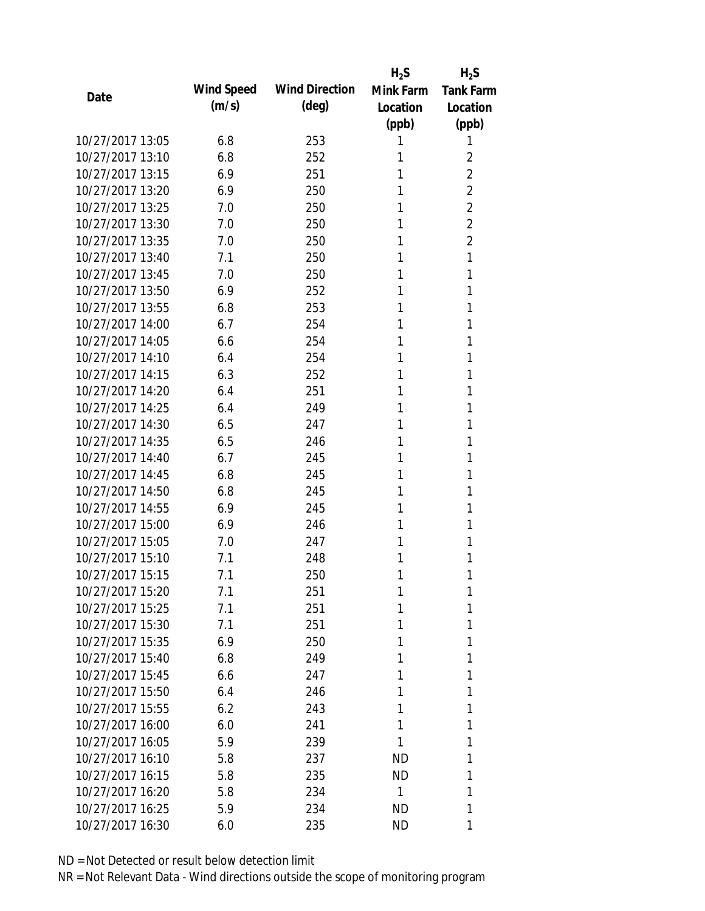| Date | Wind Speed (m/s) | Wind Direction (deg) | $H_2S$ Mink Farm Location (ppb) | $H_2S$ Tank Farm Location (ppb) |
|---|---|---|---|---|
| 10/27/2017 13:05 | 6.8 | 253 | 1 | 1 |
| 10/27/2017 13:10 | 6.8 | 252 | 1 | 2 |
| 10/27/2017 13:15 | 6.9 | 251 | 1 | 2 |
| 10/27/2017 13:20 | 6.9 | 250 | 1 | 2 |
| 10/27/2017 13:25 | 7.0 | 250 | 1 | 2 |
| 10/27/2017 13:30 | 7.0 | 250 | 1 | 2 |
| 10/27/2017 13:35 | 7.0 | 250 | 1 | 2 |
| 10/27/2017 13:40 | 7.1 | 250 | 1 | 1 |
| 10/27/2017 13:45 | 7.0 | 250 | 1 | 1 |
| 10/27/2017 13:50 | 6.9 | 252 | 1 | 1 |
| 10/27/2017 13:55 | 6.8 | 253 | 1 | 1 |
| 10/27/2017 14:00 | 6.7 | 254 | 1 | 1 |
| 10/27/2017 14:05 | 6.6 | 254 | 1 | 1 |
| 10/27/2017 14:10 | 6.4 | 254 | 1 | 1 |
| 10/27/2017 14:15 | 6.3 | 252 | 1 | 1 |
| 10/27/2017 14:20 | 6.4 | 251 | 1 | 1 |
| 10/27/2017 14:25 | 6.4 | 249 | 1 | 1 |
| 10/27/2017 14:30 | 6.5 | 247 | 1 | 1 |
| 10/27/2017 14:35 | 6.5 | 246 | 1 | 1 |
| 10/27/2017 14:40 | 6.7 | 245 | 1 | 1 |
| 10/27/2017 14:45 | 6.8 | 245 | 1 | 1 |
| 10/27/2017 14:50 | 6.8 | 245 | 1 | 1 |
| 10/27/2017 14:55 | 6.9 | 245 | 1 | 1 |
| 10/27/2017 15:00 | 6.9 | 246 | 1 | 1 |
| 10/27/2017 15:05 | 7.0 | 247 | 1 | 1 |
| 10/27/2017 15:10 | 7.1 | 248 | 1 | 1 |
| 10/27/2017 15:15 | 7.1 | 250 | 1 | 1 |
| 10/27/2017 15:20 | 7.1 | 251 | 1 | 1 |
| 10/27/2017 15:25 | 7.1 | 251 | 1 | 1 |
| 10/27/2017 15:30 | 7.1 | 251 | 1 | 1 |
| 10/27/2017 15:35 | 6.9 | 250 | 1 | 1 |
| 10/27/2017 15:40 | 6.8 | 249 | 1 | 1 |
| 10/27/2017 15:45 | 6.6 | 247 | 1 | 1 |
| 10/27/2017 15:50 | 6.4 | 246 | 1 | 1 |
| 10/27/2017 15:55 | 6.2 | 243 | 1 | 1 |
| 10/27/2017 16:00 | 6.0 | 241 | 1 | 1 |
| 10/27/2017 16:05 | 5.9 | 239 | 1 | 1 |
| 10/27/2017 16:10 | 5.8 | 237 | ND | 1 |
| 10/27/2017 16:15 | 5.8 | 235 | ND | 1 |
| 10/27/2017 16:20 | 5.8 | 234 | 1 | 1 |
| 10/27/2017 16:25 | 5.9 | 234 | ND | 1 |
| 10/27/2017 16:30 | 6.0 | 235 | ND | 1 |

ND = Not Detected or result below detection limit
NR = Not Relevant Data - Wind directions outside the scope of monitoring program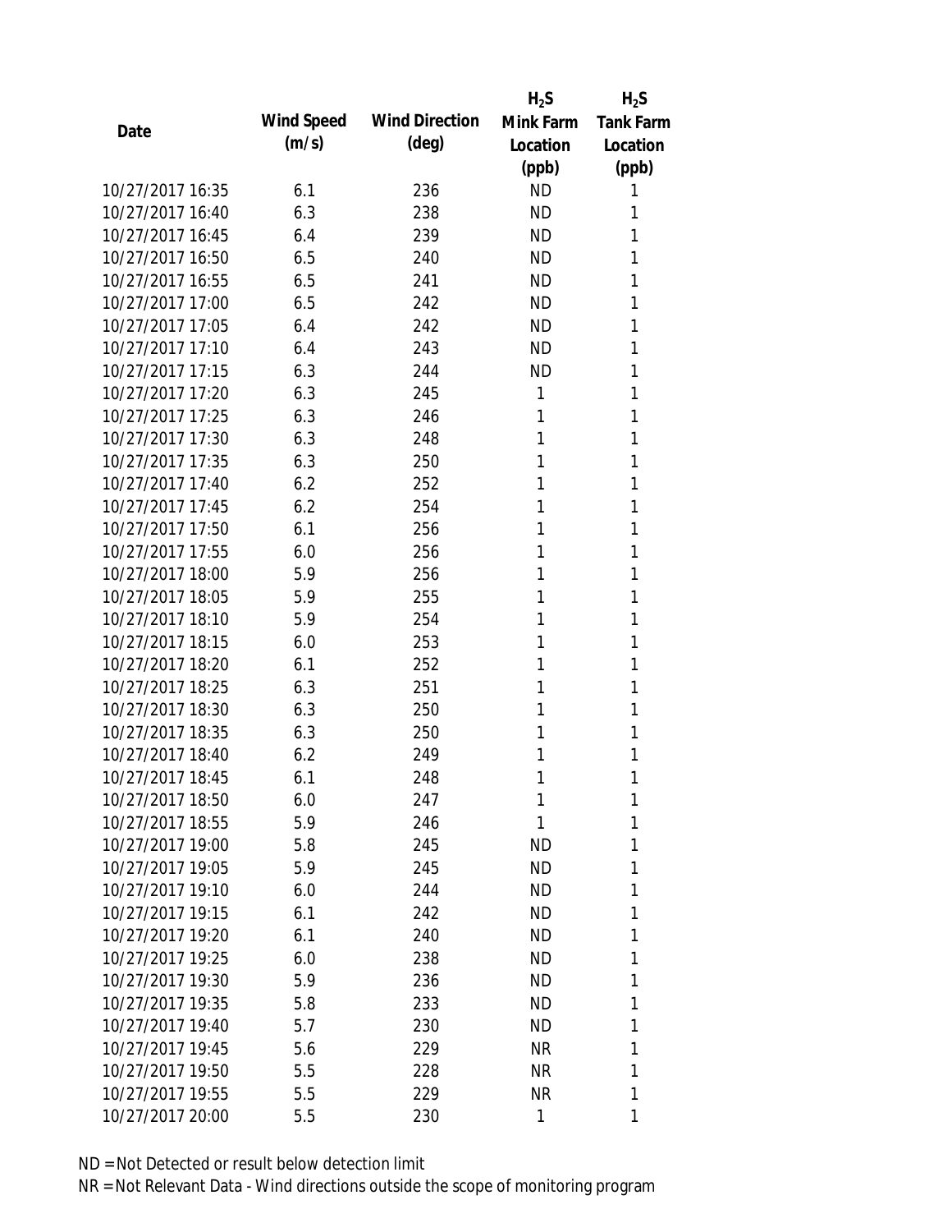| Date | Wind Speed (m/s) | Wind Direction (deg) | $H_2S$ Mink Farm Location (ppb) | $H_2S$ Tank Farm Location (ppb) |
|---|---|---|---|---|
| 10/27/2017 16:35 | 6.1 | 236 | ND | 1 |
| 10/27/2017 16:40 | 6.3 | 238 | ND | 1 |
| 10/27/2017 16:45 | 6.4 | 239 | ND | 1 |
| 10/27/2017 16:50 | 6.5 | 240 | ND | 1 |
| 10/27/2017 16:55 | 6.5 | 241 | ND | 1 |
| 10/27/2017 17:00 | 6.5 | 242 | ND | 1 |
| 10/27/2017 17:05 | 6.4 | 242 | ND | 1 |
| 10/27/2017 17:10 | 6.4 | 243 | ND | 1 |
| 10/27/2017 17:15 | 6.3 | 244 | ND | 1 |
| 10/27/2017 17:20 | 6.3 | 245 | 1 | 1 |
| 10/27/2017 17:25 | 6.3 | 246 | 1 | 1 |
| 10/27/2017 17:30 | 6.3 | 248 | 1 | 1 |
| 10/27/2017 17:35 | 6.3 | 250 | 1 | 1 |
| 10/27/2017 17:40 | 6.2 | 252 | 1 | 1 |
| 10/27/2017 17:45 | 6.2 | 254 | 1 | 1 |
| 10/27/2017 17:50 | 6.1 | 256 | 1 | 1 |
| 10/27/2017 17:55 | 6.0 | 256 | 1 | 1 |
| 10/27/2017 18:00 | 5.9 | 256 | 1 | 1 |
| 10/27/2017 18:05 | 5.9 | 255 | 1 | 1 |
| 10/27/2017 18:10 | 5.9 | 254 | 1 | 1 |
| 10/27/2017 18:15 | 6.0 | 253 | 1 | 1 |
| 10/27/2017 18:20 | 6.1 | 252 | 1 | 1 |
| 10/27/2017 18:25 | 6.3 | 251 | 1 | 1 |
| 10/27/2017 18:30 | 6.3 | 250 | 1 | 1 |
| 10/27/2017 18:35 | 6.3 | 250 | 1 | 1 |
| 10/27/2017 18:40 | 6.2 | 249 | 1 | 1 |
| 10/27/2017 18:45 | 6.1 | 248 | 1 | 1 |
| 10/27/2017 18:50 | 6.0 | 247 | 1 | 1 |
| 10/27/2017 18:55 | 5.9 | 246 | 1 | 1 |
| 10/27/2017 19:00 | 5.8 | 245 | ND | 1 |
| 10/27/2017 19:05 | 5.9 | 245 | ND | 1 |
| 10/27/2017 19:10 | 6.0 | 244 | ND | 1 |
| 10/27/2017 19:15 | 6.1 | 242 | ND | 1 |
| 10/27/2017 19:20 | 6.1 | 240 | ND | 1 |
| 10/27/2017 19:25 | 6.0 | 238 | ND | 1 |
| 10/27/2017 19:30 | 5.9 | 236 | ND | 1 |
| 10/27/2017 19:35 | 5.8 | 233 | ND | 1 |
| 10/27/2017 19:40 | 5.7 | 230 | ND | 1 |
| 10/27/2017 19:45 | 5.6 | 229 | NR | 1 |
| 10/27/2017 19:50 | 5.5 | 228 | NR | 1 |
| 10/27/2017 19:55 | 5.5 | 229 | NR | 1 |
| 10/27/2017 20:00 | 5.5 | 230 | 1 | 1 |

ND = Not Detected or result below detection limit

NR = Not Relevant Data - Wind directions outside the scope of monitoring program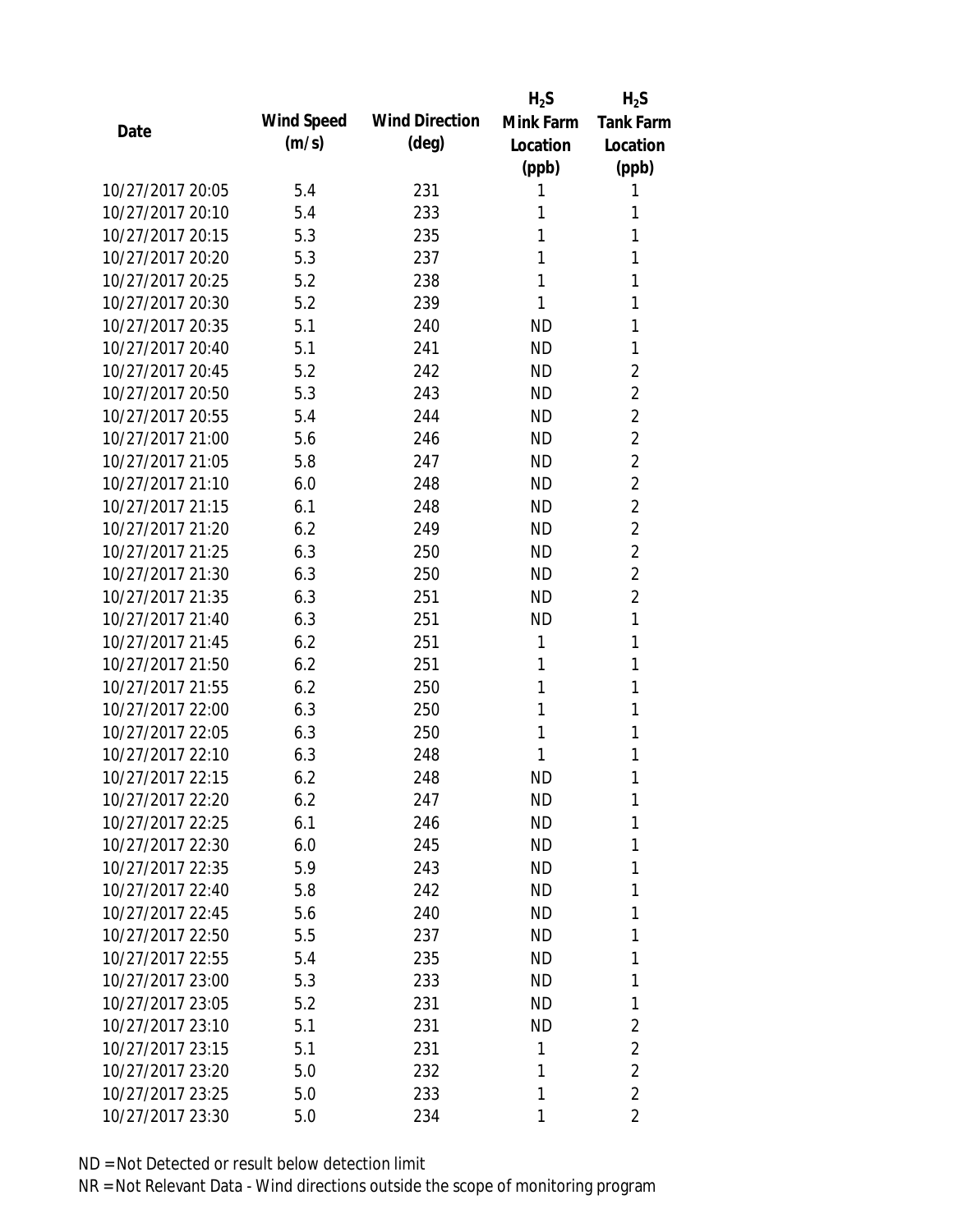| Date | Wind Speed (m/s) | Wind Direction (deg) | $H_2S$ Mink Farm Location (ppb) | $H_2S$ Tank Farm Location (ppb) |
| --- | --- | --- | --- | --- |
| 10/27/2017 20:05 | 5.4 | 231 | 1 | 1 |
| 10/27/2017 20:10 | 5.4 | 233 | 1 | 1 |
| 10/27/2017 20:15 | 5.3 | 235 | 1 | 1 |
| 10/27/2017 20:20 | 5.3 | 237 | 1 | 1 |
| 10/27/2017 20:25 | 5.2 | 238 | 1 | 1 |
| 10/27/2017 20:30 | 5.2 | 239 | 1 | 1 |
| 10/27/2017 20:35 | 5.1 | 240 | ND | 1 |
| 10/27/2017 20:40 | 5.1 | 241 | ND | 1 |
| 10/27/2017 20:45 | 5.2 | 242 | ND | 2 |
| 10/27/2017 20:50 | 5.3 | 243 | ND | 2 |
| 10/27/2017 20:55 | 5.4 | 244 | ND | 2 |
| 10/27/2017 21:00 | 5.6 | 246 | ND | 2 |
| 10/27/2017 21:05 | 5.8 | 247 | ND | 2 |
| 10/27/2017 21:10 | 6.0 | 248 | ND | 2 |
| 10/27/2017 21:15 | 6.1 | 248 | ND | 2 |
| 10/27/2017 21:20 | 6.2 | 249 | ND | 2 |
| 10/27/2017 21:25 | 6.3 | 250 | ND | 2 |
| 10/27/2017 21:30 | 6.3 | 250 | ND | 2 |
| 10/27/2017 21:35 | 6.3 | 251 | ND | 2 |
| 10/27/2017 21:40 | 6.3 | 251 | ND | 1 |
| 10/27/2017 21:45 | 6.2 | 251 | 1 | 1 |
| 10/27/2017 21:50 | 6.2 | 251 | 1 | 1 |
| 10/27/2017 21:55 | 6.2 | 250 | 1 | 1 |
| 10/27/2017 22:00 | 6.3 | 250 | 1 | 1 |
| 10/27/2017 22:05 | 6.3 | 250 | 1 | 1 |
| 10/27/2017 22:10 | 6.3 | 248 | 1 | 1 |
| 10/27/2017 22:15 | 6.2 | 248 | ND | 1 |
| 10/27/2017 22:20 | 6.2 | 247 | ND | 1 |
| 10/27/2017 22:25 | 6.1 | 246 | ND | 1 |
| 10/27/2017 22:30 | 6.0 | 245 | ND | 1 |
| 10/27/2017 22:35 | 5.9 | 243 | ND | 1 |
| 10/27/2017 22:40 | 5.8 | 242 | ND | 1 |
| 10/27/2017 22:45 | 5.6 | 240 | ND | 1 |
| 10/27/2017 22:50 | 5.5 | 237 | ND | 1 |
| 10/27/2017 22:55 | 5.4 | 235 | ND | 1 |
| 10/27/2017 23:00 | 5.3 | 233 | ND | 1 |
| 10/27/2017 23:05 | 5.2 | 231 | ND | 1 |
| 10/27/2017 23:10 | 5.1 | 231 | ND | 2 |
| 10/27/2017 23:15 | 5.1 | 231 | 1 | 2 |
| 10/27/2017 23:20 | 5.0 | 232 | 1 | 2 |
| 10/27/2017 23:25 | 5.0 | 233 | 1 | 2 |
| 10/27/2017 23:30 | 5.0 | 234 | 1 | 2 |

ND = Not Detected or result below detection limit
NR = Not Relevant Data - Wind directions outside the scope of monitoring program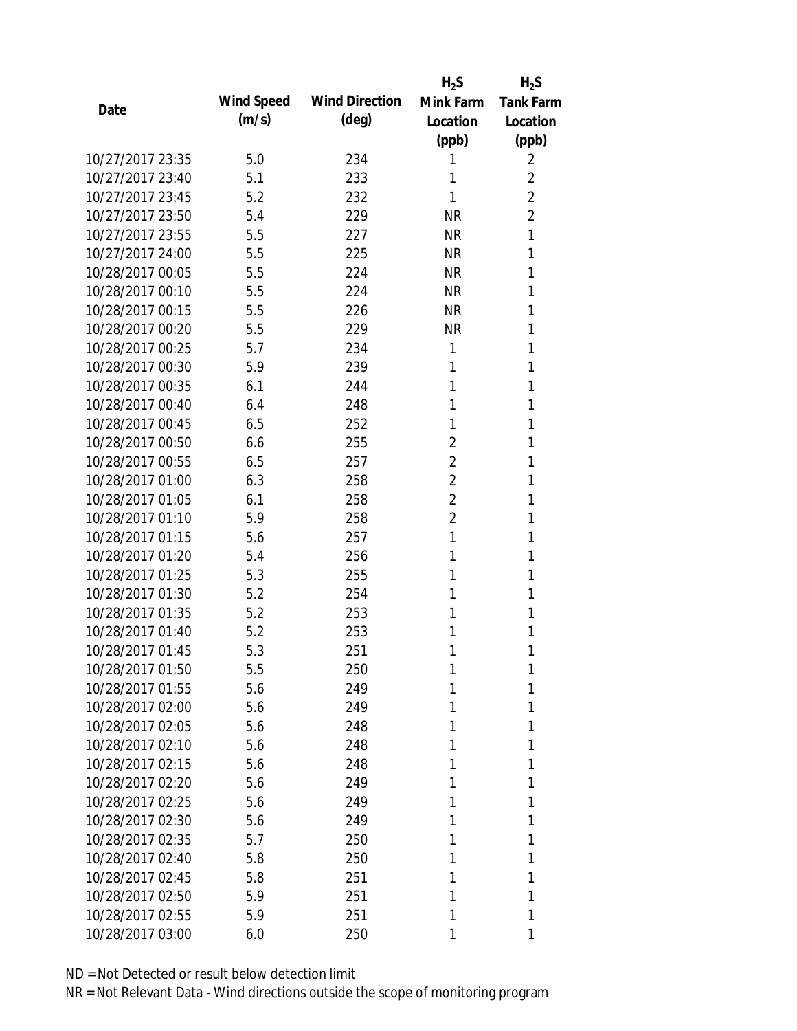| Date | Wind Speed (m/s) | Wind Direction (deg) | $H_2S$ Mink Farm Location (ppb) | $H_2S$ Tank Farm Location (ppb) |
|---|---|---|---|---|
| 10/27/2017 23:35 | 5.0 | 234 | 1 | 2 |
| 10/27/2017 23:40 | 5.1 | 233 | 1 | 2 |
| 10/27/2017 23:45 | 5.2 | 232 | 1 | 2 |
| 10/27/2017 23:50 | 5.4 | 229 | NR | 2 |
| 10/27/2017 23:55 | 5.5 | 227 | NR | 1 |
| 10/27/2017 24:00 | 5.5 | 225 | NR | 1 |
| 10/28/2017 00:05 | 5.5 | 224 | NR | 1 |
| 10/28/2017 00:10 | 5.5 | 224 | NR | 1 |
| 10/28/2017 00:15 | 5.5 | 226 | NR | 1 |
| 10/28/2017 00:20 | 5.5 | 229 | NR | 1 |
| 10/28/2017 00:25 | 5.7 | 234 | 1 | 1 |
| 10/28/2017 00:30 | 5.9 | 239 | 1 | 1 |
| 10/28/2017 00:35 | 6.1 | 244 | 1 | 1 |
| 10/28/2017 00:40 | 6.4 | 248 | 1 | 1 |
| 10/28/2017 00:45 | 6.5 | 252 | 1 | 1 |
| 10/28/2017 00:50 | 6.6 | 255 | 2 | 1 |
| 10/28/2017 00:55 | 6.5 | 257 | 2 | 1 |
| 10/28/2017 01:00 | 6.3 | 258 | 2 | 1 |
| 10/28/2017 01:05 | 6.1 | 258 | 2 | 1 |
| 10/28/2017 01:10 | 5.9 | 258 | 2 | 1 |
| 10/28/2017 01:15 | 5.6 | 257 | 1 | 1 |
| 10/28/2017 01:20 | 5.4 | 256 | 1 | 1 |
| 10/28/2017 01:25 | 5.3 | 255 | 1 | 1 |
| 10/28/2017 01:30 | 5.2 | 254 | 1 | 1 |
| 10/28/2017 01:35 | 5.2 | 253 | 1 | 1 |
| 10/28/2017 01:40 | 5.2 | 253 | 1 | 1 |
| 10/28/2017 01:45 | 5.3 | 251 | 1 | 1 |
| 10/28/2017 01:50 | 5.5 | 250 | 1 | 1 |
| 10/28/2017 01:55 | 5.6 | 249 | 1 | 1 |
| 10/28/2017 02:00 | 5.6 | 249 | 1 | 1 |
| 10/28/2017 02:05 | 5.6 | 248 | 1 | 1 |
| 10/28/2017 02:10 | 5.6 | 248 | 1 | 1 |
| 10/28/2017 02:15 | 5.6 | 248 | 1 | 1 |
| 10/28/2017 02:20 | 5.6 | 249 | 1 | 1 |
| 10/28/2017 02:25 | 5.6 | 249 | 1 | 1 |
| 10/28/2017 02:30 | 5.6 | 249 | 1 | 1 |
| 10/28/2017 02:35 | 5.7 | 250 | 1 | 1 |
| 10/28/2017 02:40 | 5.8 | 250 | 1 | 1 |
| 10/28/2017 02:45 | 5.8 | 251 | 1 | 1 |
| 10/28/2017 02:50 | 5.9 | 251 | 1 | 1 |
| 10/28/2017 02:55 | 5.9 | 251 | 1 | 1 |
| 10/28/2017 03:00 | 6.0 | 250 | 1 | 1 |

ND = Not Detected or result below detection limit

NR = Not Relevant Data - Wind directions outside the scope of monitoring program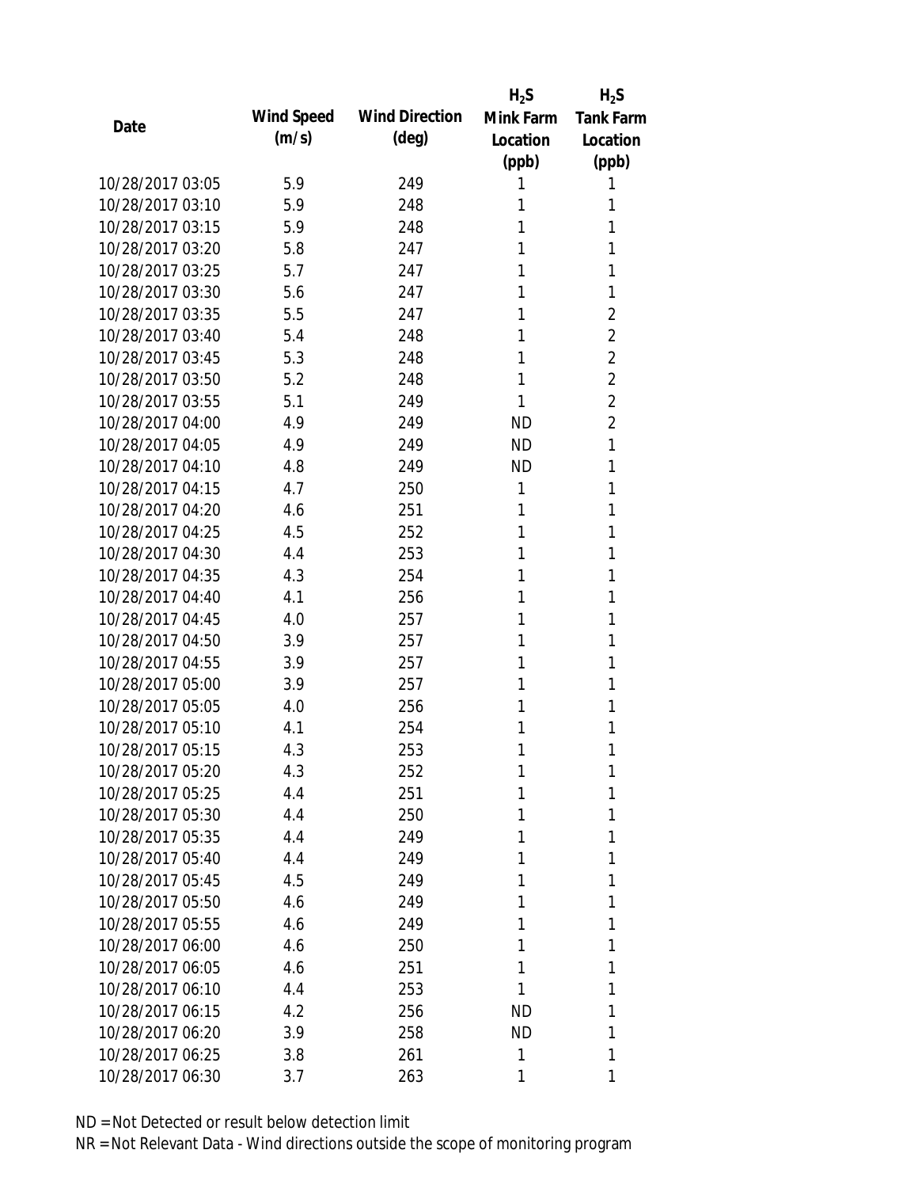| Date | Wind Speed (m/s) | Wind Direction (deg) | $H_2S$ Mink Farm Location (ppb) | $H_2S$ Tank Farm Location (ppb) |
|---|---|---|---|---|
| 10/28/2017 03:05 | 5.9 | 249 | 1 | 1 |
| 10/28/2017 03:10 | 5.9 | 248 | 1 | 1 |
| 10/28/2017 03:15 | 5.9 | 248 | 1 | 1 |
| 10/28/2017 03:20 | 5.8 | 247 | 1 | 1 |
| 10/28/2017 03:25 | 5.7 | 247 | 1 | 1 |
| 10/28/2017 03:30 | 5.6 | 247 | 1 | 1 |
| 10/28/2017 03:35 | 5.5 | 247 | 1 | 2 |
| 10/28/2017 03:40 | 5.4 | 248 | 1 | 2 |
| 10/28/2017 03:45 | 5.3 | 248 | 1 | 2 |
| 10/28/2017 03:50 | 5.2 | 248 | 1 | 2 |
| 10/28/2017 03:55 | 5.1 | 249 | 1 | 2 |
| 10/28/2017 04:00 | 4.9 | 249 | ND | 2 |
| 10/28/2017 04:05 | 4.9 | 249 | ND | 1 |
| 10/28/2017 04:10 | 4.8 | 249 | ND | 1 |
| 10/28/2017 04:15 | 4.7 | 250 | 1 | 1 |
| 10/28/2017 04:20 | 4.6 | 251 | 1 | 1 |
| 10/28/2017 04:25 | 4.5 | 252 | 1 | 1 |
| 10/28/2017 04:30 | 4.4 | 253 | 1 | 1 |
| 10/28/2017 04:35 | 4.3 | 254 | 1 | 1 |
| 10/28/2017 04:40 | 4.1 | 256 | 1 | 1 |
| 10/28/2017 04:45 | 4.0 | 257 | 1 | 1 |
| 10/28/2017 04:50 | 3.9 | 257 | 1 | 1 |
| 10/28/2017 04:55 | 3.9 | 257 | 1 | 1 |
| 10/28/2017 05:00 | 3.9 | 257 | 1 | 1 |
| 10/28/2017 05:05 | 4.0 | 256 | 1 | 1 |
| 10/28/2017 05:10 | 4.1 | 254 | 1 | 1 |
| 10/28/2017 05:15 | 4.3 | 253 | 1 | 1 |
| 10/28/2017 05:20 | 4.3 | 252 | 1 | 1 |
| 10/28/2017 05:25 | 4.4 | 251 | 1 | 1 |
| 10/28/2017 05:30 | 4.4 | 250 | 1 | 1 |
| 10/28/2017 05:35 | 4.4 | 249 | 1 | 1 |
| 10/28/2017 05:40 | 4.4 | 249 | 1 | 1 |
| 10/28/2017 05:45 | 4.5 | 249 | 1 | 1 |
| 10/28/2017 05:50 | 4.6 | 249 | 1 | 1 |
| 10/28/2017 05:55 | 4.6 | 249 | 1 | 1 |
| 10/28/2017 06:00 | 4.6 | 250 | 1 | 1 |
| 10/28/2017 06:05 | 4.6 | 251 | 1 | 1 |
| 10/28/2017 06:10 | 4.4 | 253 | 1 | 1 |
| 10/28/2017 06:15 | 4.2 | 256 | ND | 1 |
| 10/28/2017 06:20 | 3.9 | 258 | ND | 1 |
| 10/28/2017 06:25 | 3.8 | 261 | 1 | 1 |
| 10/28/2017 06:30 | 3.7 | 263 | 1 | 1 |

ND = Not Detected or result below detection limit

NR = Not Relevant Data - Wind directions outside the scope of monitoring program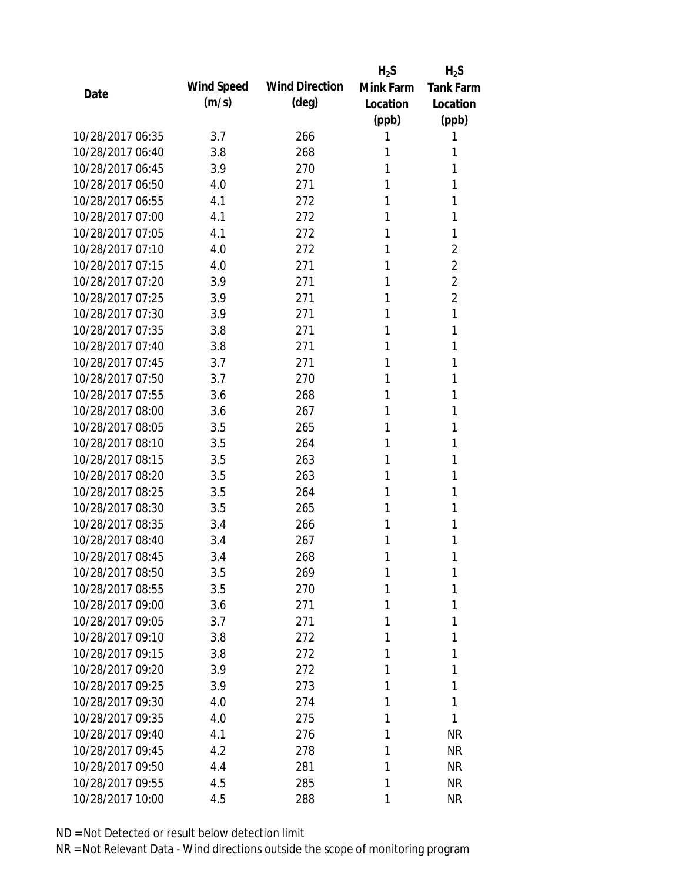| Date | Wind Speed (m/s) | Wind Direction (deg) | $H_2S$ Mink Farm Location (ppb) | $H_2S$ Tank Farm Location (ppb) |
|---|---|---|---|---|
| 10/28/2017 06:35 | 3.7 | 266 | 1 | 1 |
| 10/28/2017 06:40 | 3.8 | 268 | 1 | 1 |
| 10/28/2017 06:45 | 3.9 | 270 | 1 | 1 |
| 10/28/2017 06:50 | 4.0 | 271 | 1 | 1 |
| 10/28/2017 06:55 | 4.1 | 272 | 1 | 1 |
| 10/28/2017 07:00 | 4.1 | 272 | 1 | 1 |
| 10/28/2017 07:05 | 4.1 | 272 | 1 | 1 |
| 10/28/2017 07:10 | 4.0 | 272 | 1 | 2 |
| 10/28/2017 07:15 | 4.0 | 271 | 1 | 2 |
| 10/28/2017 07:20 | 3.9 | 271 | 1 | 2 |
| 10/28/2017 07:25 | 3.9 | 271 | 1 | 2 |
| 10/28/2017 07:30 | 3.9 | 271 | 1 | 1 |
| 10/28/2017 07:35 | 3.8 | 271 | 1 | 1 |
| 10/28/2017 07:40 | 3.8 | 271 | 1 | 1 |
| 10/28/2017 07:45 | 3.7 | 271 | 1 | 1 |
| 10/28/2017 07:50 | 3.7 | 270 | 1 | 1 |
| 10/28/2017 07:55 | 3.6 | 268 | 1 | 1 |
| 10/28/2017 08:00 | 3.6 | 267 | 1 | 1 |
| 10/28/2017 08:05 | 3.5 | 265 | 1 | 1 |
| 10/28/2017 08:10 | 3.5 | 264 | 1 | 1 |
| 10/28/2017 08:15 | 3.5 | 263 | 1 | 1 |
| 10/28/2017 08:20 | 3.5 | 263 | 1 | 1 |
| 10/28/2017 08:25 | 3.5 | 264 | 1 | 1 |
| 10/28/2017 08:30 | 3.5 | 265 | 1 | 1 |
| 10/28/2017 08:35 | 3.4 | 266 | 1 | 1 |
| 10/28/2017 08:40 | 3.4 | 267 | 1 | 1 |
| 10/28/2017 08:45 | 3.4 | 268 | 1 | 1 |
| 10/28/2017 08:50 | 3.5 | 269 | 1 | 1 |
| 10/28/2017 08:55 | 3.5 | 270 | 1 | 1 |
| 10/28/2017 09:00 | 3.6 | 271 | 1 | 1 |
| 10/28/2017 09:05 | 3.7 | 271 | 1 | 1 |
| 10/28/2017 09:10 | 3.8 | 272 | 1 | 1 |
| 10/28/2017 09:15 | 3.8 | 272 | 1 | 1 |
| 10/28/2017 09:20 | 3.9 | 272 | 1 | 1 |
| 10/28/2017 09:25 | 3.9 | 273 | 1 | 1 |
| 10/28/2017 09:30 | 4.0 | 274 | 1 | 1 |
| 10/28/2017 09:35 | 4.0 | 275 | 1 | 1 |
| 10/28/2017 09:40 | 4.1 | 276 | 1 | NR |
| 10/28/2017 09:45 | 4.2 | 278 | 1 | NR |
| 10/28/2017 09:50 | 4.4 | 281 | 1 | NR |
| 10/28/2017 09:55 | 4.5 | 285 | 1 | NR |
| 10/28/2017 10:00 | 4.5 | 288 | 1 | NR |

ND = Not Detected or result below detection limit

NR = Not Relevant Data - Wind directions outside the scope of monitoring program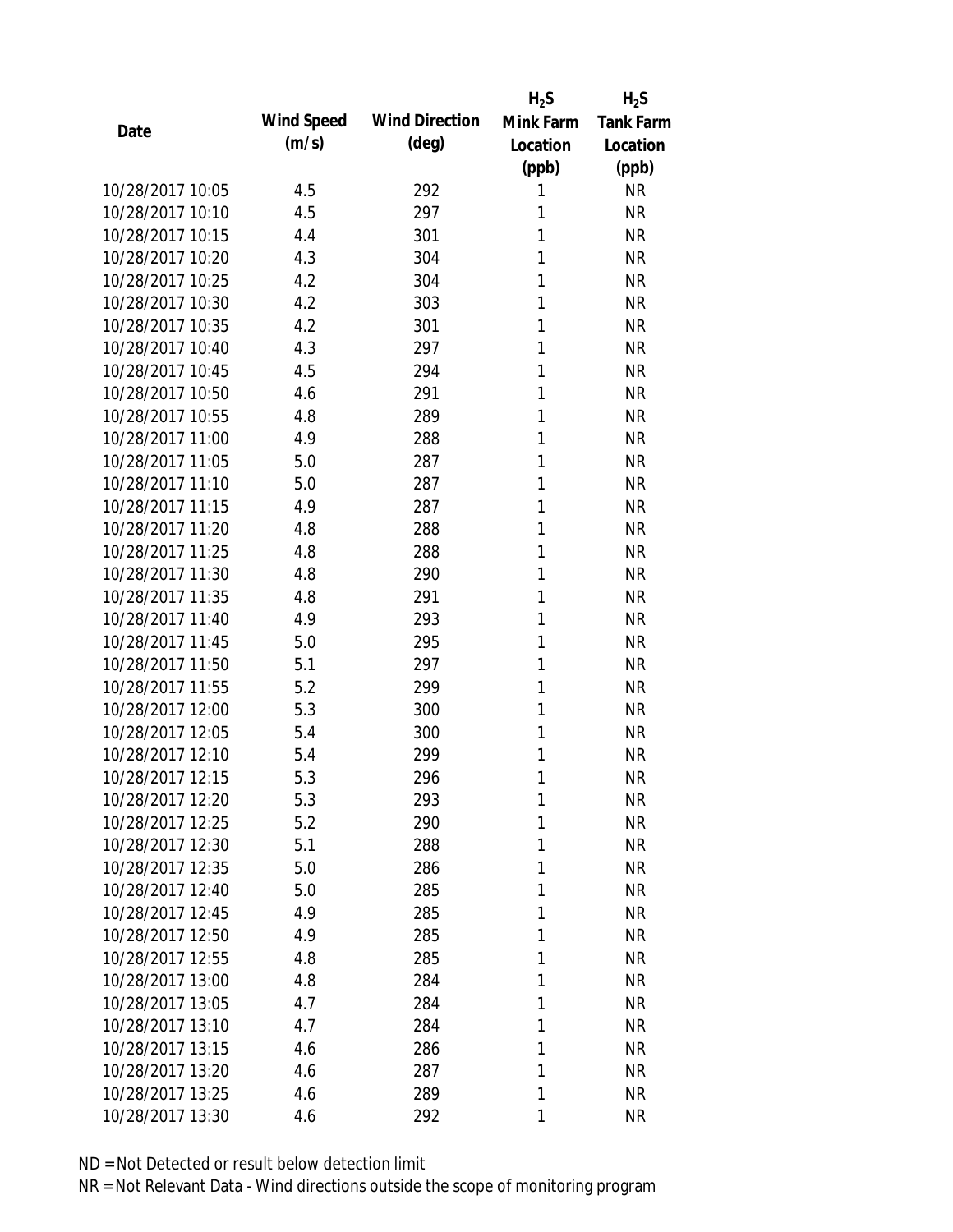| Date | Wind Speed (m/s) | Wind Direction (deg) | $H_2S$ Mink Farm Location (ppb) | $H_2S$ Tank Farm Location (ppb) |
|---|---|---|---|---|
| 10/28/2017 10:05 | 4.5 | 292 | 1 | NR |
| 10/28/2017 10:10 | 4.5 | 297 | 1 | NR |
| 10/28/2017 10:15 | 4.4 | 301 | 1 | NR |
| 10/28/2017 10:20 | 4.3 | 304 | 1 | NR |
| 10/28/2017 10:25 | 4.2 | 304 | 1 | NR |
| 10/28/2017 10:30 | 4.2 | 303 | 1 | NR |
| 10/28/2017 10:35 | 4.2 | 301 | 1 | NR |
| 10/28/2017 10:40 | 4.3 | 297 | 1 | NR |
| 10/28/2017 10:45 | 4.5 | 294 | 1 | NR |
| 10/28/2017 10:50 | 4.6 | 291 | 1 | NR |
| 10/28/2017 10:55 | 4.8 | 289 | 1 | NR |
| 10/28/2017 11:00 | 4.9 | 288 | 1 | NR |
| 10/28/2017 11:05 | 5.0 | 287 | 1 | NR |
| 10/28/2017 11:10 | 5.0 | 287 | 1 | NR |
| 10/28/2017 11:15 | 4.9 | 287 | 1 | NR |
| 10/28/2017 11:20 | 4.8 | 288 | 1 | NR |
| 10/28/2017 11:25 | 4.8 | 288 | 1 | NR |
| 10/28/2017 11:30 | 4.8 | 290 | 1 | NR |
| 10/28/2017 11:35 | 4.8 | 291 | 1 | NR |
| 10/28/2017 11:40 | 4.9 | 293 | 1 | NR |
| 10/28/2017 11:45 | 5.0 | 295 | 1 | NR |
| 10/28/2017 11:50 | 5.1 | 297 | 1 | NR |
| 10/28/2017 11:55 | 5.2 | 299 | 1 | NR |
| 10/28/2017 12:00 | 5.3 | 300 | 1 | NR |
| 10/28/2017 12:05 | 5.4 | 300 | 1 | NR |
| 10/28/2017 12:10 | 5.4 | 299 | 1 | NR |
| 10/28/2017 12:15 | 5.3 | 296 | 1 | NR |
| 10/28/2017 12:20 | 5.3 | 293 | 1 | NR |
| 10/28/2017 12:25 | 5.2 | 290 | 1 | NR |
| 10/28/2017 12:30 | 5.1 | 288 | 1 | NR |
| 10/28/2017 12:35 | 5.0 | 286 | 1 | NR |
| 10/28/2017 12:40 | 5.0 | 285 | 1 | NR |
| 10/28/2017 12:45 | 4.9 | 285 | 1 | NR |
| 10/28/2017 12:50 | 4.9 | 285 | 1 | NR |
| 10/28/2017 12:55 | 4.8 | 285 | 1 | NR |
| 10/28/2017 13:00 | 4.8 | 284 | 1 | NR |
| 10/28/2017 13:05 | 4.7 | 284 | 1 | NR |
| 10/28/2017 13:10 | 4.7 | 284 | 1 | NR |
| 10/28/2017 13:15 | 4.6 | 286 | 1 | NR |
| 10/28/2017 13:20 | 4.6 | 287 | 1 | NR |
| 10/28/2017 13:25 | 4.6 | 289 | 1 | NR |
| 10/28/2017 13:30 | 4.6 | 292 | 1 | NR |

ND = Not Detected or result below detection limit

NR = Not Relevant Data - Wind directions outside the scope of monitoring program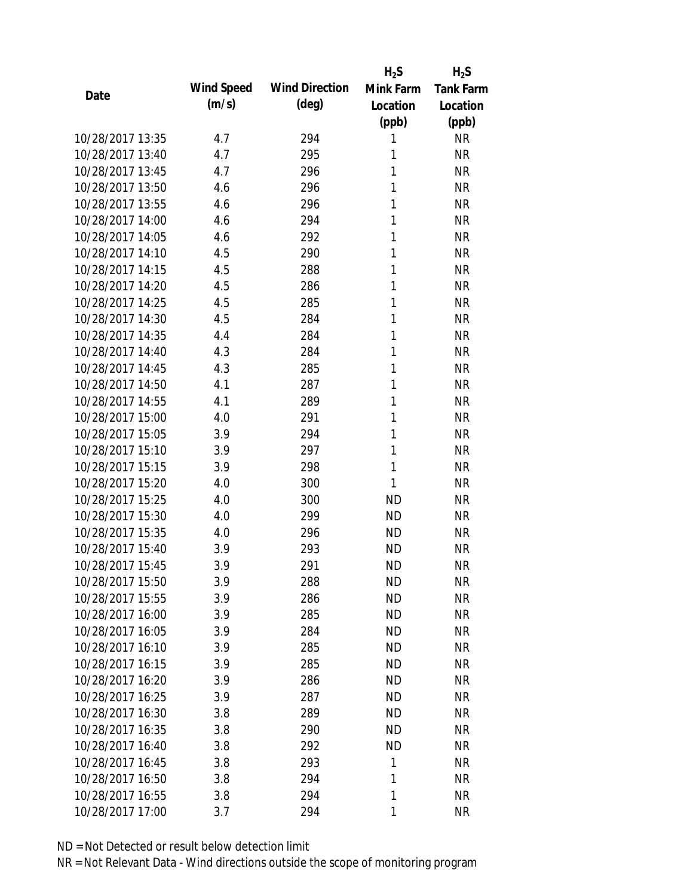| Date | Wind Speed (m/s) | Wind Direction (deg) | $H_2S$ Mink Farm Location (ppb) | $H_2S$ Tank Farm Location (ppb) |
|---|---|---|---|---|
| 10/28/2017 13:35 | 4.7 | 294 | 1 | NR |
| 10/28/2017 13:40 | 4.7 | 295 | 1 | NR |
| 10/28/2017 13:45 | 4.7 | 296 | 1 | NR |
| 10/28/2017 13:50 | 4.6 | 296 | 1 | NR |
| 10/28/2017 13:55 | 4.6 | 296 | 1 | NR |
| 10/28/2017 14:00 | 4.6 | 294 | 1 | NR |
| 10/28/2017 14:05 | 4.6 | 292 | 1 | NR |
| 10/28/2017 14:10 | 4.5 | 290 | 1 | NR |
| 10/28/2017 14:15 | 4.5 | 288 | 1 | NR |
| 10/28/2017 14:20 | 4.5 | 286 | 1 | NR |
| 10/28/2017 14:25 | 4.5 | 285 | 1 | NR |
| 10/28/2017 14:30 | 4.5 | 284 | 1 | NR |
| 10/28/2017 14:35 | 4.4 | 284 | 1 | NR |
| 10/28/2017 14:40 | 4.3 | 284 | 1 | NR |
| 10/28/2017 14:45 | 4.3 | 285 | 1 | NR |
| 10/28/2017 14:50 | 4.1 | 287 | 1 | NR |
| 10/28/2017 14:55 | 4.1 | 289 | 1 | NR |
| 10/28/2017 15:00 | 4.0 | 291 | 1 | NR |
| 10/28/2017 15:05 | 3.9 | 294 | 1 | NR |
| 10/28/2017 15:10 | 3.9 | 297 | 1 | NR |
| 10/28/2017 15:15 | 3.9 | 298 | 1 | NR |
| 10/28/2017 15:20 | 4.0 | 300 | 1 | NR |
| 10/28/2017 15:25 | 4.0 | 300 | ND | NR |
| 10/28/2017 15:30 | 4.0 | 299 | ND | NR |
| 10/28/2017 15:35 | 4.0 | 296 | ND | NR |
| 10/28/2017 15:40 | 3.9 | 293 | ND | NR |
| 10/28/2017 15:45 | 3.9 | 291 | ND | NR |
| 10/28/2017 15:50 | 3.9 | 288 | ND | NR |
| 10/28/2017 15:55 | 3.9 | 286 | ND | NR |
| 10/28/2017 16:00 | 3.9 | 285 | ND | NR |
| 10/28/2017 16:05 | 3.9 | 284 | ND | NR |
| 10/28/2017 16:10 | 3.9 | 285 | ND | NR |
| 10/28/2017 16:15 | 3.9 | 285 | ND | NR |
| 10/28/2017 16:20 | 3.9 | 286 | ND | NR |
| 10/28/2017 16:25 | 3.9 | 287 | ND | NR |
| 10/28/2017 16:30 | 3.8 | 289 | ND | NR |
| 10/28/2017 16:35 | 3.8 | 290 | ND | NR |
| 10/28/2017 16:40 | 3.8 | 292 | ND | NR |
| 10/28/2017 16:45 | 3.8 | 293 | 1 | NR |
| 10/28/2017 16:50 | 3.8 | 294 | 1 | NR |
| 10/28/2017 16:55 | 3.8 | 294 | 1 | NR |
| 10/28/2017 17:00 | 3.7 | 294 | 1 | NR |

ND = Not Detected or result below detection limit

NR = Not Relevant Data - Wind directions outside the scope of monitoring program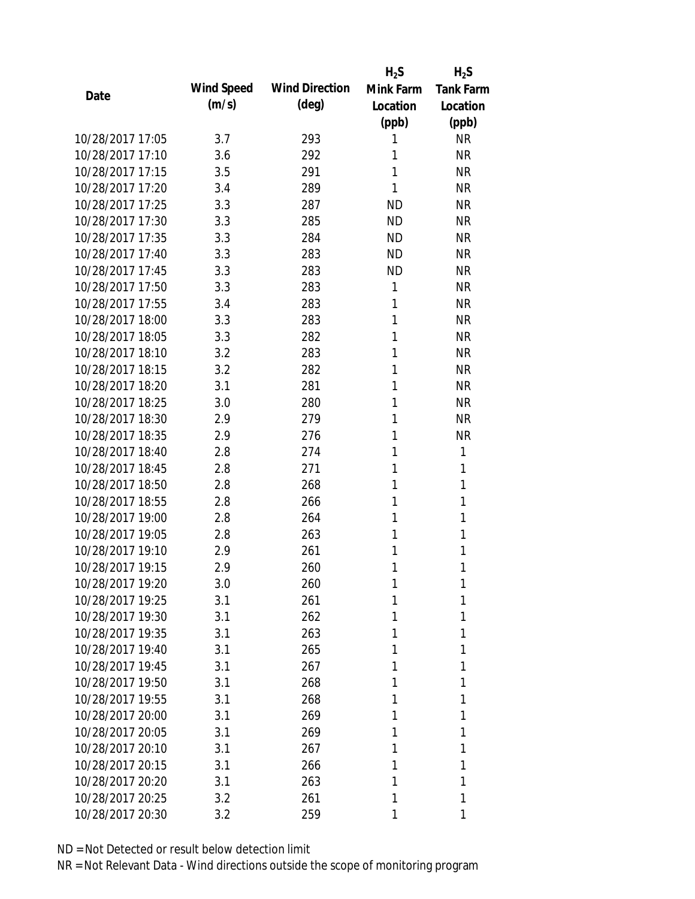| Date | Wind Speed (m/s) | Wind Direction (deg) | $H_2S$ Mink Farm Location (ppb) | $H_2S$ Tank Farm Location (ppb) |
|---|---|---|---|---|
| 10/28/2017 17:05 | 3.7 | 293 | 1 | NR |
| 10/28/2017 17:10 | 3.6 | 292 | 1 | NR |
| 10/28/2017 17:15 | 3.5 | 291 | 1 | NR |
| 10/28/2017 17:20 | 3.4 | 289 | 1 | NR |
| 10/28/2017 17:25 | 3.3 | 287 | ND | NR |
| 10/28/2017 17:30 | 3.3 | 285 | ND | NR |
| 10/28/2017 17:35 | 3.3 | 284 | ND | NR |
| 10/28/2017 17:40 | 3.3 | 283 | ND | NR |
| 10/28/2017 17:45 | 3.3 | 283 | ND | NR |
| 10/28/2017 17:50 | 3.3 | 283 | 1 | NR |
| 10/28/2017 17:55 | 3.4 | 283 | 1 | NR |
| 10/28/2017 18:00 | 3.3 | 283 | 1 | NR |
| 10/28/2017 18:05 | 3.3 | 282 | 1 | NR |
| 10/28/2017 18:10 | 3.2 | 283 | 1 | NR |
| 10/28/2017 18:15 | 3.2 | 282 | 1 | NR |
| 10/28/2017 18:20 | 3.1 | 281 | 1 | NR |
| 10/28/2017 18:25 | 3.0 | 280 | 1 | NR |
| 10/28/2017 18:30 | 2.9 | 279 | 1 | NR |
| 10/28/2017 18:35 | 2.9 | 276 | 1 | NR |
| 10/28/2017 18:40 | 2.8 | 274 | 1 | 1 |
| 10/28/2017 18:45 | 2.8 | 271 | 1 | 1 |
| 10/28/2017 18:50 | 2.8 | 268 | 1 | 1 |
| 10/28/2017 18:55 | 2.8 | 266 | 1 | 1 |
| 10/28/2017 19:00 | 2.8 | 264 | 1 | 1 |
| 10/28/2017 19:05 | 2.8 | 263 | 1 | 1 |
| 10/28/2017 19:10 | 2.9 | 261 | 1 | 1 |
| 10/28/2017 19:15 | 2.9 | 260 | 1 | 1 |
| 10/28/2017 19:20 | 3.0 | 260 | 1 | 1 |
| 10/28/2017 19:25 | 3.1 | 261 | 1 | 1 |
| 10/28/2017 19:30 | 3.1 | 262 | 1 | 1 |
| 10/28/2017 19:35 | 3.1 | 263 | 1 | 1 |
| 10/28/2017 19:40 | 3.1 | 265 | 1 | 1 |
| 10/28/2017 19:45 | 3.1 | 267 | 1 | 1 |
| 10/28/2017 19:50 | 3.1 | 268 | 1 | 1 |
| 10/28/2017 19:55 | 3.1 | 268 | 1 | 1 |
| 10/28/2017 20:00 | 3.1 | 269 | 1 | 1 |
| 10/28/2017 20:05 | 3.1 | 269 | 1 | 1 |
| 10/28/2017 20:10 | 3.1 | 267 | 1 | 1 |
| 10/28/2017 20:15 | 3.1 | 266 | 1 | 1 |
| 10/28/2017 20:20 | 3.1 | 263 | 1 | 1 |
| 10/28/2017 20:25 | 3.2 | 261 | 1 | 1 |
| 10/28/2017 20:30 | 3.2 | 259 | 1 | 1 |

ND = Not Detected or result below detection limit

NR = Not Relevant Data - Wind directions outside the scope of monitoring program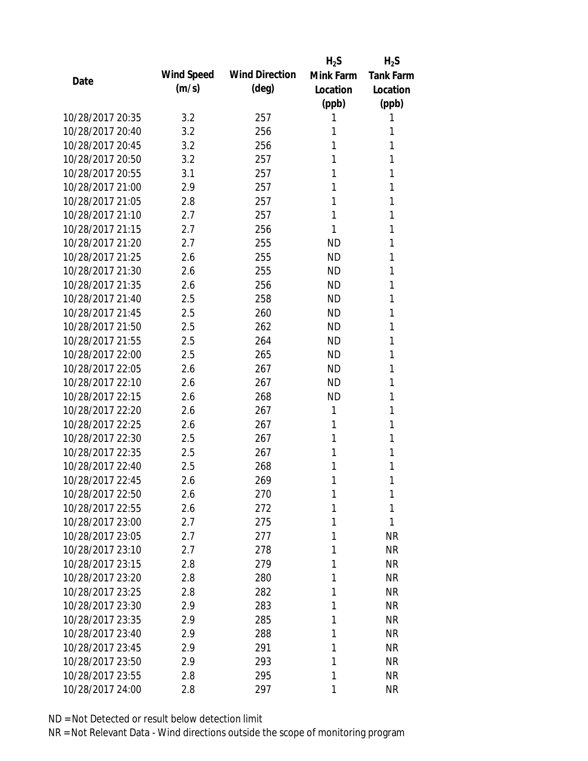| Date | Wind Speed (m/s) | Wind Direction (deg) | $H_2S$ Mink Farm Location (ppb) | $H_2S$ Tank Farm Location (ppb) |
|---|---|---|---|---|
| 10/28/2017 20:35 | 3.2 | 257 | 1 | 1 |
| 10/28/2017 20:40 | 3.2 | 256 | 1 | 1 |
| 10/28/2017 20:45 | 3.2 | 256 | 1 | 1 |
| 10/28/2017 20:50 | 3.2 | 257 | 1 | 1 |
| 10/28/2017 20:55 | 3.1 | 257 | 1 | 1 |
| 10/28/2017 21:00 | 2.9 | 257 | 1 | 1 |
| 10/28/2017 21:05 | 2.8 | 257 | 1 | 1 |
| 10/28/2017 21:10 | 2.7 | 257 | 1 | 1 |
| 10/28/2017 21:15 | 2.7 | 256 | 1 | 1 |
| 10/28/2017 21:20 | 2.7 | 255 | ND | 1 |
| 10/28/2017 21:25 | 2.6 | 255 | ND | 1 |
| 10/28/2017 21:30 | 2.6 | 255 | ND | 1 |
| 10/28/2017 21:35 | 2.6 | 256 | ND | 1 |
| 10/28/2017 21:40 | 2.5 | 258 | ND | 1 |
| 10/28/2017 21:45 | 2.5 | 260 | ND | 1 |
| 10/28/2017 21:50 | 2.5 | 262 | ND | 1 |
| 10/28/2017 21:55 | 2.5 | 264 | ND | 1 |
| 10/28/2017 22:00 | 2.5 | 265 | ND | 1 |
| 10/28/2017 22:05 | 2.6 | 267 | ND | 1 |
| 10/28/2017 22:10 | 2.6 | 267 | ND | 1 |
| 10/28/2017 22:15 | 2.6 | 268 | ND | 1 |
| 10/28/2017 22:20 | 2.6 | 267 | 1 | 1 |
| 10/28/2017 22:25 | 2.6 | 267 | 1 | 1 |
| 10/28/2017 22:30 | 2.5 | 267 | 1 | 1 |
| 10/28/2017 22:35 | 2.5 | 267 | 1 | 1 |
| 10/28/2017 22:40 | 2.5 | 268 | 1 | 1 |
| 10/28/2017 22:45 | 2.6 | 269 | 1 | 1 |
| 10/28/2017 22:50 | 2.6 | 270 | 1 | 1 |
| 10/28/2017 22:55 | 2.6 | 272 | 1 | 1 |
| 10/28/2017 23:00 | 2.7 | 275 | 1 | 1 |
| 10/28/2017 23:05 | 2.7 | 277 | 1 | NR |
| 10/28/2017 23:10 | 2.7 | 278 | 1 | NR |
| 10/28/2017 23:15 | 2.8 | 279 | 1 | NR |
| 10/28/2017 23:20 | 2.8 | 280 | 1 | NR |
| 10/28/2017 23:25 | 2.8 | 282 | 1 | NR |
| 10/28/2017 23:30 | 2.9 | 283 | 1 | NR |
| 10/28/2017 23:35 | 2.9 | 285 | 1 | NR |
| 10/28/2017 23:40 | 2.9 | 288 | 1 | NR |
| 10/28/2017 23:45 | 2.9 | 291 | 1 | NR |
| 10/28/2017 23:50 | 2.9 | 293 | 1 | NR |
| 10/28/2017 23:55 | 2.8 | 295 | 1 | NR |
| 10/28/2017 24:00 | 2.8 | 297 | 1 | NR |

ND = Not Detected or result below detection limit

NR = Not Relevant Data - Wind directions outside the scope of monitoring program